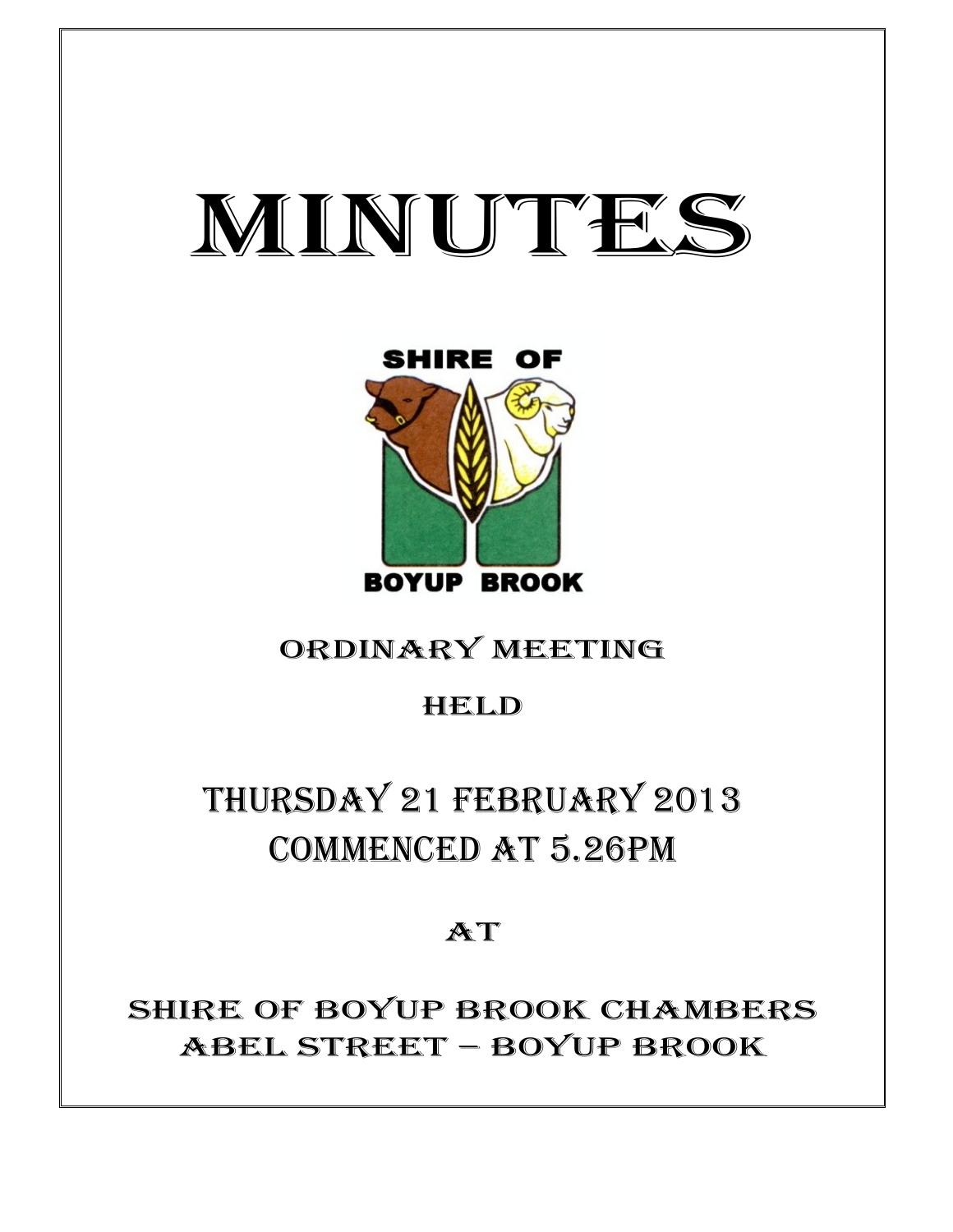# MINUTES

SHIRE OF

BOYUP BROOK

ORDINARY MEETING

HELD

## THURSDAY 21 FEBRUARY 2013
## COMMENCED AT 5.26PM

AT

SHIRE OF BOYUP BROOK CHAMBERS
ABEL STREET – BOYUP BROOK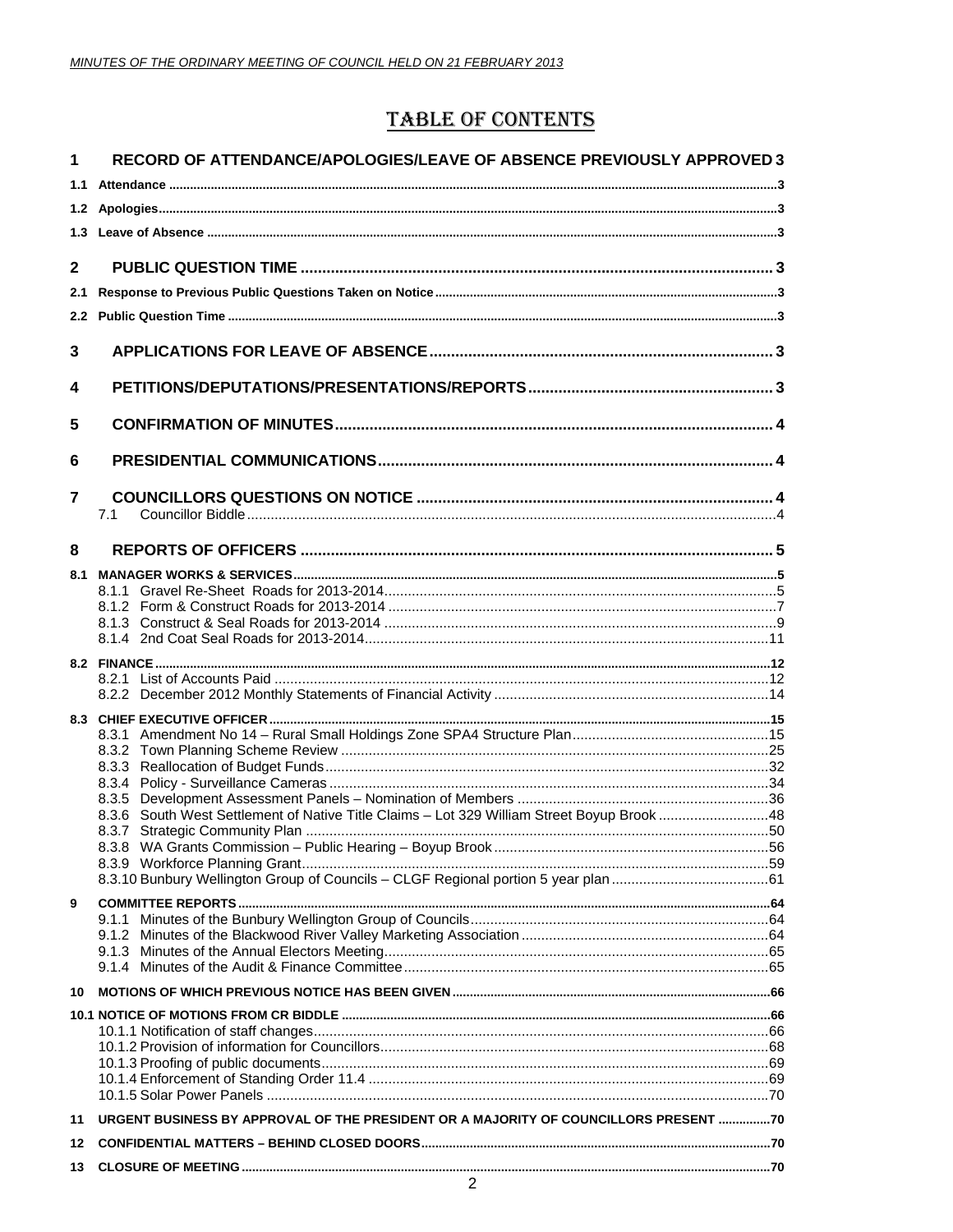# TABLE OF CONTENTS

**1 RECORD OF ATTENDANCE/APOLOGIES/LEAVE OF ABSENCE PREVIOUSLY APPROVED 3**

**1.1 Attendance 3**

**1.2 Apologies 3**

**1.3 Leave of Absence 3**

**2 PUBLIC QUESTION TIME 3**

**2.1 Response to Previous Public Questions Taken on Notice 3**

**2.2 Public Question Time 3**

**3 APPLICATIONS FOR LEAVE OF ABSENCE 3**

**4 PETITIONS/DEPUTATIONS/PRESENTATIONS/REPORTS 3**

**5 CONFIRMATION OF MINUTES 4**

**6 PRESIDENTIAL COMMUNICATIONS 4**

**7 COUNCILLORS QUESTIONS ON NOTICE 4**

7.1 Councillor Biddle 4

**8 REPORTS OF OFFICERS 5**

**8.1 MANAGER WORKS & SERVICES 5**

8.1.1 Gravel Re-Sheet Roads for 2013-2014 5
8.1.2 Form & Construct Roads for 2013-2014 7
8.1.3 Construct & Seal Roads for 2013-2014 9
8.1.4 2nd Coat Seal Roads for 2013-2014 11

**8.2 FINANCE 12**

8.2.1 List of Accounts Paid 12
8.2.2 December 2012 Monthly Statements of Financial Activity 14

**8.3 CHIEF EXECUTIVE OFFICER 15**

8.3.1 Amendment No 14 – Rural Small Holdings Zone SPA4 Structure Plan 15
8.3.2 Town Planning Scheme Review 25
8.3.3 Reallocation of Budget Funds 32
8.3.4 Policy - Surveillance Cameras 34
8.3.5 Development Assessment Panels – Nomination of Members 36
8.3.6 South West Settlement of Native Title Claims – Lot 329 William Street Boyup Brook 48
8.3.7 Strategic Community Plan 50
8.3.8 WA Grants Commission – Public Hearing – Boyup Brook 56
8.3.9 Workforce Planning Grant 59
8.3.10 Bunbury Wellington Group of Councils – CLGF Regional portion 5 year plan 61

**9 COMMITTEE REPORTS 64**

9.1.1 Minutes of the Bunbury Wellington Group of Councils 64
9.1.2 Minutes of the Blackwood River Valley Marketing Association 64
9.1.3 Minutes of the Annual Electors Meeting 65
9.1.4 Minutes of the Audit & Finance Committee 65

**10 MOTIONS OF WHICH PREVIOUS NOTICE HAS BEEN GIVEN 66**

**10.1 NOTICE OF MOTIONS FROM CR BIDDLE 66**

10.1.1 Notification of staff changes 66
10.1.2 Provision of information for Councillors 68
10.1.3 Proofing of public documents 69
10.1.4 Enforcement of Standing Order 11.4 69
10.1.5 Solar Power Panels 70

**11 URGENT BUSINESS BY APPROVAL OF THE PRESIDENT OR A MAJORITY OF COUNCILLORS PRESENT 70**

**12 CONFIDENTIAL MATTERS – BEHIND CLOSED DOORS 70**

**13 CLOSURE OF MEETING 70**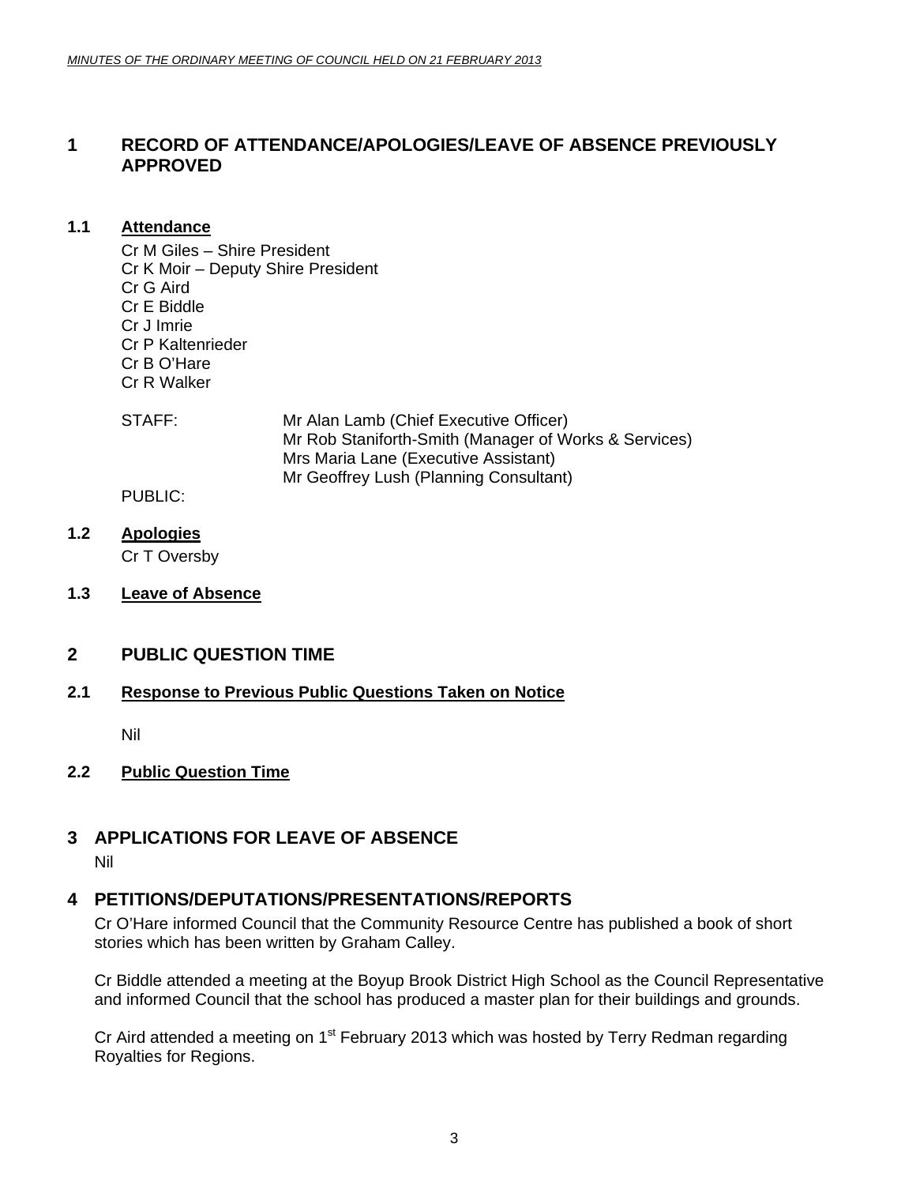## 1 RECORD OF ATTENDANCE/APOLOGIES/LEAVE OF ABSENCE PREVIOUSLY APPROVED

### 1.1 Attendance

Cr M Giles – Shire President
Cr K Moir – Deputy Shire President
Cr G Aird
Cr E Biddle
Cr J Imrie
Cr P Kaltenrieder
Cr B O'Hare
Cr R Walker

STAFF: Mr Alan Lamb (Chief Executive Officer)
Mr Rob Staniforth-Smith (Manager of Works & Services)
Mrs Maria Lane (Executive Assistant)
Mr Geoffrey Lush (Planning Consultant)

PUBLIC:

### 1.2 Apologies

Cr T Oversby

### 1.3 Leave of Absence

## 2 PUBLIC QUESTION TIME

### 2.1 Response to Previous Public Questions Taken on Notice

Nil

### 2.2 Public Question Time

## 3 APPLICATIONS FOR LEAVE OF ABSENCE

Nil

## 4 PETITIONS/DEPUTATIONS/PRESENTATIONS/REPORTS

Cr O'Hare informed Council that the Community Resource Centre has published a book of short stories which has been written by Graham Calley.

Cr Biddle attended a meeting at the Boyup Brook District High School as the Council Representative and informed Council that the school has produced a master plan for their buildings and grounds.

Cr Aird attended a meeting on 1st February 2013 which was hosted by Terry Redman regarding Royalties for Regions.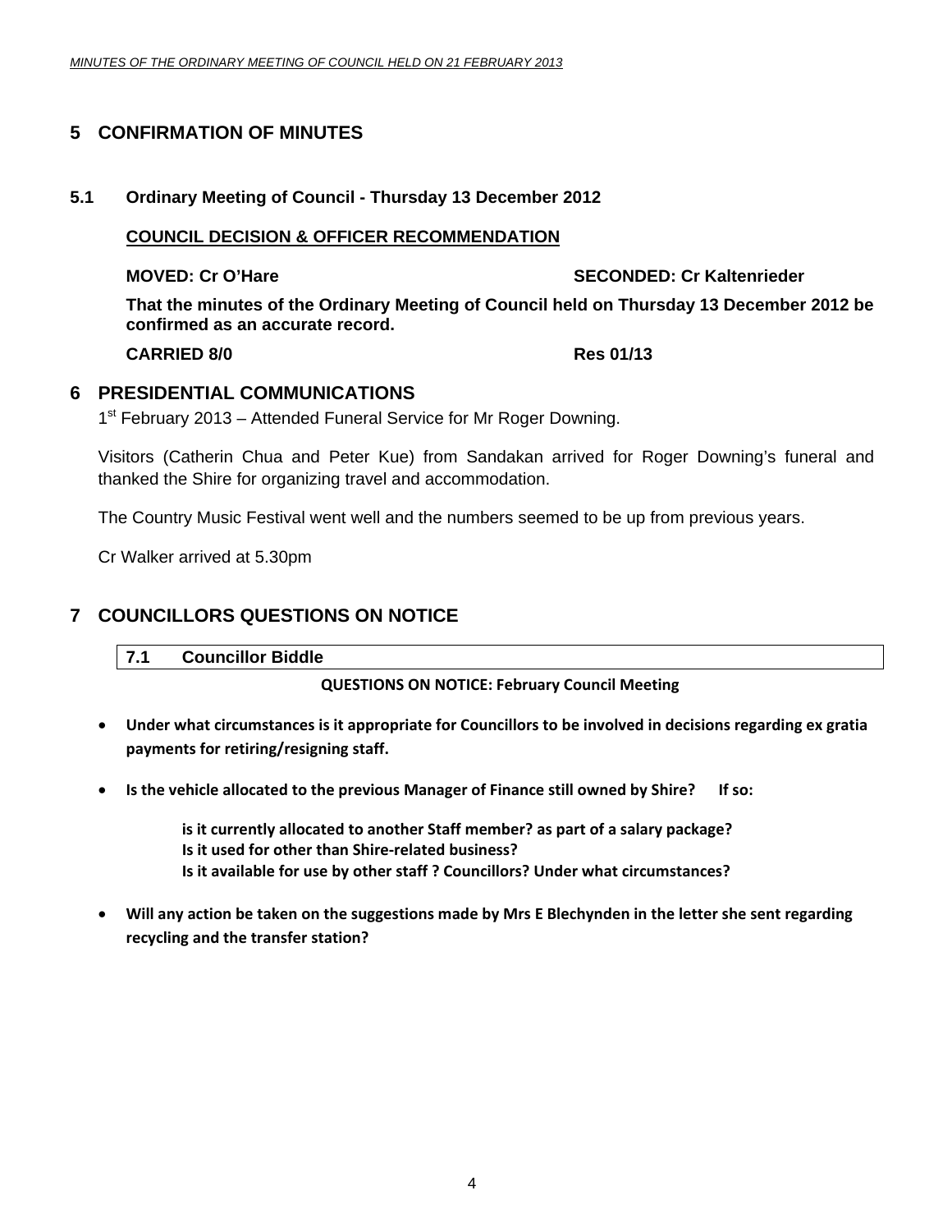# 5 CONFIRMATION OF MINUTES

## 5.1 Ordinary Meeting of Council - Thursday 13 December 2012

**COUNCIL DECISION & OFFICER RECOMMENDATION**

**MOVED: Cr O'Hare** **SECONDED: Cr Kaltenrieder**

**That the minutes of the Ordinary Meeting of Council held on Thursday 13 December 2012 be confirmed as an accurate record.**

**CARRIED 8/0** **Res 01/13**

# 6 PRESIDENTIAL COMMUNICATIONS

1st February 2013 – Attended Funeral Service for Mr Roger Downing.

Visitors (Catherin Chua and Peter Kue) from Sandakan arrived for Roger Downing's funeral and thanked the Shire for organizing travel and accommodation.

The Country Music Festival went well and the numbers seemed to be up from previous years.

Cr Walker arrived at 5.30pm

# 7 COUNCILLORS QUESTIONS ON NOTICE

## 7.1 Councillor Biddle

**QUESTIONS ON NOTICE: February Council Meeting**

- **Under what circumstances is it appropriate for Councillors to be involved in decisions regarding ex gratia payments for retiring/resigning staff.**

- **Is the vehicle allocated to the previous Manager of Finance still owned by Shire? If so:**

  **is it currently allocated to another Staff member? as part of a salary package?**
  **Is it used for other than Shire-related business?**
  **Is it available for use by other staff ? Councillors? Under what circumstances?**

- **Will any action be taken on the suggestions made by Mrs E Blechynden in the letter she sent regarding recycling and the transfer station?**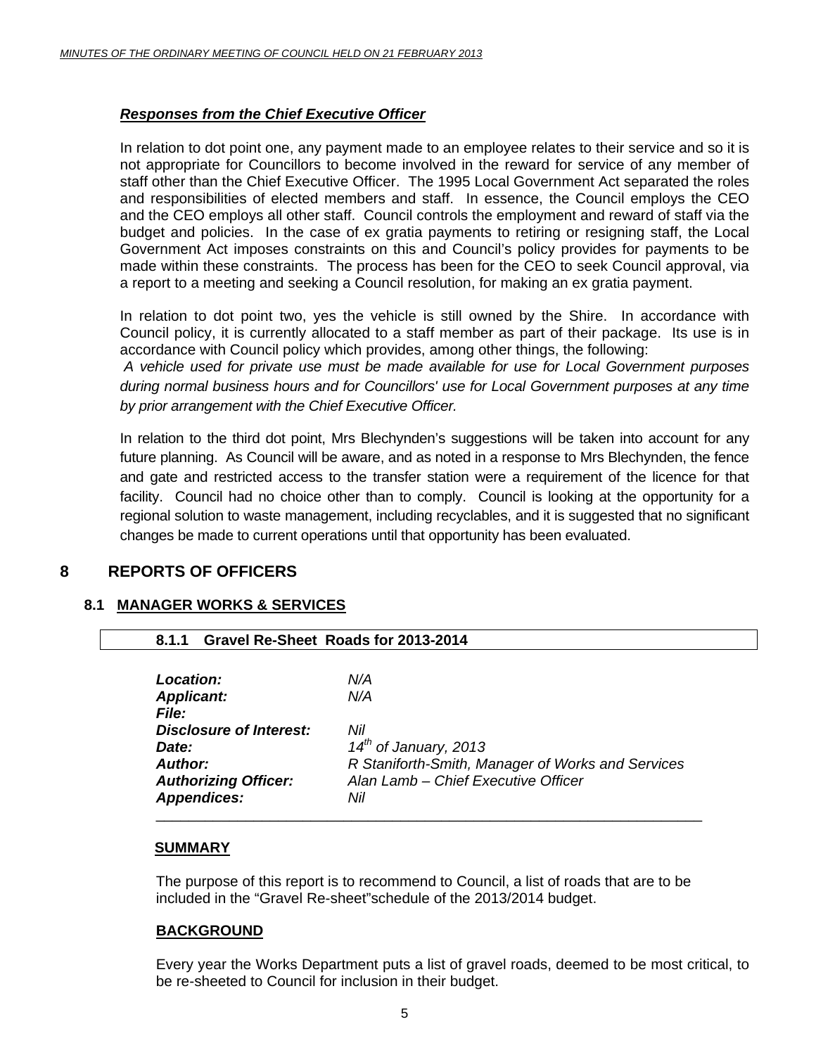***Responses from the Chief Executive Officer***

In relation to dot point one, any payment made to an employee relates to their service and so it is not appropriate for Councillors to become involved in the reward for service of any member of staff other than the Chief Executive Officer. The 1995 Local Government Act separated the roles and responsibilities of elected members and staff. In essence, the Council employs the CEO and the CEO employs all other staff. Council controls the employment and reward of staff via the budget and policies. In the case of ex gratia payments to retiring or resigning staff, the Local Government Act imposes constraints on this and Council's policy provides for payments to be made within these constraints. The process has been for the CEO to seek Council approval, via a report to a meeting and seeking a Council resolution, for making an ex gratia payment.

In relation to dot point two, yes the vehicle is still owned by the Shire. In accordance with Council policy, it is currently allocated to a staff member as part of their package. Its use is in accordance with Council policy which provides, among other things, the following:

*A vehicle used for private use must be made available for use for Local Government purposes during normal business hours and for Councillors' use for Local Government purposes at any time by prior arrangement with the Chief Executive Officer.*

In relation to the third dot point, Mrs Blechynden's suggestions will be taken into account for any future planning. As Council will be aware, and as noted in a response to Mrs Blechynden, the fence and gate and restricted access to the transfer station were a requirement of the licence for that facility. Council had no choice other than to comply. Council is looking at the opportunity for a regional solution to waste management, including recyclables, and it is suggested that no significant changes be made to current operations until that opportunity has been evaluated.

# 8 REPORTS OF OFFICERS

## 8.1 MANAGER WORKS & SERVICES

### 8.1.1 Gravel Re-Sheet Roads for 2013-2014

| | |
|---|---|
| ***Location:*** | *N/A* |
| ***Applicant:*** | *N/A* |
| ***File:*** | |
| ***Disclosure of Interest:*** | *Nil* |
| ***Date:*** | *14th of January, 2013* |
| ***Author:*** | *R Staniforth-Smith, Manager of Works and Services* |
| ***Authorizing Officer:*** | *Alan Lamb – Chief Executive Officer* |
| ***Appendices:*** | *Nil* |

**SUMMARY**

The purpose of this report is to recommend to Council, a list of roads that are to be included in the "Gravel Re-sheet"schedule of the 2013/2014 budget.

**BACKGROUND**

Every year the Works Department puts a list of gravel roads, deemed to be most critical, to be re-sheeted to Council for inclusion in their budget.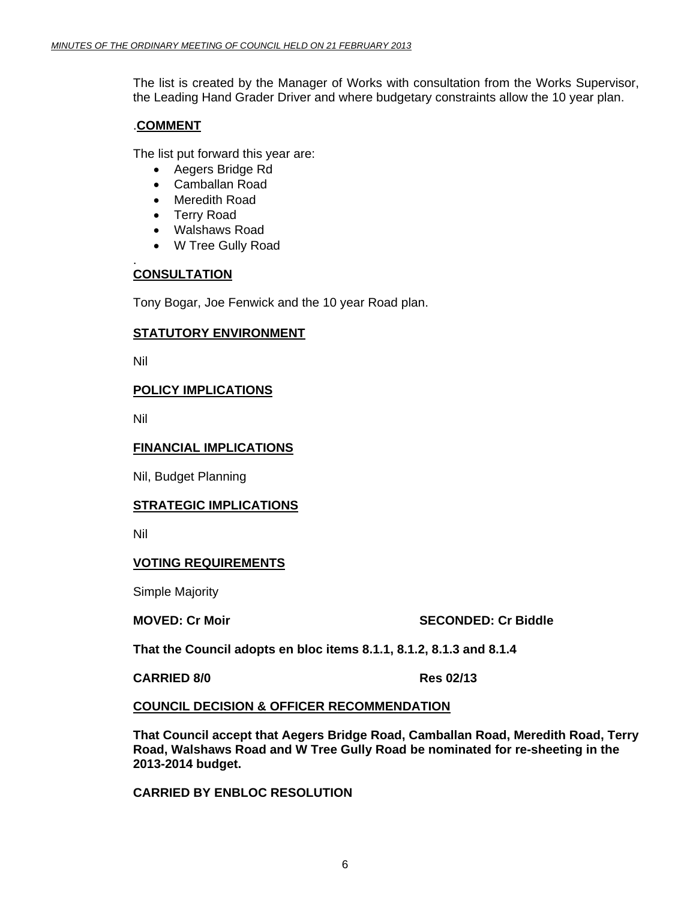The list is created by the Manager of Works with consultation from the Works Supervisor, the Leading Hand Grader Driver and where budgetary constraints allow the 10 year plan.

.**COMMENT**

The list put forward this year are:

- Aegers Bridge Rd
- Camballan Road
- Meredith Road
- Terry Road
- Walshaws Road
- W Tree Gully Road

.

**CONSULTATION**

Tony Bogar, Joe Fenwick and the 10 year Road plan.

**STATUTORY ENVIRONMENT**

Nil

**POLICY IMPLICATIONS**

Nil

**FINANCIAL IMPLICATIONS**

Nil, Budget Planning

**STRATEGIC IMPLICATIONS**

Nil

**VOTING REQUIREMENTS**

Simple Majority

**MOVED: Cr Moir** **SECONDED: Cr Biddle**

**That the Council adopts en bloc items 8.1.1, 8.1.2, 8.1.3 and 8.1.4**

**CARRIED 8/0** **Res 02/13**

**COUNCIL DECISION & OFFICER RECOMMENDATION**

**That Council accept that Aegers Bridge Road, Camballan Road, Meredith Road, Terry Road, Walshaws Road and W Tree Gully Road be nominated for re-sheeting in the 2013-2014 budget.**

**CARRIED BY ENBLOC RESOLUTION**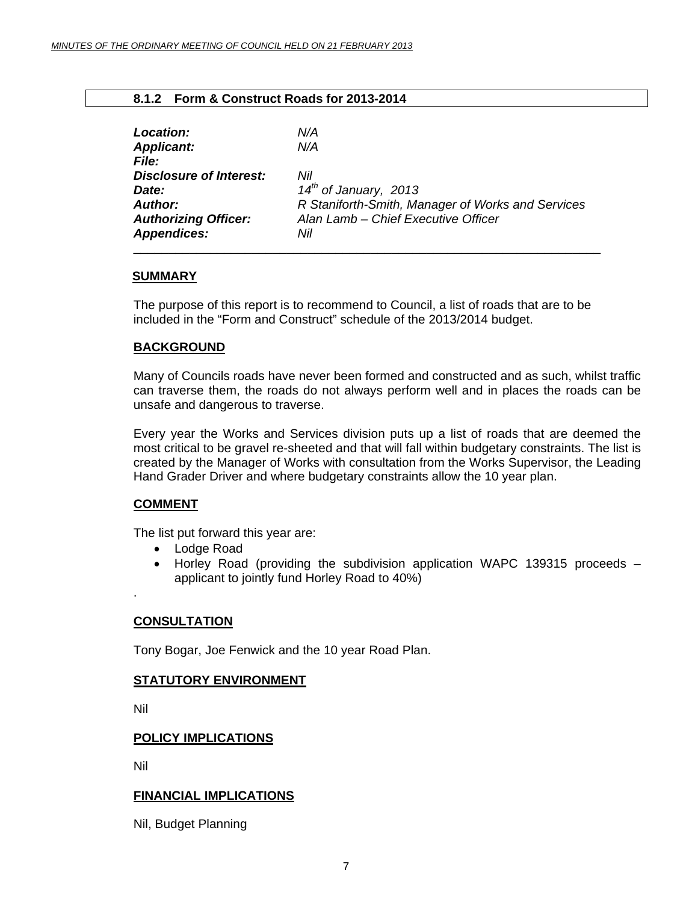### 8.1.2 Form & Construct Roads for 2013-2014

| | |
|---|---|
| ***Location:*** | *N/A* |
| ***Applicant:*** | *N/A* |
| ***File:*** | |
| ***Disclosure of Interest:*** | *Nil* |
| ***Date:*** | *14th of January, 2013* |
| ***Author:*** | *R Staniforth-Smith, Manager of Works and Services* |
| ***Authorizing Officer:*** | *Alan Lamb – Chief Executive Officer* |
| ***Appendices:*** | *Nil* |

---

**SUMMARY**

The purpose of this report is to recommend to Council, a list of roads that are to be included in the "Form and Construct" schedule of the 2013/2014 budget.

**BACKGROUND**

Many of Councils roads have never been formed and constructed and as such, whilst traffic can traverse them, the roads do not always perform well and in places the roads can be unsafe and dangerous to traverse.

Every year the Works and Services division puts up a list of roads that are deemed the most critical to be gravel re-sheeted and that will fall within budgetary constraints. The list is created by the Manager of Works with consultation from the Works Supervisor, the Leading Hand Grader Driver and where budgetary constraints allow the 10 year plan.

**COMMENT**

The list put forward this year are:

- Lodge Road
- Horley Road (providing the subdivision application WAPC 139315 proceeds – applicant to jointly fund Horley Road to 40%)

.

**CONSULTATION**

Tony Bogar, Joe Fenwick and the 10 year Road Plan.

**STATUTORY ENVIRONMENT**

Nil

**POLICY IMPLICATIONS**

Nil

**FINANCIAL IMPLICATIONS**

Nil, Budget Planning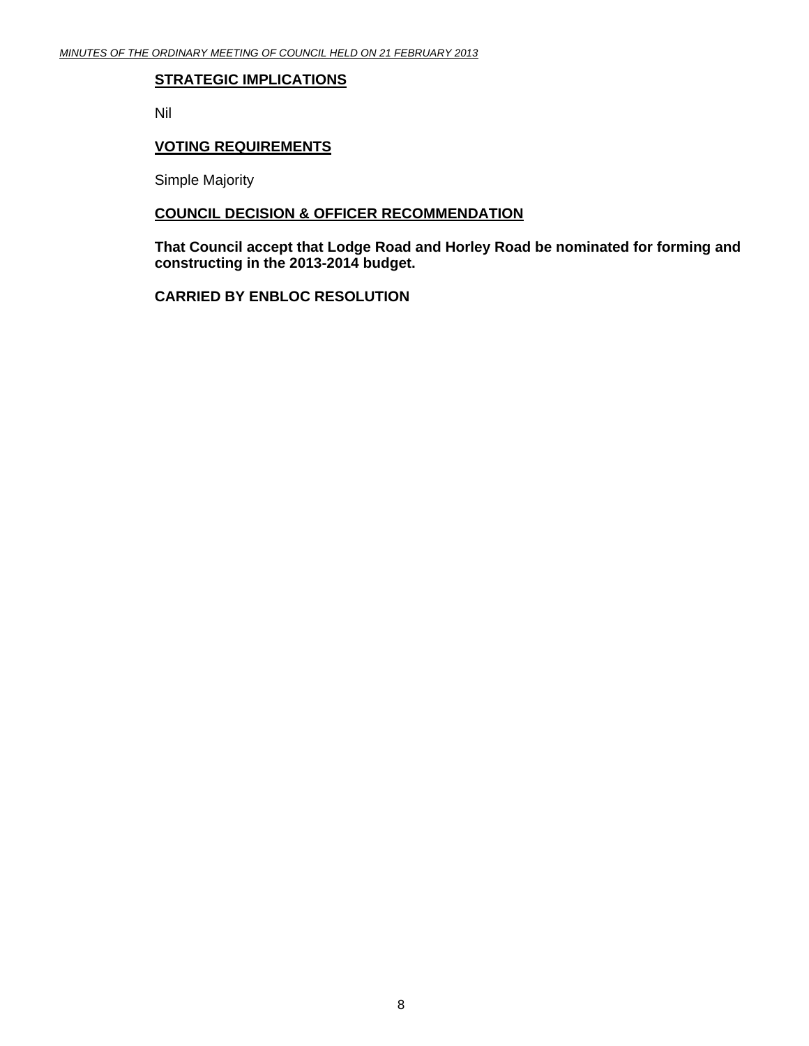**<u>STRATEGIC IMPLICATIONS</u>**

Nil

**<u>VOTING REQUIREMENTS</u>**

Simple Majority

**<u>COUNCIL DECISION & OFFICER RECOMMENDATION</u>**

**That Council accept that Lodge Road and Horley Road be nominated for forming and constructing in the 2013-2014 budget.**

**CARRIED BY ENBLOC RESOLUTION**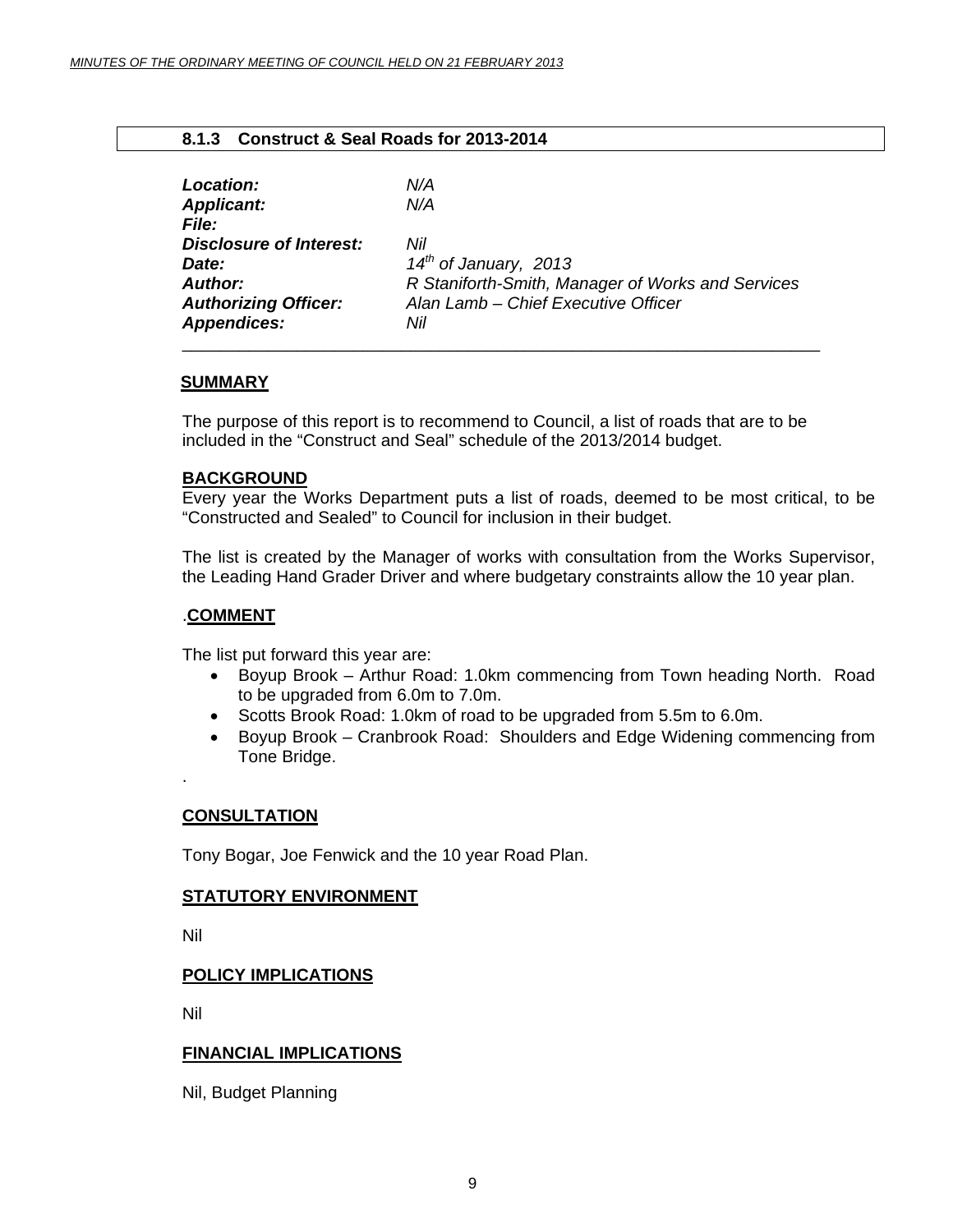### 8.1.3 Construct & Seal Roads for 2013-2014

| | |
|---|---|
| ***Location:*** | *N/A* |
| ***Applicant:*** | *N/A* |
| ***File:*** | |
| ***Disclosure of Interest:*** | *Nil* |
| ***Date:*** | *14th of January, 2013* |
| ***Author:*** | *R Staniforth-Smith, Manager of Works and Services* |
| ***Authorizing Officer:*** | *Alan Lamb – Chief Executive Officer* |
| ***Appendices:*** | *Nil* |

**SUMMARY**

The purpose of this report is to recommend to Council, a list of roads that are to be included in the "Construct and Seal" schedule of the 2013/2014 budget.

**BACKGROUND**

Every year the Works Department puts a list of roads, deemed to be most critical, to be "Constructed and Sealed" to Council for inclusion in their budget.

The list is created by the Manager of works with consultation from the Works Supervisor, the Leading Hand Grader Driver and where budgetary constraints allow the 10 year plan.

.**COMMENT**

The list put forward this year are:

- Boyup Brook – Arthur Road: 1.0km commencing from Town heading North. Road to be upgraded from 6.0m to 7.0m.
- Scotts Brook Road: 1.0km of road to be upgraded from 5.5m to 6.0m.
- Boyup Brook – Cranbrook Road: Shoulders and Edge Widening commencing from Tone Bridge.

.

**CONSULTATION**

Tony Bogar, Joe Fenwick and the 10 year Road Plan.

**STATUTORY ENVIRONMENT**

Nil

**POLICY IMPLICATIONS**

Nil

**FINANCIAL IMPLICATIONS**

Nil, Budget Planning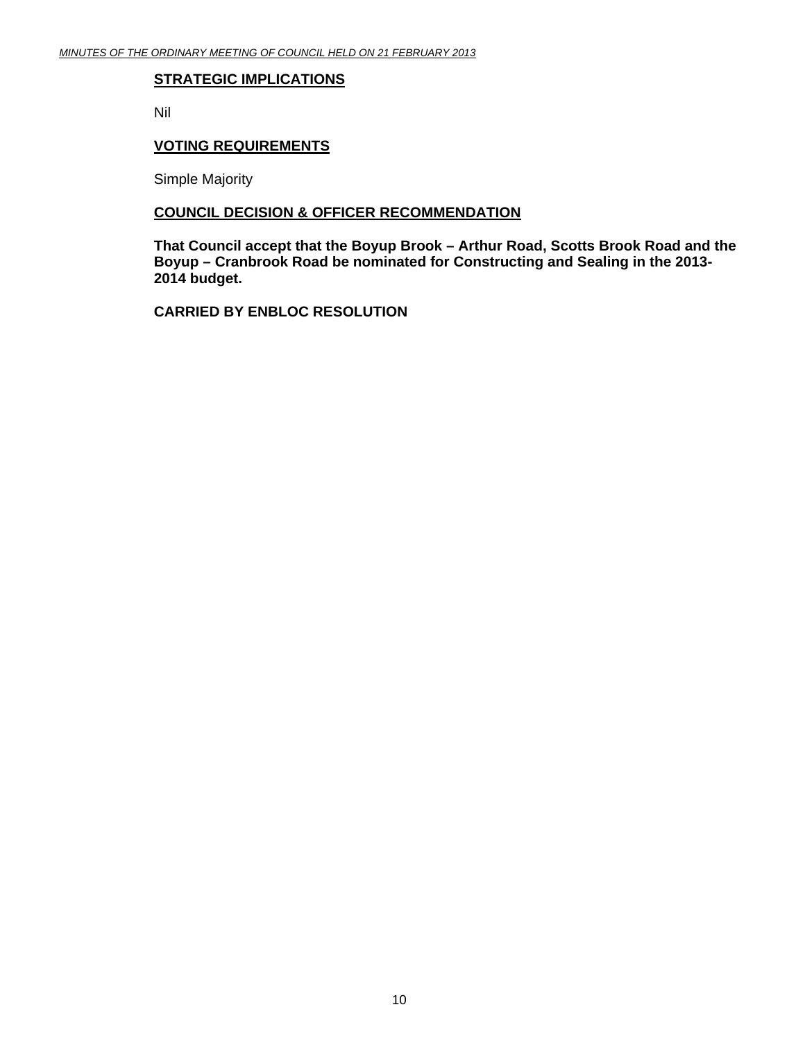**STRATEGIC IMPLICATIONS**

Nil

**VOTING REQUIREMENTS**

Simple Majority

**COUNCIL DECISION & OFFICER RECOMMENDATION**

**That Council accept that the Boyup Brook – Arthur Road, Scotts Brook Road and the Boyup – Cranbrook Road be nominated for Constructing and Sealing in the 2013-2014 budget.**

**CARRIED BY ENBLOC RESOLUTION**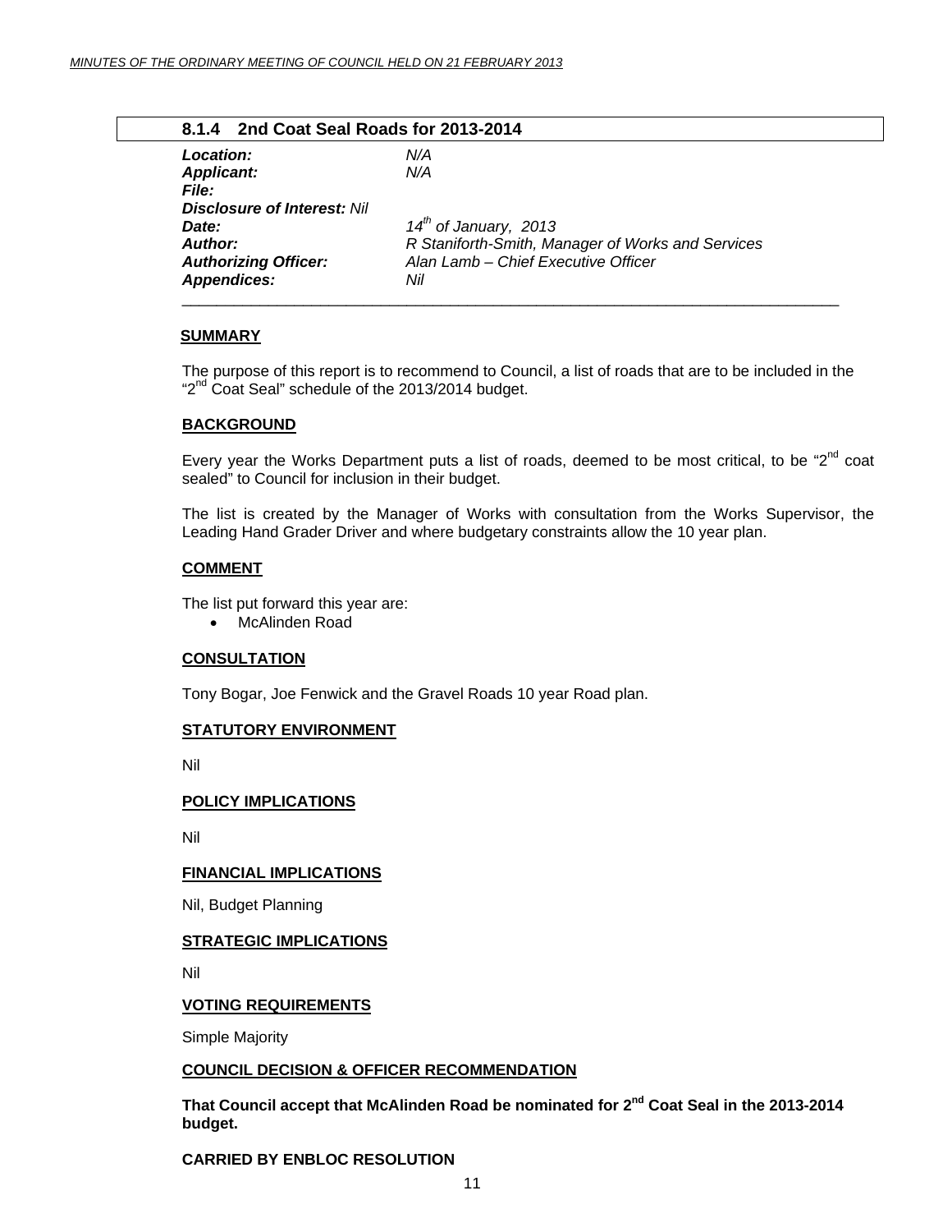## 8.1.4 2nd Coat Seal Roads for 2013-2014

| | |
|---|---|
| ***Location:*** | *N/A* |
| ***Applicant:*** | *N/A* |
| ***File:*** | |
| ***Disclosure of Interest:*** *Nil* | |
| ***Date:*** | *14th of January, 2013* |
| ***Author:*** | *R Staniforth-Smith, Manager of Works and Services* |
| ***Authorizing Officer:*** | *Alan Lamb – Chief Executive Officer* |
| ***Appendices:*** | *Nil* |

### SUMMARY

The purpose of this report is to recommend to Council, a list of roads that are to be included in the "2nd Coat Seal" schedule of the 2013/2014 budget.

### BACKGROUND

Every year the Works Department puts a list of roads, deemed to be most critical, to be "2nd coat sealed" to Council for inclusion in their budget.

The list is created by the Manager of Works with consultation from the Works Supervisor, the Leading Hand Grader Driver and where budgetary constraints allow the 10 year plan.

### COMMENT

The list put forward this year are:

- McAlinden Road

### CONSULTATION

Tony Bogar, Joe Fenwick and the Gravel Roads 10 year Road plan.

### STATUTORY ENVIRONMENT

Nil

### POLICY IMPLICATIONS

Nil

### FINANCIAL IMPLICATIONS

Nil, Budget Planning

### STRATEGIC IMPLICATIONS

Nil

### VOTING REQUIREMENTS

Simple Majority

### COUNCIL DECISION & OFFICER RECOMMENDATION

**That Council accept that McAlinden Road be nominated for 2nd Coat Seal in the 2013-2014 budget.**

**CARRIED BY ENBLOC RESOLUTION**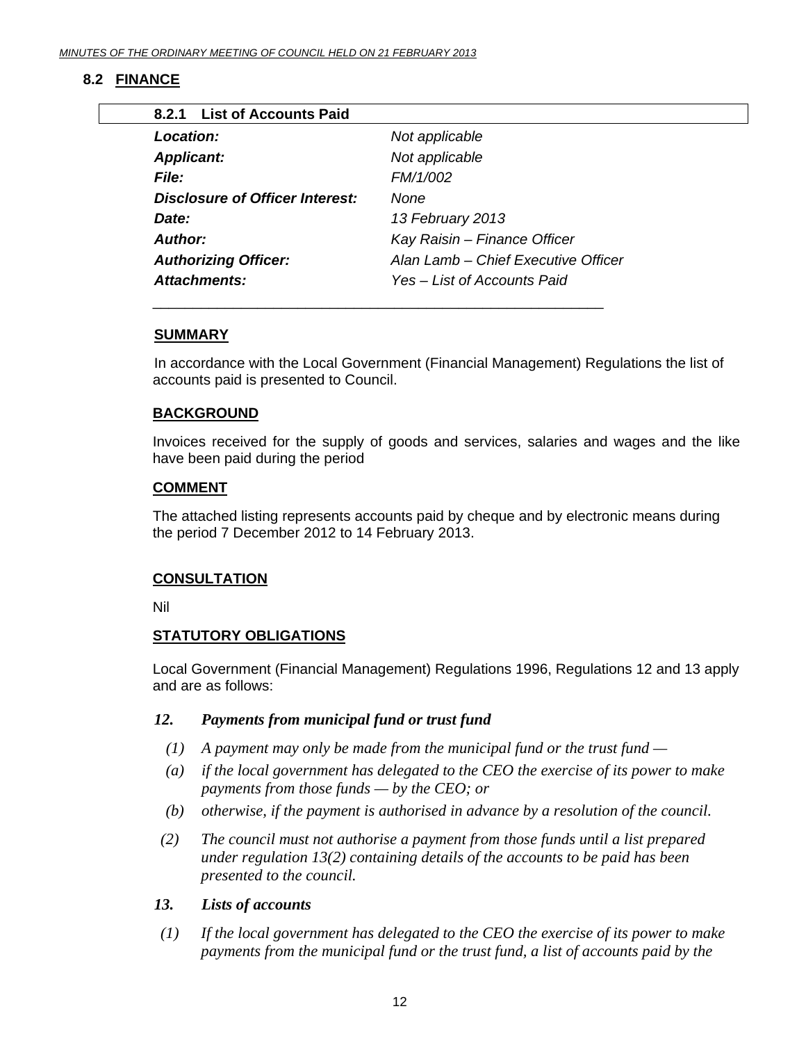## 8.2 FINANCE

### 8.2.1 List of Accounts Paid

| | |
|---|---|
| ***Location:*** | *Not applicable* |
| ***Applicant:*** | *Not applicable* |
| ***File:*** | *FM/1/002* |
| ***Disclosure of Officer Interest:*** | *None* |
| ***Date:*** | *13 February 2013* |
| ***Author:*** | *Kay Raisin – Finance Officer* |
| ***Authorizing Officer:*** | *Alan Lamb – Chief Executive Officer* |
| ***Attachments:*** | *Yes – List of Accounts Paid* |

**SUMMARY**

In accordance with the Local Government (Financial Management) Regulations the list of accounts paid is presented to Council.

**BACKGROUND**

Invoices received for the supply of goods and services, salaries and wages and the like have been paid during the period

**COMMENT**

The attached listing represents accounts paid by cheque and by electronic means during the period 7 December 2012 to 14 February 2013.

**CONSULTATION**

Nil

**STATUTORY OBLIGATIONS**

Local Government (Financial Management) Regulations 1996, Regulations 12 and 13 apply and are as follows:

***12. Payments from municipal fund or trust fund***

*(1) A payment may only be made from the municipal fund or the trust fund —*

*(a) if the local government has delegated to the CEO the exercise of its power to make payments from those funds — by the CEO; or*

*(b) otherwise, if the payment is authorised in advance by a resolution of the council.*

*(2) The council must not authorise a payment from those funds until a list prepared under regulation 13(2) containing details of the accounts to be paid has been presented to the council.*

***13. Lists of accounts***

*(1) If the local government has delegated to the CEO the exercise of its power to make payments from the municipal fund or the trust fund, a list of accounts paid by the*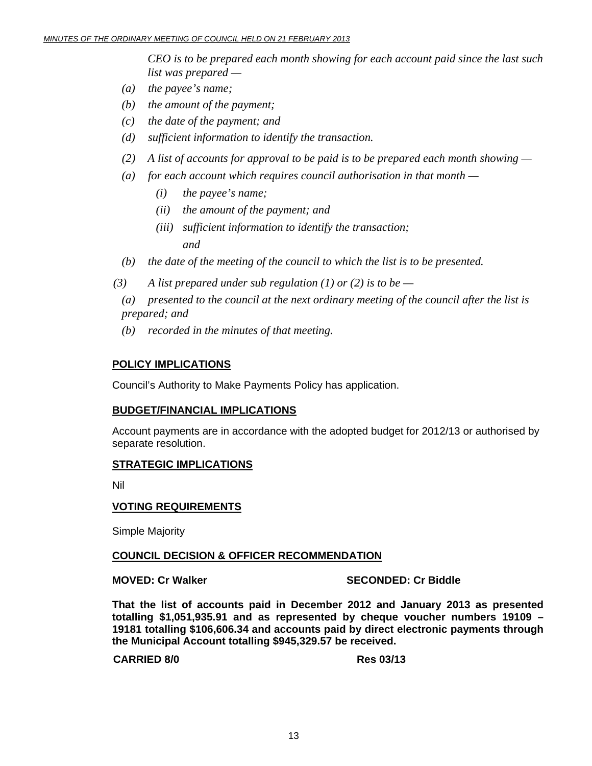*CEO is to be prepared each month showing for each account paid since the last such list was prepared —*

*(a) the payee's name;*

*(b) the amount of the payment;*

*(c) the date of the payment; and*

*(d) sufficient information to identify the transaction.*

*(2) A list of accounts for approval to be paid is to be prepared each month showing —*

*(a) for each account which requires council authorisation in that month —*

*(i) the payee's name;*

*(ii) the amount of the payment; and*

*(iii) sufficient information to identify the transaction; and*

*(b) the date of the meeting of the council to which the list is to be presented.*

*(3) A list prepared under sub regulation (1) or (2) is to be —*

*(a) presented to the council at the next ordinary meeting of the council after the list is prepared; and*

*(b) recorded in the minutes of that meeting.*

## POLICY IMPLICATIONS

Council's Authority to Make Payments Policy has application.

## BUDGET/FINANCIAL IMPLICATIONS

Account payments are in accordance with the adopted budget for 2012/13 or authorised by separate resolution.

## STRATEGIC IMPLICATIONS

Nil

## VOTING REQUIREMENTS

Simple Majority

## COUNCIL DECISION & OFFICER RECOMMENDATION

**MOVED: Cr Walker SECONDED: Cr Biddle**

**That the list of accounts paid in December 2012 and January 2013 as presented totalling $1,051,935.91 and as represented by cheque voucher numbers 19109 – 19181 totalling $106,606.34 and accounts paid by direct electronic payments through the Municipal Account totalling $945,329.57 be received.**

**CARRIED 8/0 Res 03/13**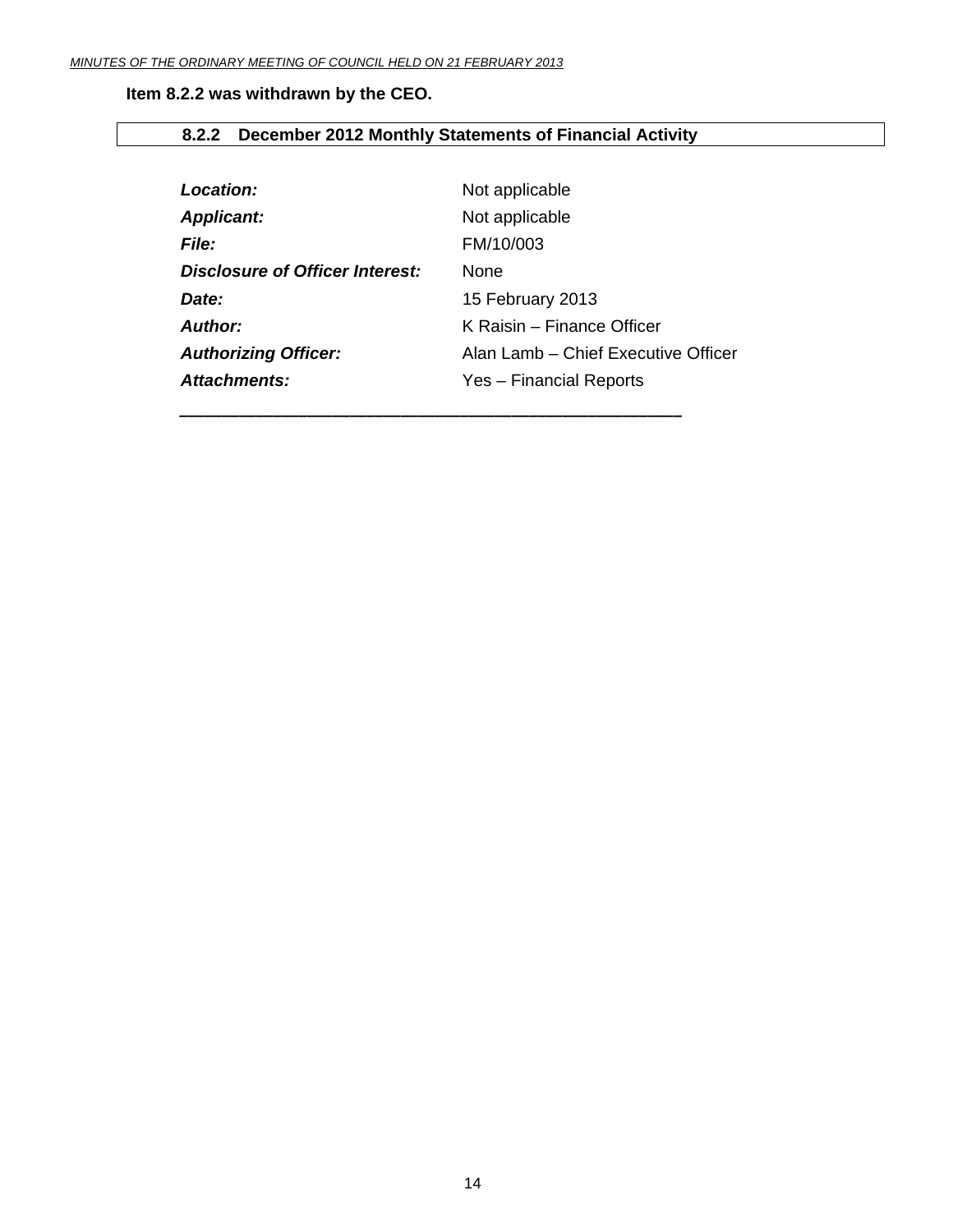**Item 8.2.2 was withdrawn by the CEO.**

### 8.2.2 December 2012 Monthly Statements of Financial Activity

| | |
|---|---|
| ***Location:*** | Not applicable |
| ***Applicant:*** | Not applicable |
| ***File:*** | FM/10/003 |
| ***Disclosure of Officer Interest:*** | None |
| ***Date:*** | 15 February 2013 |
| ***Author:*** | K Raisin – Finance Officer |
| ***Authorizing Officer:*** | Alan Lamb – Chief Executive Officer |
| ***Attachments:*** | Yes – Financial Reports |

---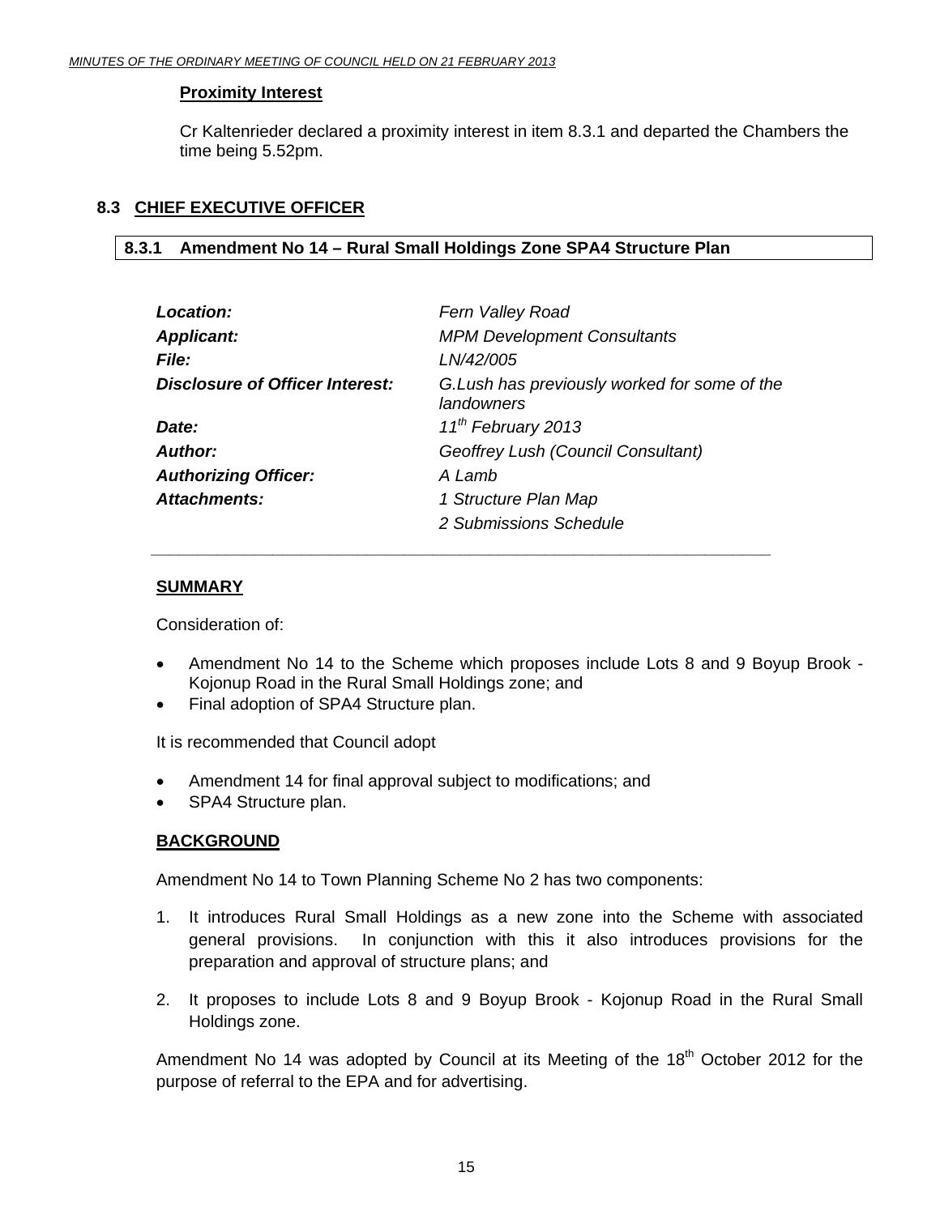**Proximity Interest**

Cr Kaltenrieder declared a proximity interest in item 8.3.1 and departed the Chambers the time being 5.52pm.

## 8.3 CHIEF EXECUTIVE OFFICER

### 8.3.1 Amendment No 14 – Rural Small Holdings Zone SPA4 Structure Plan

| | |
|---|---|
| ***Location:*** | *Fern Valley Road* |
| ***Applicant:*** | *MPM Development Consultants* |
| ***File:*** | *LN/42/005* |
| ***Disclosure of Officer Interest:*** | *G.Lush has previously worked for some of the landowners* |
| ***Date:*** | *11th February 2013* |
| ***Author:*** | *Geoffrey Lush (Council Consultant)* |
| ***Authorizing Officer:*** | *A Lamb* |
| ***Attachments:*** | *1 Structure Plan Map* |
| | *2 Submissions Schedule* |

---

**SUMMARY**

Consideration of:

- Amendment No 14 to the Scheme which proposes include Lots 8 and 9 Boyup Brook - Kojonup Road in the Rural Small Holdings zone; and
- Final adoption of SPA4 Structure plan.

It is recommended that Council adopt

- Amendment 14 for final approval subject to modifications; and
- SPA4 Structure plan.

**BACKGROUND**

Amendment No 14 to Town Planning Scheme No 2 has two components:

1. It introduces Rural Small Holdings as a new zone into the Scheme with associated general provisions. In conjunction with this it also introduces provisions for the preparation and approval of structure plans; and
2. It proposes to include Lots 8 and 9 Boyup Brook - Kojonup Road in the Rural Small Holdings zone.

Amendment No 14 was adopted by Council at its Meeting of the 18th October 2012 for the purpose of referral to the EPA and for advertising.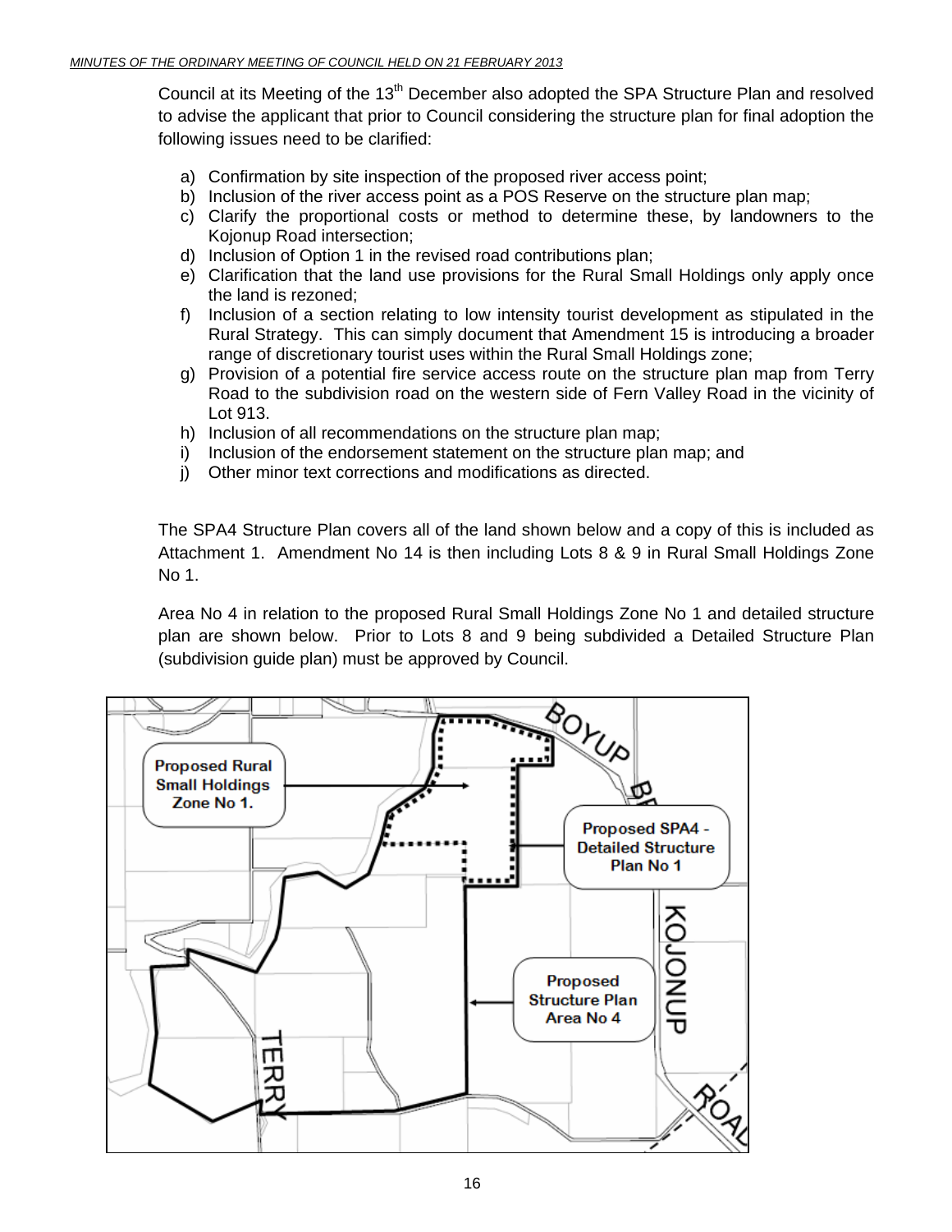Council at its Meeting of the 13th December also adopted the SPA Structure Plan and resolved to advise the applicant that prior to Council considering the structure plan for final adoption the following issues need to be clarified:

a) Confirmation by site inspection of the proposed river access point;
b) Inclusion of the river access point as a POS Reserve on the structure plan map;
c) Clarify the proportional costs or method to determine these, by landowners to the Kojonup Road intersection;
d) Inclusion of Option 1 in the revised road contributions plan;
e) Clarification that the land use provisions for the Rural Small Holdings only apply once the land is rezoned;
f) Inclusion of a section relating to low intensity tourist development as stipulated in the Rural Strategy. This can simply document that Amendment 15 is introducing a broader range of discretionary tourist uses within the Rural Small Holdings zone;
g) Provision of a potential fire service access route on the structure plan map from Terry Road to the subdivision road on the western side of Fern Valley Road in the vicinity of Lot 913.
h) Inclusion of all recommendations on the structure plan map;
i) Inclusion of the endorsement statement on the structure plan map; and
j) Other minor text corrections and modifications as directed.

The SPA4 Structure Plan covers all of the land shown below and a copy of this is included as Attachment 1. Amendment No 14 is then including Lots 8 & 9 in Rural Small Holdings Zone No 1.

Area No 4 in relation to the proposed Rural Small Holdings Zone No 1 and detailed structure plan are shown below. Prior to Lots 8 and 9 being subdivided a Detailed Structure Plan (subdivision guide plan) must be approved by Council.

Proposed Rural Small Holdings Zone No 1.

Proposed SPA4 - Detailed Structure Plan No 1

Proposed Structure Plan Area No 4

BOYUP BR
KOJONUP ROAD
TERRY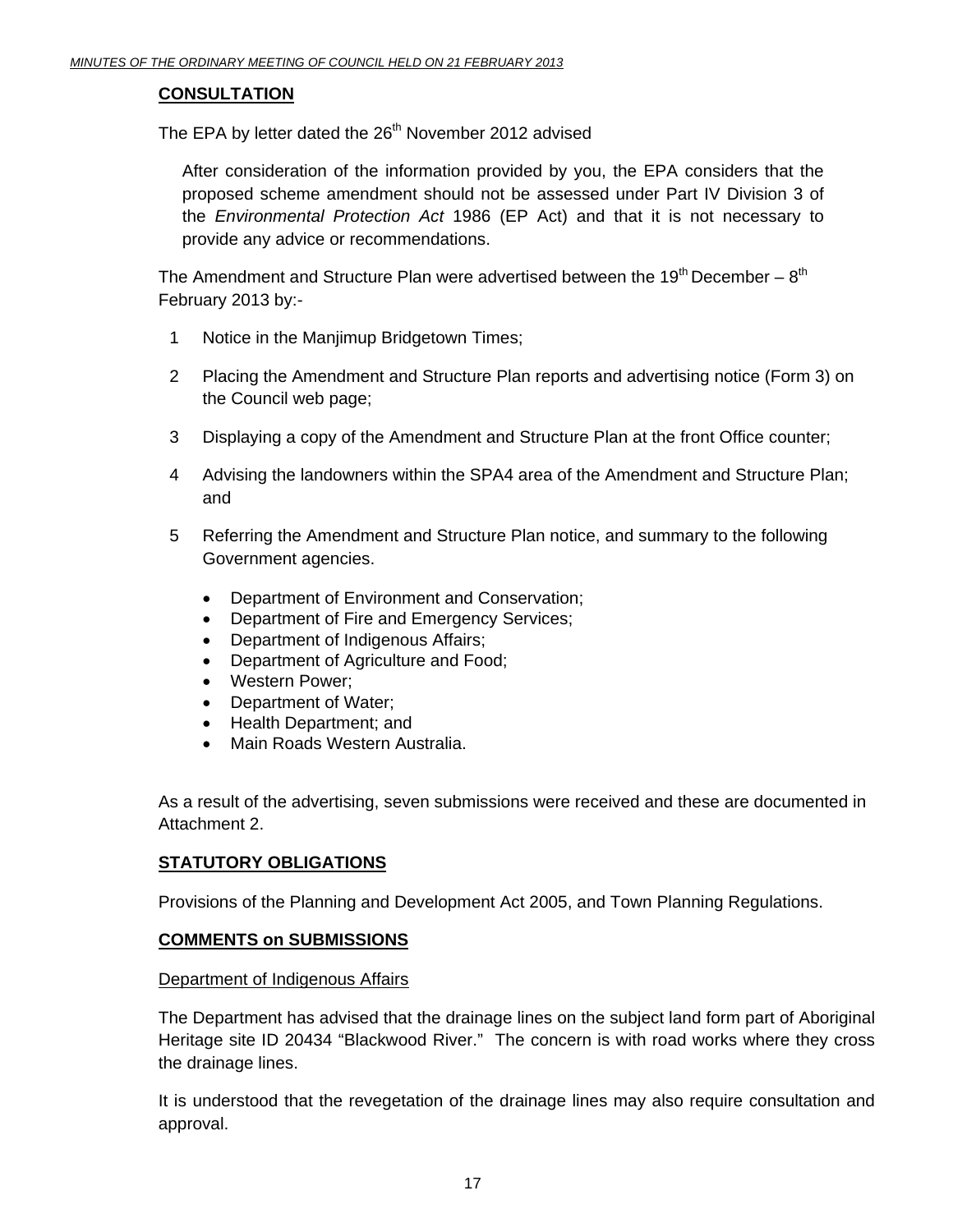## CONSULTATION

The EPA by letter dated the 26th November 2012 advised

> After consideration of the information provided by you, the EPA considers that the proposed scheme amendment should not be assessed under Part IV Division 3 of the *Environmental Protection Act* 1986 (EP Act) and that it is not necessary to provide any advice or recommendations.

The Amendment and Structure Plan were advertised between the 19th December – 8th February 2013 by:-

1. Notice in the Manjimup Bridgetown Times;
2. Placing the Amendment and Structure Plan reports and advertising notice (Form 3) on the Council web page;
3. Displaying a copy of the Amendment and Structure Plan at the front Office counter;
4. Advising the landowners within the SPA4 area of the Amendment and Structure Plan; and
5. Referring the Amendment and Structure Plan notice, and summary to the following Government agencies.
   - Department of Environment and Conservation;
   - Department of Fire and Emergency Services;
   - Department of Indigenous Affairs;
   - Department of Agriculture and Food;
   - Western Power;
   - Department of Water;
   - Health Department; and
   - Main Roads Western Australia.

As a result of the advertising, seven submissions were received and these are documented in Attachment 2.

## STATUTORY OBLIGATIONS

Provisions of the Planning and Development Act 2005, and Town Planning Regulations.

## COMMENTS on SUBMISSIONS

### Department of Indigenous Affairs

The Department has advised that the drainage lines on the subject land form part of Aboriginal Heritage site ID 20434 "Blackwood River." The concern is with road works where they cross the drainage lines.

It is understood that the revegetation of the drainage lines may also require consultation and approval.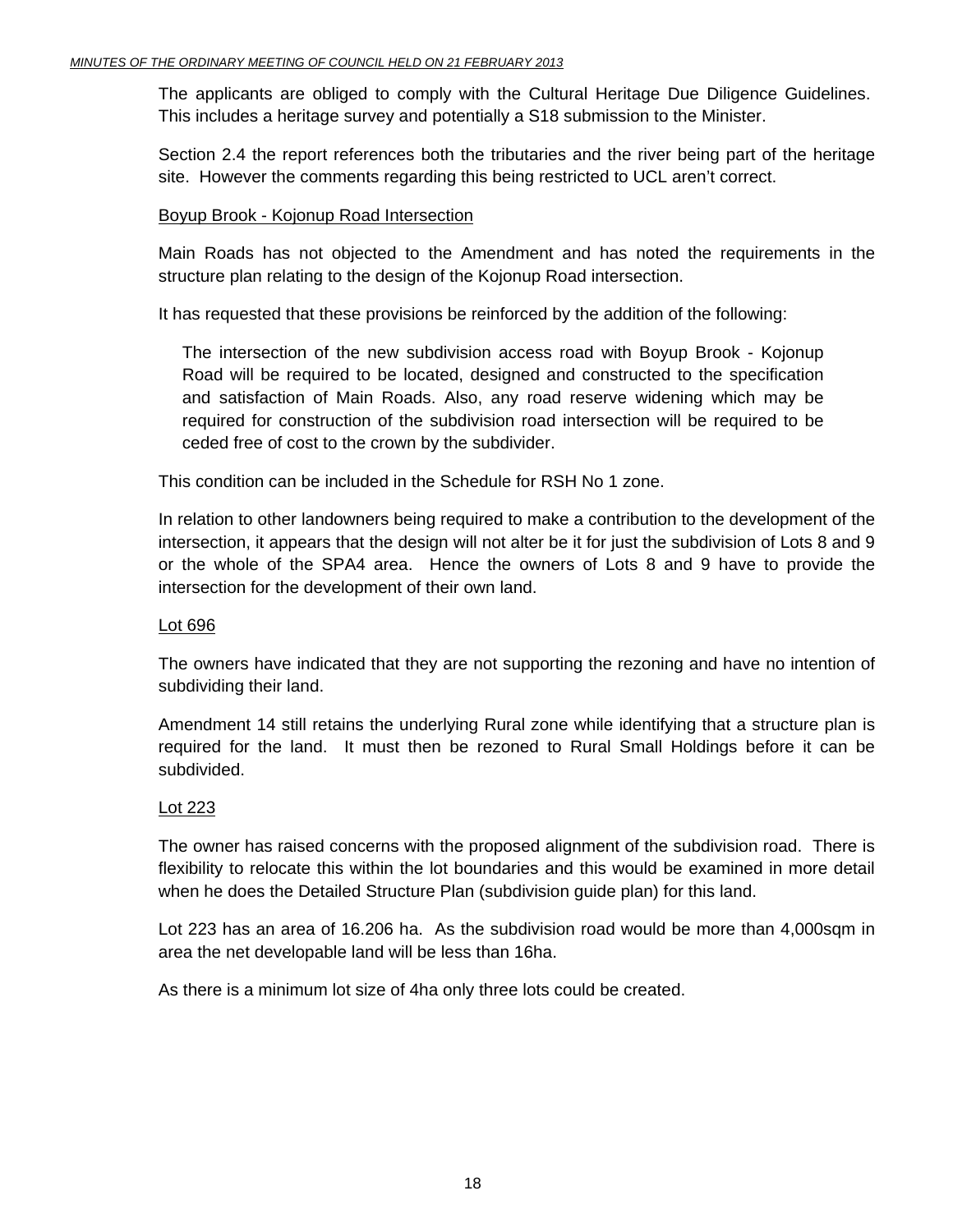The applicants are obliged to comply with the Cultural Heritage Due Diligence Guidelines. This includes a heritage survey and potentially a S18 submission to the Minister.

Section 2.4 the report references both the tributaries and the river being part of the heritage site. However the comments regarding this being restricted to UCL aren't correct.

<u>Boyup Brook - Kojonup Road Intersection</u>

Main Roads has not objected to the Amendment and has noted the requirements in the structure plan relating to the design of the Kojonup Road intersection.

It has requested that these provisions be reinforced by the addition of the following:

> The intersection of the new subdivision access road with Boyup Brook - Kojonup Road will be required to be located, designed and constructed to the specification and satisfaction of Main Roads. Also, any road reserve widening which may be required for construction of the subdivision road intersection will be required to be ceded free of cost to the crown by the subdivider.

This condition can be included in the Schedule for RSH No 1 zone.

In relation to other landowners being required to make a contribution to the development of the intersection, it appears that the design will not alter be it for just the subdivision of Lots 8 and 9 or the whole of the SPA4 area. Hence the owners of Lots 8 and 9 have to provide the intersection for the development of their own land.

<u>Lot 696</u>

The owners have indicated that they are not supporting the rezoning and have no intention of subdividing their land.

Amendment 14 still retains the underlying Rural zone while identifying that a structure plan is required for the land. It must then be rezoned to Rural Small Holdings before it can be subdivided.

<u>Lot 223</u>

The owner has raised concerns with the proposed alignment of the subdivision road. There is flexibility to relocate this within the lot boundaries and this would be examined in more detail when he does the Detailed Structure Plan (subdivision guide plan) for this land.

Lot 223 has an area of 16.206 ha. As the subdivision road would be more than 4,000sqm in area the net developable land will be less than 16ha.

As there is a minimum lot size of 4ha only three lots could be created.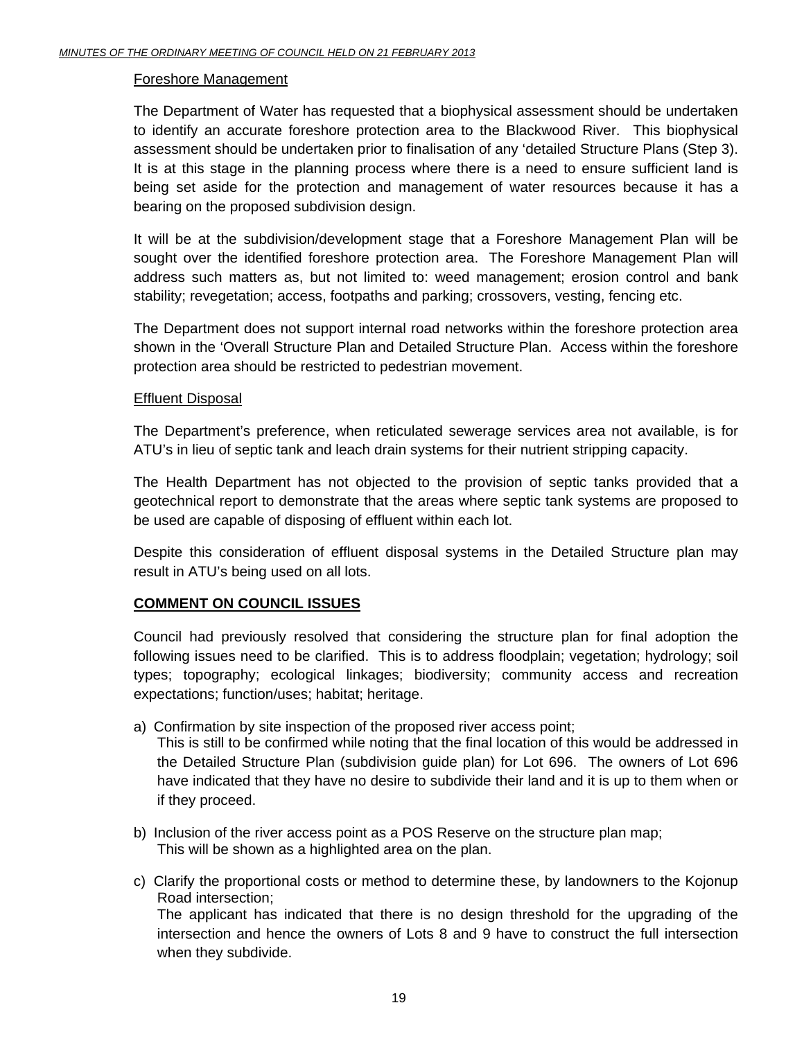Foreshore Management

The Department of Water has requested that a biophysical assessment should be undertaken to identify an accurate foreshore protection area to the Blackwood River. This biophysical assessment should be undertaken prior to finalisation of any 'detailed Structure Plans (Step 3). It is at this stage in the planning process where there is a need to ensure sufficient land is being set aside for the protection and management of water resources because it has a bearing on the proposed subdivision design.

It will be at the subdivision/development stage that a Foreshore Management Plan will be sought over the identified foreshore protection area. The Foreshore Management Plan will address such matters as, but not limited to: weed management; erosion control and bank stability; revegetation; access, footpaths and parking; crossovers, vesting, fencing etc.

The Department does not support internal road networks within the foreshore protection area shown in the 'Overall Structure Plan and Detailed Structure Plan. Access within the foreshore protection area should be restricted to pedestrian movement.

Effluent Disposal

The Department's preference, when reticulated sewerage services area not available, is for ATU's in lieu of septic tank and leach drain systems for their nutrient stripping capacity.

The Health Department has not objected to the provision of septic tanks provided that a geotechnical report to demonstrate that the areas where septic tank systems are proposed to be used are capable of disposing of effluent within each lot.

Despite this consideration of effluent disposal systems in the Detailed Structure plan may result in ATU's being used on all lots.

**COMMENT ON COUNCIL ISSUES**

Council had previously resolved that considering the structure plan for final adoption the following issues need to be clarified. This is to address floodplain; vegetation; hydrology; soil types; topography; ecological linkages; biodiversity; community access and recreation expectations; function/uses; habitat; heritage.

a) Confirmation by site inspection of the proposed river access point;
   This is still to be confirmed while noting that the final location of this would be addressed in the Detailed Structure Plan (subdivision guide plan) for Lot 696. The owners of Lot 696 have indicated that they have no desire to subdivide their land and it is up to them when or if they proceed.

b) Inclusion of the river access point as a POS Reserve on the structure plan map;
   This will be shown as a highlighted area on the plan.

c) Clarify the proportional costs or method to determine these, by landowners to the Kojonup Road intersection;
   The applicant has indicated that there is no design threshold for the upgrading of the intersection and hence the owners of Lots 8 and 9 have to construct the full intersection when they subdivide.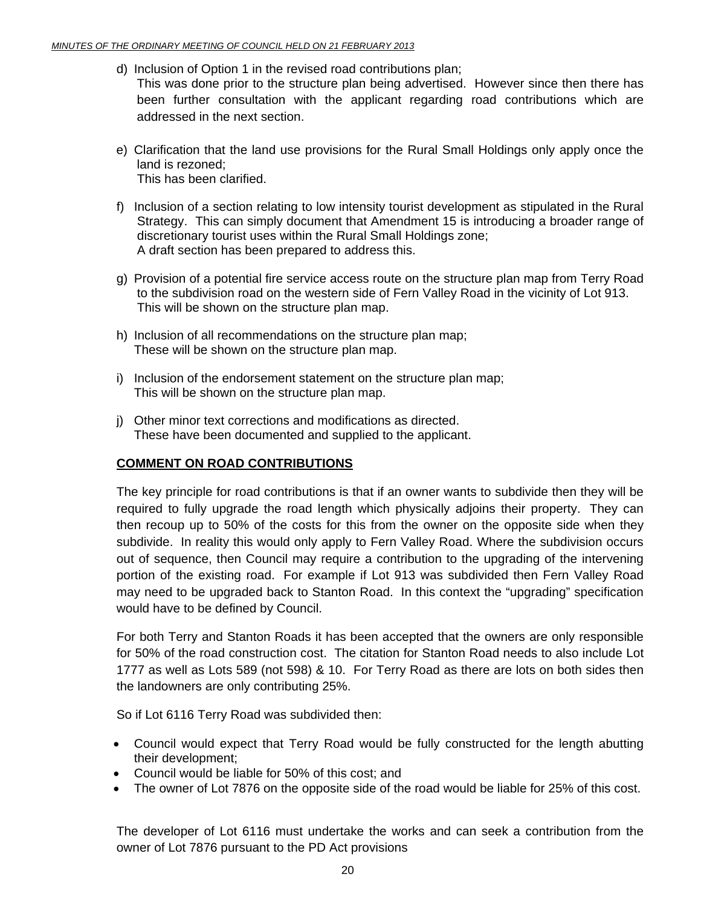d) Inclusion of Option 1 in the revised road contributions plan;
   This was done prior to the structure plan being advertised. However since then there has been further consultation with the applicant regarding road contributions which are addressed in the next section.

e) Clarification that the land use provisions for the Rural Small Holdings only apply once the land is rezoned;
   This has been clarified.

f) Inclusion of a section relating to low intensity tourist development as stipulated in the Rural Strategy. This can simply document that Amendment 15 is introducing a broader range of discretionary tourist uses within the Rural Small Holdings zone;
   A draft section has been prepared to address this.

g) Provision of a potential fire service access route on the structure plan map from Terry Road to the subdivision road on the western side of Fern Valley Road in the vicinity of Lot 913.
   This will be shown on the structure plan map.

h) Inclusion of all recommendations on the structure plan map;
   These will be shown on the structure plan map.

i) Inclusion of the endorsement statement on the structure plan map;
   This will be shown on the structure plan map.

j) Other minor text corrections and modifications as directed.
   These have been documented and supplied to the applicant.

**COMMENT ON ROAD CONTRIBUTIONS**

The key principle for road contributions is that if an owner wants to subdivide then they will be required to fully upgrade the road length which physically adjoins their property. They can then recoup up to 50% of the costs for this from the owner on the opposite side when they subdivide. In reality this would only apply to Fern Valley Road. Where the subdivision occurs out of sequence, then Council may require a contribution to the upgrading of the intervening portion of the existing road. For example if Lot 913 was subdivided then Fern Valley Road may need to be upgraded back to Stanton Road. In this context the "upgrading" specification would have to be defined by Council.

For both Terry and Stanton Roads it has been accepted that the owners are only responsible for 50% of the road construction cost. The citation for Stanton Road needs to also include Lot 1777 as well as Lots 589 (not 598) & 10. For Terry Road as there are lots on both sides then the landowners are only contributing 25%.

So if Lot 6116 Terry Road was subdivided then:

- Council would expect that Terry Road would be fully constructed for the length abutting their development;
- Council would be liable for 50% of this cost; and
- The owner of Lot 7876 on the opposite side of the road would be liable for 25% of this cost.

The developer of Lot 6116 must undertake the works and can seek a contribution from the owner of Lot 7876 pursuant to the PD Act provisions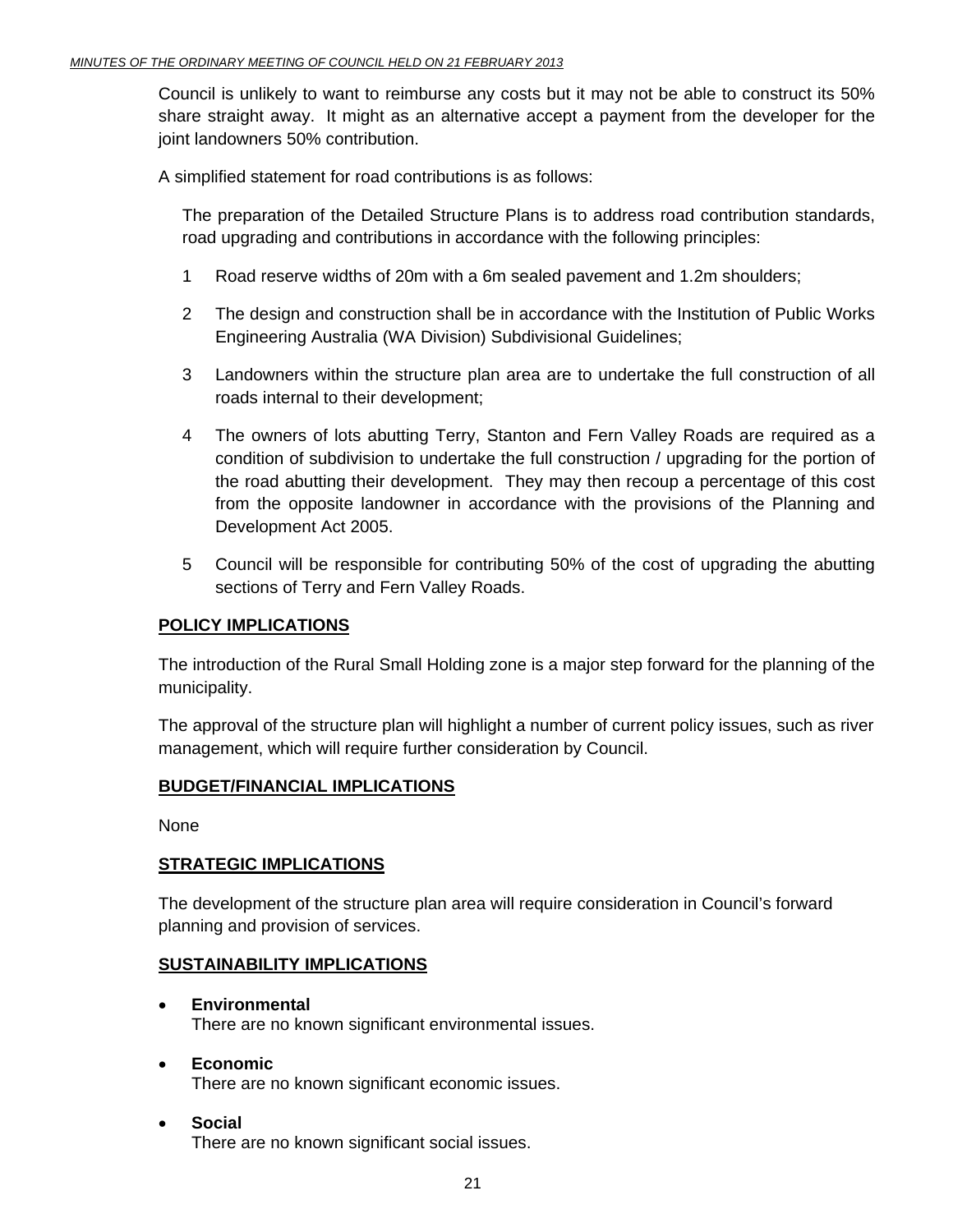Council is unlikely to want to reimburse any costs but it may not be able to construct its 50% share straight away. It might as an alternative accept a payment from the developer for the joint landowners 50% contribution.

A simplified statement for road contributions is as follows:

> The preparation of the Detailed Structure Plans is to address road contribution standards, road upgrading and contributions in accordance with the following principles:
>
> 1 Road reserve widths of 20m with a 6m sealed pavement and 1.2m shoulders;
>
> 2 The design and construction shall be in accordance with the Institution of Public Works Engineering Australia (WA Division) Subdivisional Guidelines;
>
> 3 Landowners within the structure plan area are to undertake the full construction of all roads internal to their development;
>
> 4 The owners of lots abutting Terry, Stanton and Fern Valley Roads are required as a condition of subdivision to undertake the full construction / upgrading for the portion of the road abutting their development. They may then recoup a percentage of this cost from the opposite landowner in accordance with the provisions of the Planning and Development Act 2005.
>
> 5 Council will be responsible for contributing 50% of the cost of upgrading the abutting sections of Terry and Fern Valley Roads.

**POLICY IMPLICATIONS**

The introduction of the Rural Small Holding zone is a major step forward for the planning of the municipality.

The approval of the structure plan will highlight a number of current policy issues, such as river management, which will require further consideration by Council.

**BUDGET/FINANCIAL IMPLICATIONS**

None

**STRATEGIC IMPLICATIONS**

The development of the structure plan area will require consideration in Council's forward planning and provision of services.

**SUSTAINABILITY IMPLICATIONS**

- **Environmental**
  There are no known significant environmental issues.

- **Economic**
  There are no known significant economic issues.

- **Social**
  There are no known significant social issues.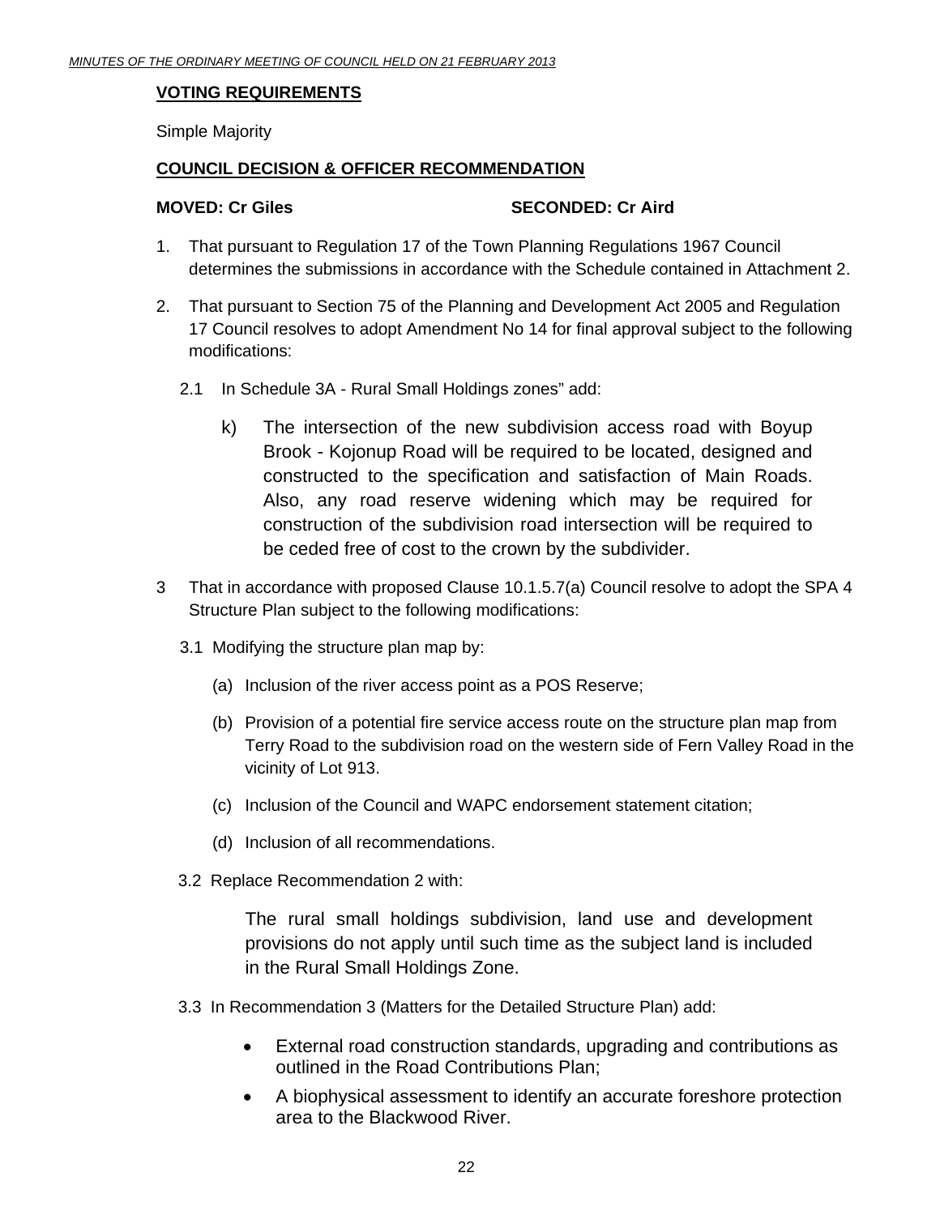**VOTING REQUIREMENTS**

Simple Majority

**COUNCIL DECISION & OFFICER RECOMMENDATION**

**MOVED: Cr Giles** **SECONDED: Cr Aird**

1. That pursuant to Regulation 17 of the Town Planning Regulations 1967 Council determines the submissions in accordance with the Schedule contained in Attachment 2.

2. That pursuant to Section 75 of the Planning and Development Act 2005 and Regulation 17 Council resolves to adopt Amendment No 14 for final approval subject to the following modifications:

   2.1 In Schedule 3A - Rural Small Holdings zones" add:

   k) The intersection of the new subdivision access road with Boyup Brook - Kojonup Road will be required to be located, designed and constructed to the specification and satisfaction of Main Roads. Also, any road reserve widening which may be required for construction of the subdivision road intersection will be required to be ceded free of cost to the crown by the subdivider.

3 That in accordance with proposed Clause 10.1.5.7(a) Council resolve to adopt the SPA 4 Structure Plan subject to the following modifications:

   3.1 Modifying the structure plan map by:

   (a) Inclusion of the river access point as a POS Reserve;

   (b) Provision of a potential fire service access route on the structure plan map from Terry Road to the subdivision road on the western side of Fern Valley Road in the vicinity of Lot 913.

   (c) Inclusion of the Council and WAPC endorsement statement citation;

   (d) Inclusion of all recommendations.

   3.2 Replace Recommendation 2 with:

   The rural small holdings subdivision, land use and development provisions do not apply until such time as the subject land is included in the Rural Small Holdings Zone.

   3.3 In Recommendation 3 (Matters for the Detailed Structure Plan) add:

   - External road construction standards, upgrading and contributions as outlined in the Road Contributions Plan;
   - A biophysical assessment to identify an accurate foreshore protection area to the Blackwood River.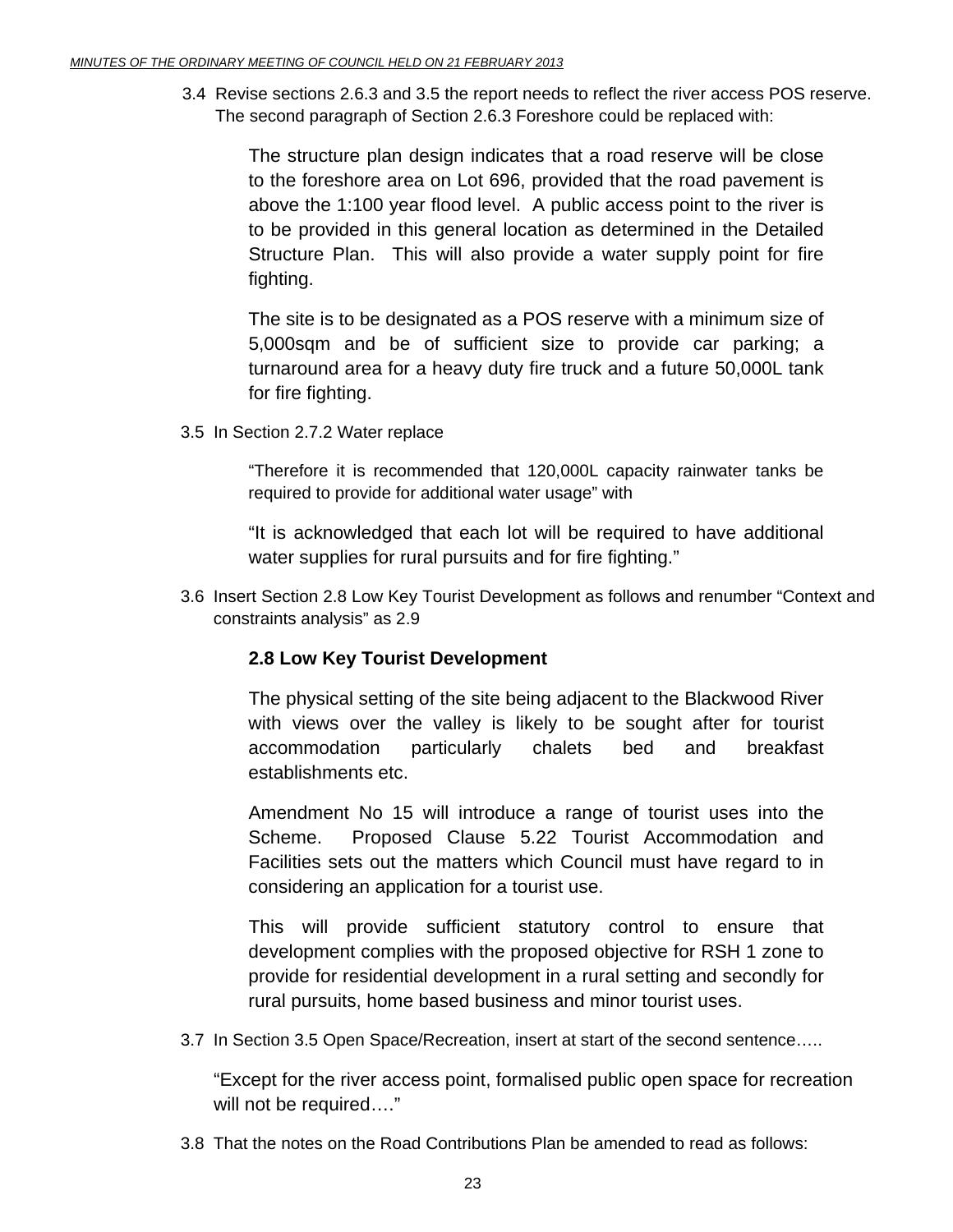3.4 Revise sections 2.6.3 and 3.5 the report needs to reflect the river access POS reserve. The second paragraph of Section 2.6.3 Foreshore could be replaced with:

> The structure plan design indicates that a road reserve will be close to the foreshore area on Lot 696, provided that the road pavement is above the 1:100 year flood level. A public access point to the river is to be provided in this general location as determined in the Detailed Structure Plan. This will also provide a water supply point for fire fighting.
>
> The site is to be designated as a POS reserve with a minimum size of 5,000sqm and be of sufficient size to provide car parking; a turnaround area for a heavy duty fire truck and a future 50,000L tank for fire fighting.

3.5 In Section 2.7.2 Water replace

> "Therefore it is recommended that 120,000L capacity rainwater tanks be required to provide for additional water usage" with
>
> "It is acknowledged that each lot will be required to have additional water supplies for rural pursuits and for fire fighting."

3.6 Insert Section 2.8 Low Key Tourist Development as follows and renumber "Context and constraints analysis" as 2.9

> **2.8 Low Key Tourist Development**
>
> The physical setting of the site being adjacent to the Blackwood River with views over the valley is likely to be sought after for tourist accommodation particularly chalets bed and breakfast establishments etc.
>
> Amendment No 15 will introduce a range of tourist uses into the Scheme. Proposed Clause 5.22 Tourist Accommodation and Facilities sets out the matters which Council must have regard to in considering an application for a tourist use.
>
> This will provide sufficient statutory control to ensure that development complies with the proposed objective for RSH 1 zone to provide for residential development in a rural setting and secondly for rural pursuits, home based business and minor tourist uses.

3.7 In Section 3.5 Open Space/Recreation, insert at start of the second sentence…..

> "Except for the river access point, formalised public open space for recreation will not be required…."

3.8 That the notes on the Road Contributions Plan be amended to read as follows: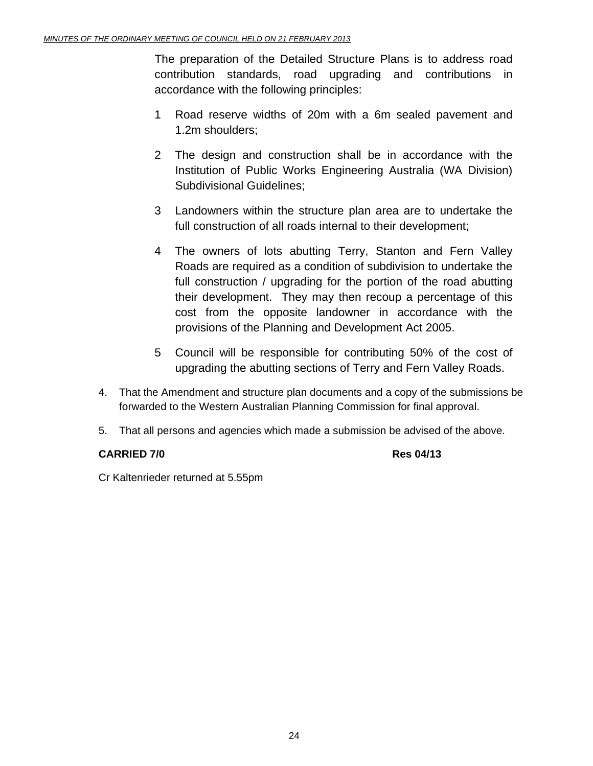The preparation of the Detailed Structure Plans is to address road contribution standards, road upgrading and contributions in accordance with the following principles:

1 Road reserve widths of 20m with a 6m sealed pavement and 1.2m shoulders;

2 The design and construction shall be in accordance with the Institution of Public Works Engineering Australia (WA Division) Subdivisional Guidelines;

3 Landowners within the structure plan area are to undertake the full construction of all roads internal to their development;

4 The owners of lots abutting Terry, Stanton and Fern Valley Roads are required as a condition of subdivision to undertake the full construction / upgrading for the portion of the road abutting their development. They may then recoup a percentage of this cost from the opposite landowner in accordance with the provisions of the Planning and Development Act 2005.

5 Council will be responsible for contributing 50% of the cost of upgrading the abutting sections of Terry and Fern Valley Roads.

4. That the Amendment and structure plan documents and a copy of the submissions be forwarded to the Western Australian Planning Commission for final approval.

5. That all persons and agencies which made a submission be advised of the above.

**CARRIED 7/0** **Res 04/13**

Cr Kaltenrieder returned at 5.55pm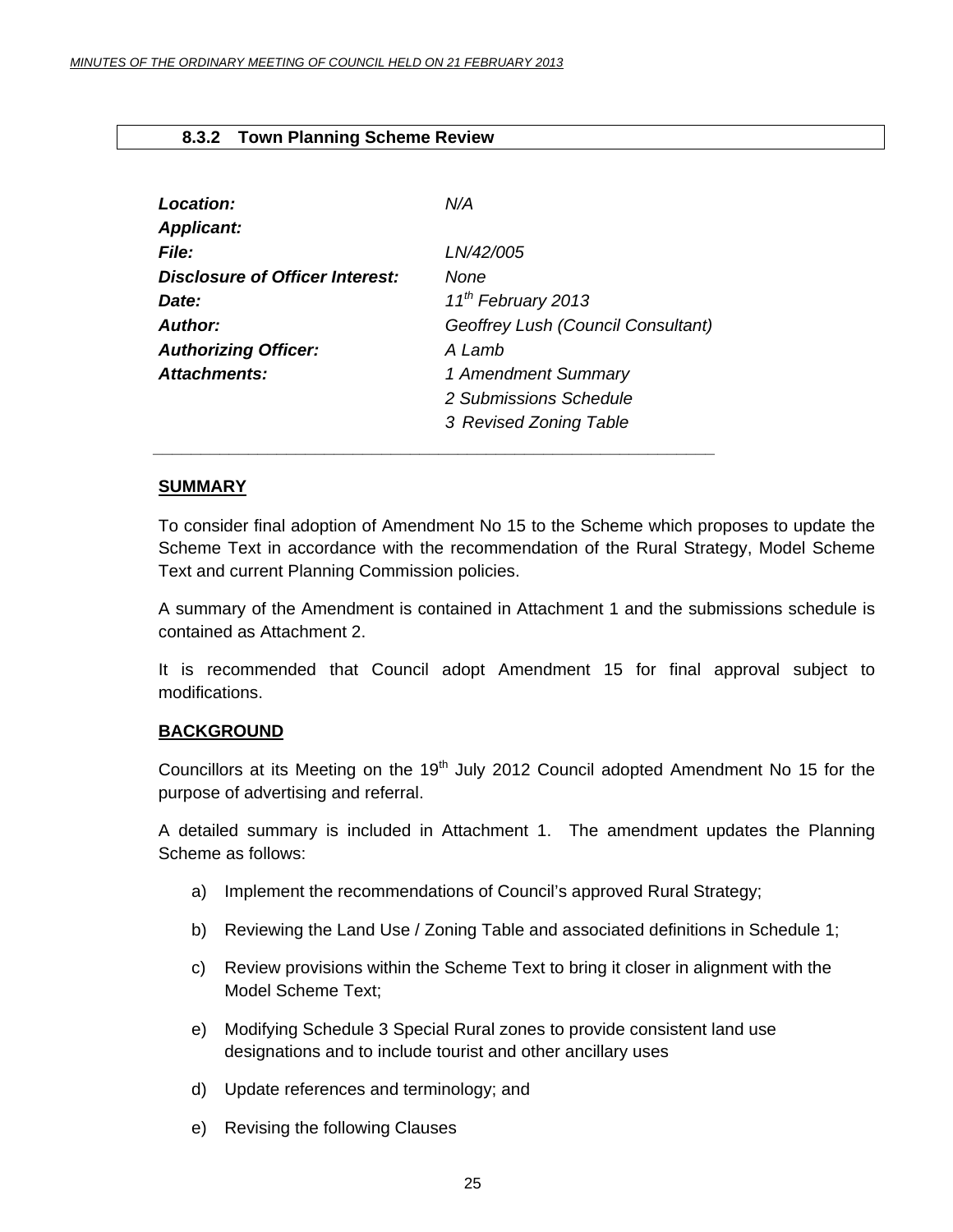## 8.3.2 Town Planning Scheme Review

| | |
|---|---|
| ***Location:*** | *N/A* |
| ***Applicant:*** | |
| ***File:*** | *LN/42/005* |
| ***Disclosure of Officer Interest:*** | *None* |
| ***Date:*** | *11th February 2013* |
| ***Author:*** | *Geoffrey Lush (Council Consultant)* |
| ***Authorizing Officer:*** | *A Lamb* |
| ***Attachments:*** | *1 Amendment Summary*<br>*2 Submissions Schedule*<br>*3 Revised Zoning Table* |

### SUMMARY

To consider final adoption of Amendment No 15 to the Scheme which proposes to update the Scheme Text in accordance with the recommendation of the Rural Strategy, Model Scheme Text and current Planning Commission policies.

A summary of the Amendment is contained in Attachment 1 and the submissions schedule is contained as Attachment 2.

It is recommended that Council adopt Amendment 15 for final approval subject to modifications.

### BACKGROUND

Councillors at its Meeting on the 19th July 2012 Council adopted Amendment No 15 for the purpose of advertising and referral.

A detailed summary is included in Attachment 1. The amendment updates the Planning Scheme as follows:

a) Implement the recommendations of Council's approved Rural Strategy;

b) Reviewing the Land Use / Zoning Table and associated definitions in Schedule 1;

c) Review provisions within the Scheme Text to bring it closer in alignment with the Model Scheme Text;

e) Modifying Schedule 3 Special Rural zones to provide consistent land use designations and to include tourist and other ancillary uses

d) Update references and terminology; and

e) Revising the following Clauses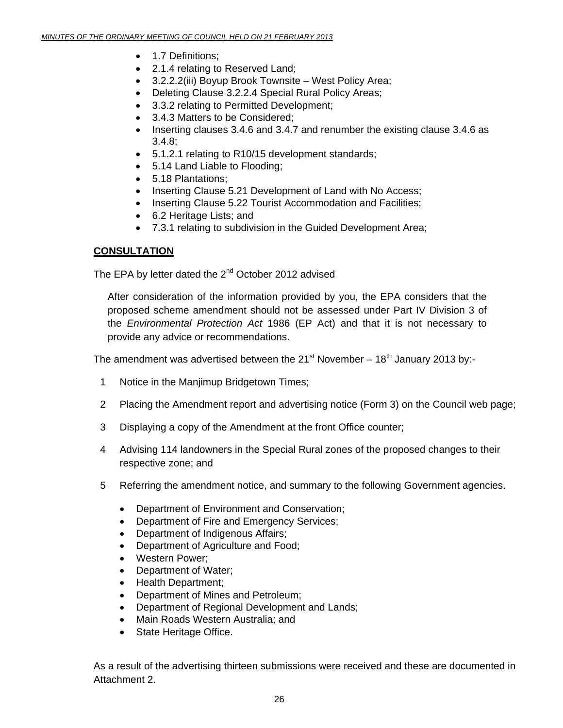- 1.7 Definitions;
- 2.1.4 relating to Reserved Land;
- 3.2.2.2(iii) Boyup Brook Townsite – West Policy Area;
- Deleting Clause 3.2.2.4 Special Rural Policy Areas;
- 3.3.2 relating to Permitted Development;
- 3.4.3 Matters to be Considered;
- Inserting clauses 3.4.6 and 3.4.7 and renumber the existing clause 3.4.6 as 3.4.8;
- 5.1.2.1 relating to R10/15 development standards;
- 5.14 Land Liable to Flooding;
- 5.18 Plantations;
- Inserting Clause 5.21 Development of Land with No Access;
- Inserting Clause 5.22 Tourist Accommodation and Facilities;
- 6.2 Heritage Lists; and
- 7.3.1 relating to subdivision in the Guided Development Area;

**CONSULTATION**

The EPA by letter dated the 2nd October 2012 advised

> After consideration of the information provided by you, the EPA considers that the proposed scheme amendment should not be assessed under Part IV Division 3 of the *Environmental Protection Act* 1986 (EP Act) and that it is not necessary to provide any advice or recommendations.

The amendment was advertised between the 21st November – 18th January 2013 by:-

1. Notice in the Manjimup Bridgetown Times;
2. Placing the Amendment report and advertising notice (Form 3) on the Council web page;
3. Displaying a copy of the Amendment at the front Office counter;
4. Advising 114 landowners in the Special Rural zones of the proposed changes to their respective zone; and
5. Referring the amendment notice, and summary to the following Government agencies.
   - Department of Environment and Conservation;
   - Department of Fire and Emergency Services;
   - Department of Indigenous Affairs;
   - Department of Agriculture and Food;
   - Western Power;
   - Department of Water;
   - Health Department;
   - Department of Mines and Petroleum;
   - Department of Regional Development and Lands;
   - Main Roads Western Australia; and
   - State Heritage Office.

As a result of the advertising thirteen submissions were received and these are documented in Attachment 2.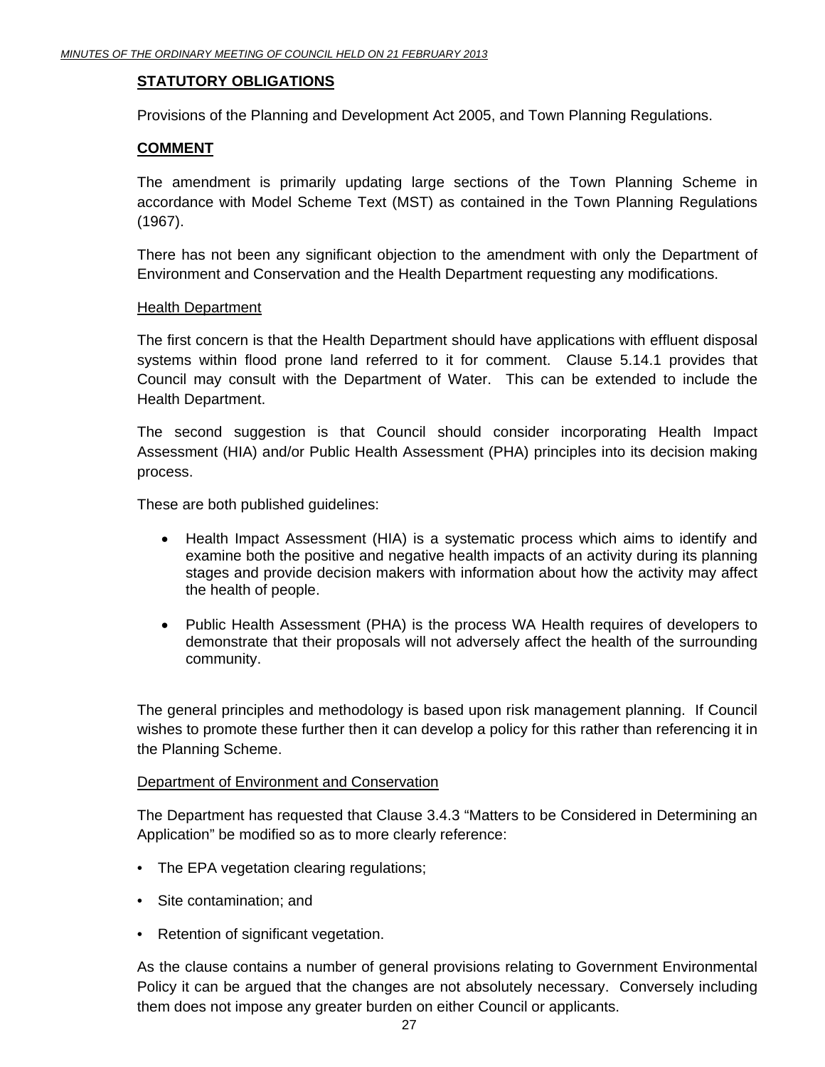**STATUTORY OBLIGATIONS**

Provisions of the Planning and Development Act 2005, and Town Planning Regulations.

**COMMENT**

The amendment is primarily updating large sections of the Town Planning Scheme in accordance with Model Scheme Text (MST) as contained in the Town Planning Regulations (1967).

There has not been any significant objection to the amendment with only the Department of Environment and Conservation and the Health Department requesting any modifications.

Health Department

The first concern is that the Health Department should have applications with effluent disposal systems within flood prone land referred to it for comment. Clause 5.14.1 provides that Council may consult with the Department of Water. This can be extended to include the Health Department.

The second suggestion is that Council should consider incorporating Health Impact Assessment (HIA) and/or Public Health Assessment (PHA) principles into its decision making process.

These are both published guidelines:

- Health Impact Assessment (HIA) is a systematic process which aims to identify and examine both the positive and negative health impacts of an activity during its planning stages and provide decision makers with information about how the activity may affect the health of people.
- Public Health Assessment (PHA) is the process WA Health requires of developers to demonstrate that their proposals will not adversely affect the health of the surrounding community.

The general principles and methodology is based upon risk management planning. If Council wishes to promote these further then it can develop a policy for this rather than referencing it in the Planning Scheme.

Department of Environment and Conservation

The Department has requested that Clause 3.4.3 "Matters to be Considered in Determining an Application" be modified so as to more clearly reference:

- The EPA vegetation clearing regulations;
- Site contamination; and
- Retention of significant vegetation.

As the clause contains a number of general provisions relating to Government Environmental Policy it can be argued that the changes are not absolutely necessary. Conversely including them does not impose any greater burden on either Council or applicants.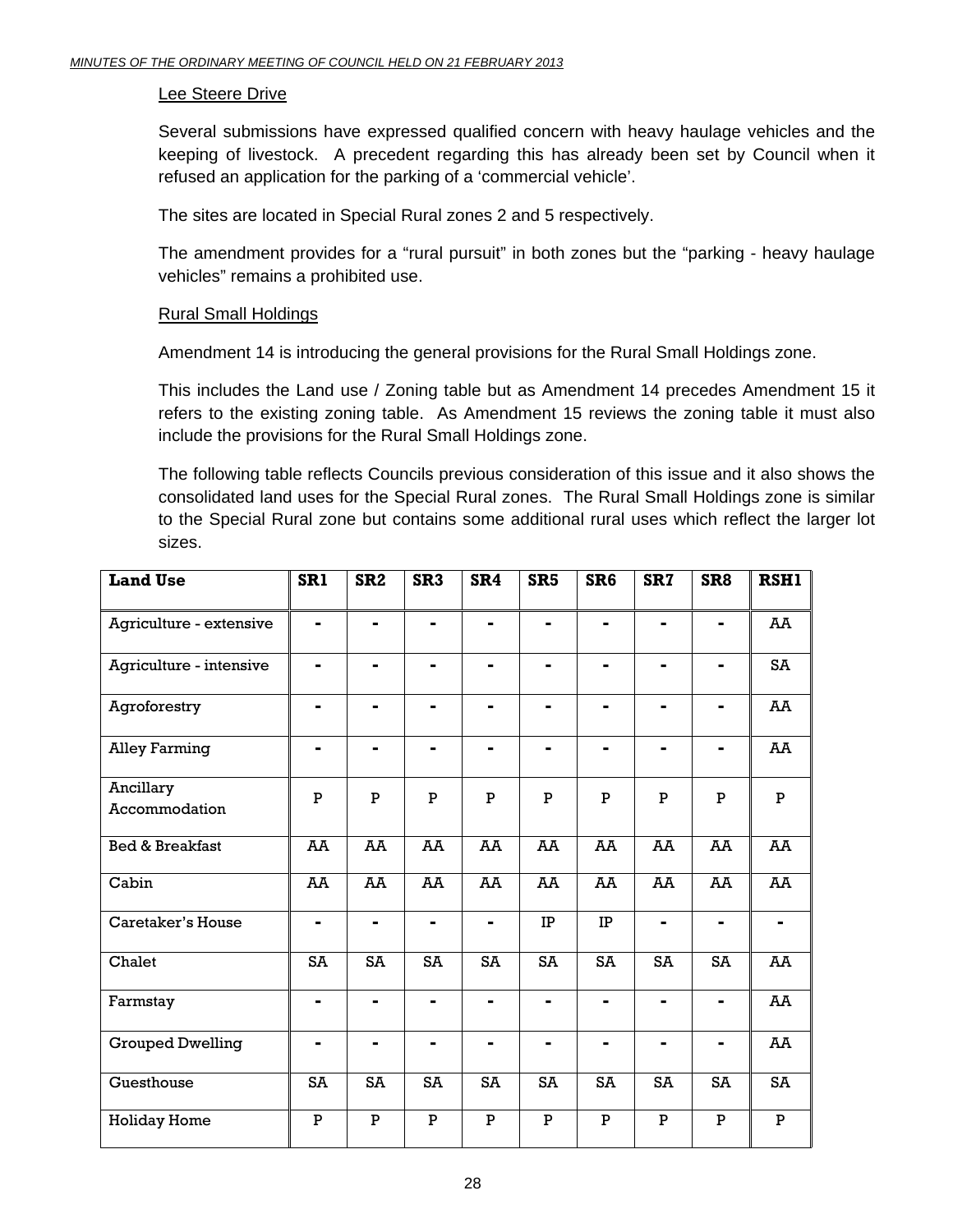Lee Steere Drive

Several submissions have expressed qualified concern with heavy haulage vehicles and the keeping of livestock. A precedent regarding this has already been set by Council when it refused an application for the parking of a 'commercial vehicle'.

The sites are located in Special Rural zones 2 and 5 respectively.

The amendment provides for a "rural pursuit" in both zones but the "parking - heavy haulage vehicles" remains a prohibited use.

Rural Small Holdings

Amendment 14 is introducing the general provisions for the Rural Small Holdings zone.

This includes the Land use / Zoning table but as Amendment 14 precedes Amendment 15 it refers to the existing zoning table. As Amendment 15 reviews the zoning table it must also include the provisions for the Rural Small Holdings zone.

The following table reflects Councils previous consideration of this issue and it also shows the consolidated land uses for the Special Rural zones. The Rural Small Holdings zone is similar to the Special Rural zone but contains some additional rural uses which reflect the larger lot sizes.

| Land Use | SR1 | SR2 | SR3 | SR4 | SR5 | SR6 | SR7 | SR8 | RSH1 |
|---|---|---|---|---|---|---|---|---|---|
| Agriculture - extensive | - | - | - | - | - | - | - | - | AA |
| Agriculture - intensive | - | - | - | - | - | - | - | - | SA |
| Agroforestry | - | - | - | - | - | - | - | - | AA |
| Alley Farming | - | - | - | - | - | - | - | - | AA |
| Ancillary Accommodation | P | P | P | P | P | P | P | P | P |
| Bed & Breakfast | AA | AA | AA | AA | AA | AA | AA | AA | AA |
| Cabin | AA | AA | AA | AA | AA | AA | AA | AA | AA |
| Caretaker's House | - | - | - | - | IP | IP | - | - | - |
| Chalet | SA | SA | SA | SA | SA | SA | SA | SA | AA |
| Farmstay | - | - | - | - | - | - | - | - | AA |
| Grouped Dwelling | - | - | - | - | - | - | - | - | AA |
| Guesthouse | SA | SA | SA | SA | SA | SA | SA | SA | SA |
| Holiday Home | P | P | P | P | P | P | P | P | P |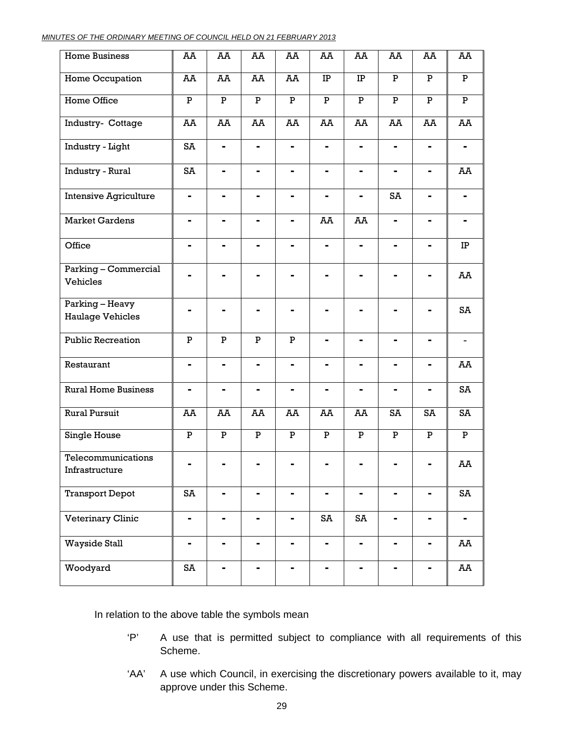| Home Business | AA | AA | AA | AA | AA | AA | AA | AA | AA |
|---|---|---|---|---|---|---|---|---|---|
| Home Occupation | AA | AA | AA | AA | IP | IP | P | P | P |
| Home Office | P | P | P | P | P | P | P | P | P |
| Industry- Cottage | AA | AA | AA | AA | AA | AA | AA | AA | AA |
| Industry - Light | SA | - | - | - | - | - | - | - | - |
| Industry - Rural | SA | - | - | - | - | - | - | - | AA |
| Intensive Agriculture | - | - | - | - | - | - | SA | - | - |
| Market Gardens | - | - | - | - | AA | AA | - | - | - |
| Office | - | - | - | - | - | - | - | - | IP |
| Parking – Commercial Vehicles | - | - | - | - | - | - | - | - | AA |
| Parking – Heavy Haulage Vehicles | - | - | - | - | - | - | - | - | SA |
| Public Recreation | P | P | P | P | - | - | - | - | - |
| Restaurant | - | - | - | - | - | - | - | - | AA |
| Rural Home Business | - | - | - | - | - | - | - | - | SA |
| Rural Pursuit | AA | AA | AA | AA | AA | AA | SA | SA | SA |
| Single House | P | P | P | P | P | P | P | P | P |
| Telecommunications Infrastructure | - | - | - | - | - | - | - | - | AA |
| Transport Depot | SA | - | - | - | - | - | - | - | SA |
| Veterinary Clinic | - | - | - | - | SA | SA | - | - | - |
| Wayside Stall | - | - | - | - | - | - | - | - | AA |
| Woodyard | SA | - | - | - | - | - | - | - | AA |

In relation to the above table the symbols mean

- 'P' A use that is permitted subject to compliance with all requirements of this Scheme.
- 'AA' A use which Council, in exercising the discretionary powers available to it, may approve under this Scheme.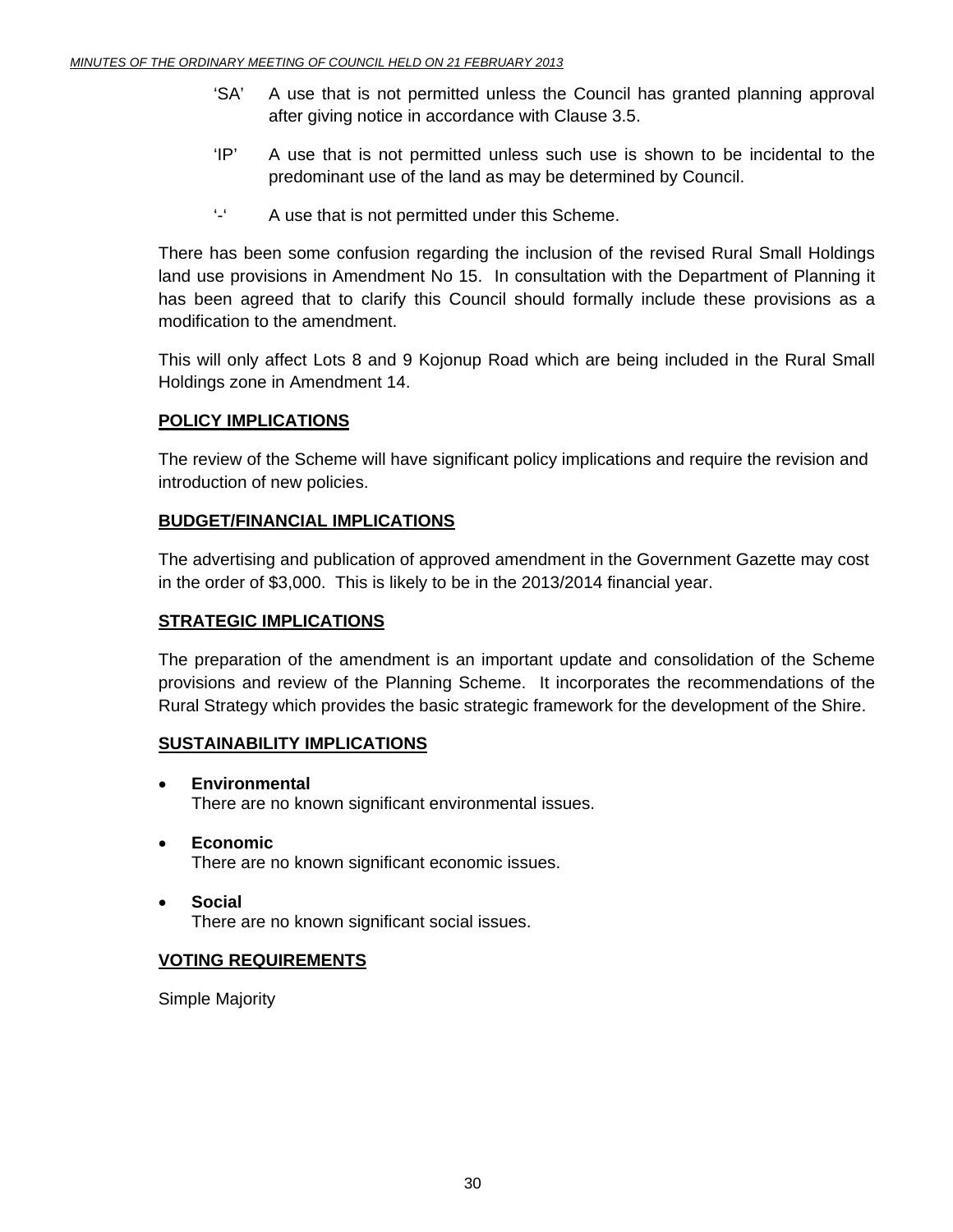'SA' A use that is not permitted unless the Council has granted planning approval after giving notice in accordance with Clause 3.5.

'IP' A use that is not permitted unless such use is shown to be incidental to the predominant use of the land as may be determined by Council.

'-' A use that is not permitted under this Scheme.

There has been some confusion regarding the inclusion of the revised Rural Small Holdings land use provisions in Amendment No 15. In consultation with the Department of Planning it has been agreed that to clarify this Council should formally include these provisions as a modification to the amendment.

This will only affect Lots 8 and 9 Kojonup Road which are being included in the Rural Small Holdings zone in Amendment 14.

**POLICY IMPLICATIONS**

The review of the Scheme will have significant policy implications and require the revision and introduction of new policies.

**BUDGET/FINANCIAL IMPLICATIONS**

The advertising and publication of approved amendment in the Government Gazette may cost in the order of $3,000. This is likely to be in the 2013/2014 financial year.

**STRATEGIC IMPLICATIONS**

The preparation of the amendment is an important update and consolidation of the Scheme provisions and review of the Planning Scheme. It incorporates the recommendations of the Rural Strategy which provides the basic strategic framework for the development of the Shire.

**SUSTAINABILITY IMPLICATIONS**

- **Environmental**
  There are no known significant environmental issues.
- **Economic**
  There are no known significant economic issues.
- **Social**
  There are no known significant social issues.

**VOTING REQUIREMENTS**

Simple Majority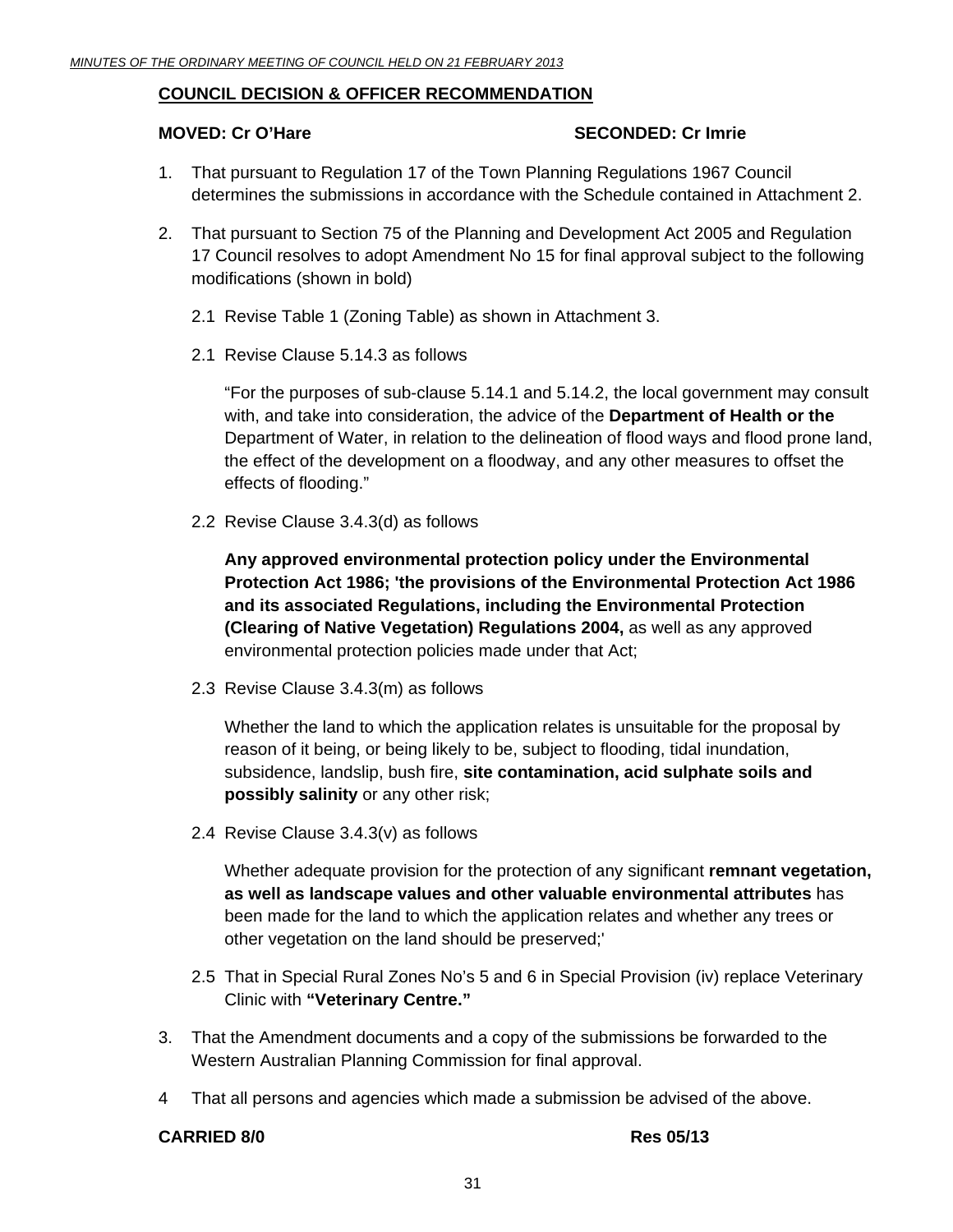**COUNCIL DECISION & OFFICER RECOMMENDATION**

**MOVED: Cr O'Hare** **SECONDED: Cr Imrie**

1. That pursuant to Regulation 17 of the Town Planning Regulations 1967 Council determines the submissions in accordance with the Schedule contained in Attachment 2.

2. That pursuant to Section 75 of the Planning and Development Act 2005 and Regulation 17 Council resolves to adopt Amendment No 15 for final approval subject to the following modifications (shown in bold)

   2.1 Revise Table 1 (Zoning Table) as shown in Attachment 3.

   2.1 Revise Clause 5.14.3 as follows

   "For the purposes of sub-clause 5.14.1 and 5.14.2, the local government may consult with, and take into consideration, the advice of the **Department of Health or the** Department of Water, in relation to the delineation of flood ways and flood prone land, the effect of the development on a floodway, and any other measures to offset the effects of flooding."

   2.2 Revise Clause 3.4.3(d) as follows

   **Any approved environmental protection policy under the Environmental Protection Act 1986; 'the provisions of the Environmental Protection Act 1986 and its associated Regulations, including the Environmental Protection (Clearing of Native Vegetation) Regulations 2004,** as well as any approved environmental protection policies made under that Act;

   2.3 Revise Clause 3.4.3(m) as follows

   Whether the land to which the application relates is unsuitable for the proposal by reason of it being, or being likely to be, subject to flooding, tidal inundation, subsidence, landslip, bush fire, **site contamination, acid sulphate soils and possibly salinity** or any other risk;

   2.4 Revise Clause 3.4.3(v) as follows

   Whether adequate provision for the protection of any significant **remnant vegetation, as well as landscape values and other valuable environmental attributes** has been made for the land to which the application relates and whether any trees or other vegetation on the land should be preserved;'

   2.5 That in Special Rural Zones No's 5 and 6 in Special Provision (iv) replace Veterinary Clinic with **"Veterinary Centre."**

3. That the Amendment documents and a copy of the submissions be forwarded to the Western Australian Planning Commission for final approval.

4 That all persons and agencies which made a submission be advised of the above.

**CARRIED 8/0** **Res 05/13**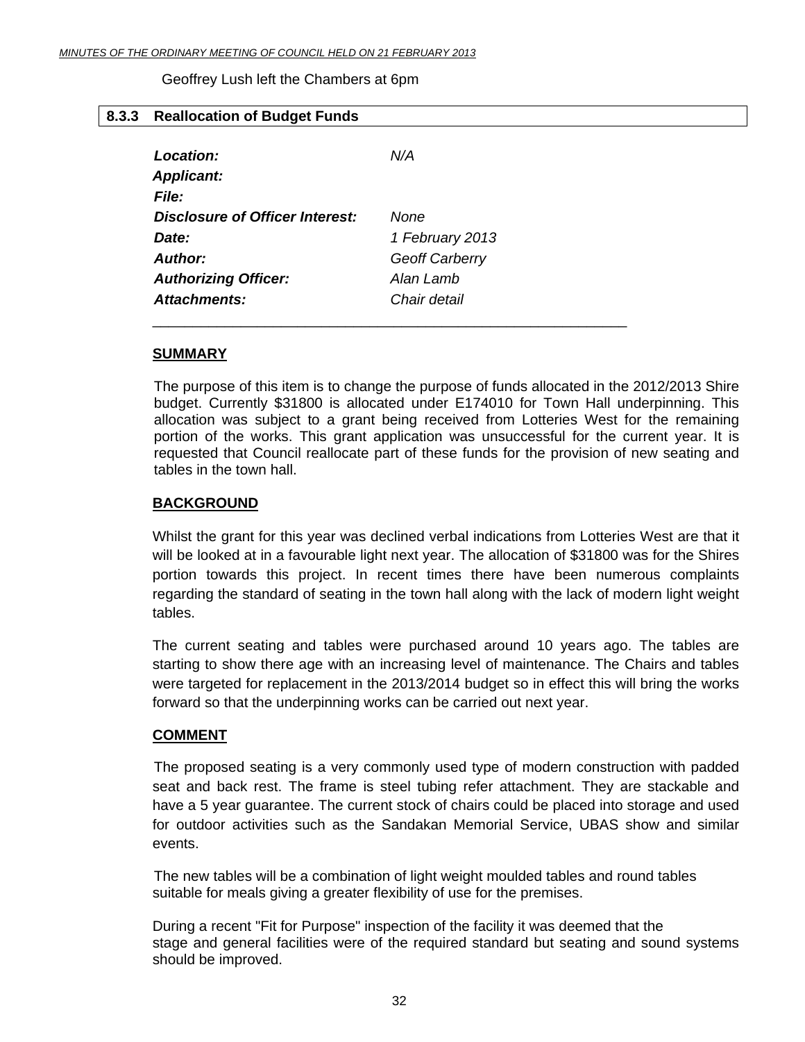Geoffrey Lush left the Chambers at 6pm

### 8.3.3 Reallocation of Budget Funds

| | |
|---|---|
| ***Location:*** | *N/A* |
| ***Applicant:*** | |
| ***File:*** | |
| ***Disclosure of Officer Interest:*** | *None* |
| ***Date:*** | *1 February 2013* |
| ***Author:*** | *Geoff Carberry* |
| ***Authorizing Officer:*** | *Alan Lamb* |
| ***Attachments:*** | *Chair detail* |

---

**SUMMARY**

The purpose of this item is to change the purpose of funds allocated in the 2012/2013 Shire budget. Currently $31800 is allocated under E174010 for Town Hall underpinning. This allocation was subject to a grant being received from Lotteries West for the remaining portion of the works. This grant application was unsuccessful for the current year. It is requested that Council reallocate part of these funds for the provision of new seating and tables in the town hall.

**BACKGROUND**

Whilst the grant for this year was declined verbal indications from Lotteries West are that it will be looked at in a favourable light next year. The allocation of $31800 was for the Shires portion towards this project. In recent times there have been numerous complaints regarding the standard of seating in the town hall along with the lack of modern light weight tables.

The current seating and tables were purchased around 10 years ago. The tables are starting to show there age with an increasing level of maintenance. The Chairs and tables were targeted for replacement in the 2013/2014 budget so in effect this will bring the works forward so that the underpinning works can be carried out next year.

**COMMENT**

The proposed seating is a very commonly used type of modern construction with padded seat and back rest. The frame is steel tubing refer attachment. They are stackable and have a 5 year guarantee. The current stock of chairs could be placed into storage and used for outdoor activities such as the Sandakan Memorial Service, UBAS show and similar events.

The new tables will be a combination of light weight moulded tables and round tables suitable for meals giving a greater flexibility of use for the premises.

During a recent "Fit for Purpose" inspection of the facility it was deemed that the stage and general facilities were of the required standard but seating and sound systems should be improved.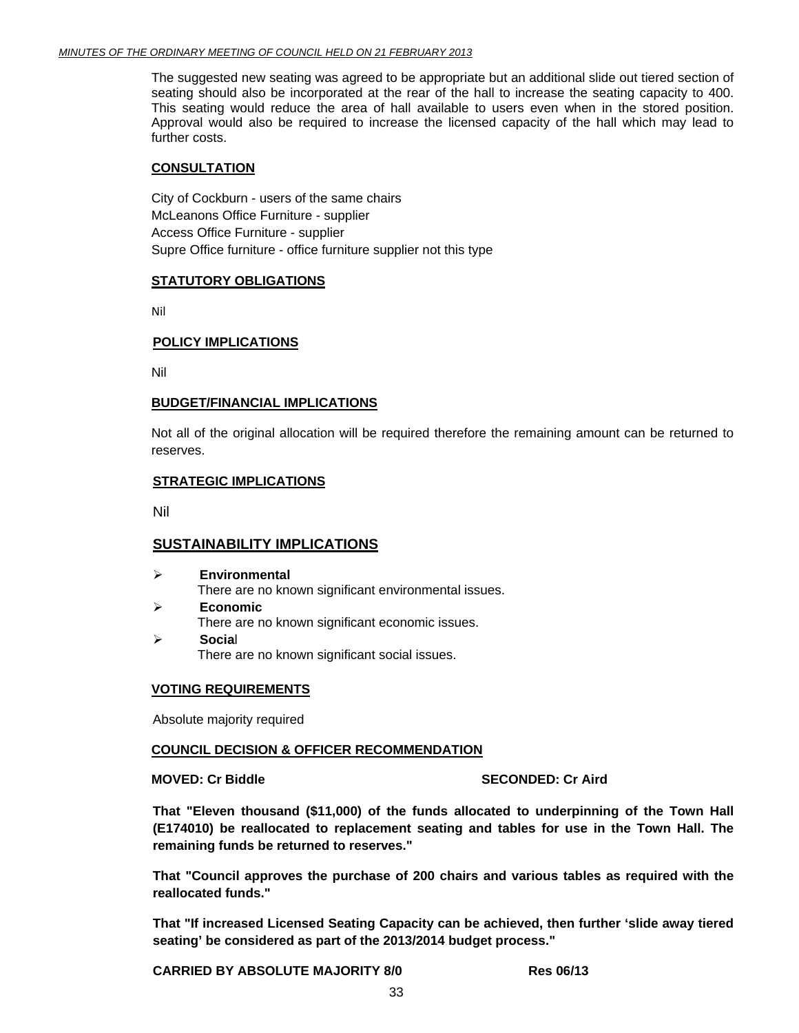The suggested new seating was agreed to be appropriate but an additional slide out tiered section of seating should also be incorporated at the rear of the hall to increase the seating capacity to 400. This seating would reduce the area of hall available to users even when in the stored position. Approval would also be required to increase the licensed capacity of the hall which may lead to further costs.

**CONSULTATION**

City of Cockburn - users of the same chairs
McLeanons Office Furniture - supplier
Access Office Furniture - supplier
Supre Office furniture - office furniture supplier not this type

**STATUTORY OBLIGATIONS**

Nil

**POLICY IMPLICATIONS**

Nil

**BUDGET/FINANCIAL IMPLICATIONS**

Not all of the original allocation will be required therefore the remaining amount can be returned to reserves.

**STRATEGIC IMPLICATIONS**

Nil

**SUSTAINABILITY IMPLICATIONS**

- **Environmental**
  There are no known significant environmental issues.
- **Economic**
  There are no known significant economic issues.
- **Social**
  There are no known significant social issues.

**VOTING REQUIREMENTS**

Absolute majority required

**COUNCIL DECISION & OFFICER RECOMMENDATION**

**MOVED: Cr Biddle** **SECONDED: Cr Aird**

**That "Eleven thousand ($11,000) of the funds allocated to underpinning of the Town Hall (E174010) be reallocated to replacement seating and tables for use in the Town Hall. The remaining funds be returned to reserves."**

**That "Council approves the purchase of 200 chairs and various tables as required with the reallocated funds."**

**That "If increased Licensed Seating Capacity can be achieved, then further 'slide away tiered seating' be considered as part of the 2013/2014 budget process."**

**CARRIED BY ABSOLUTE MAJORITY 8/0** **Res 06/13**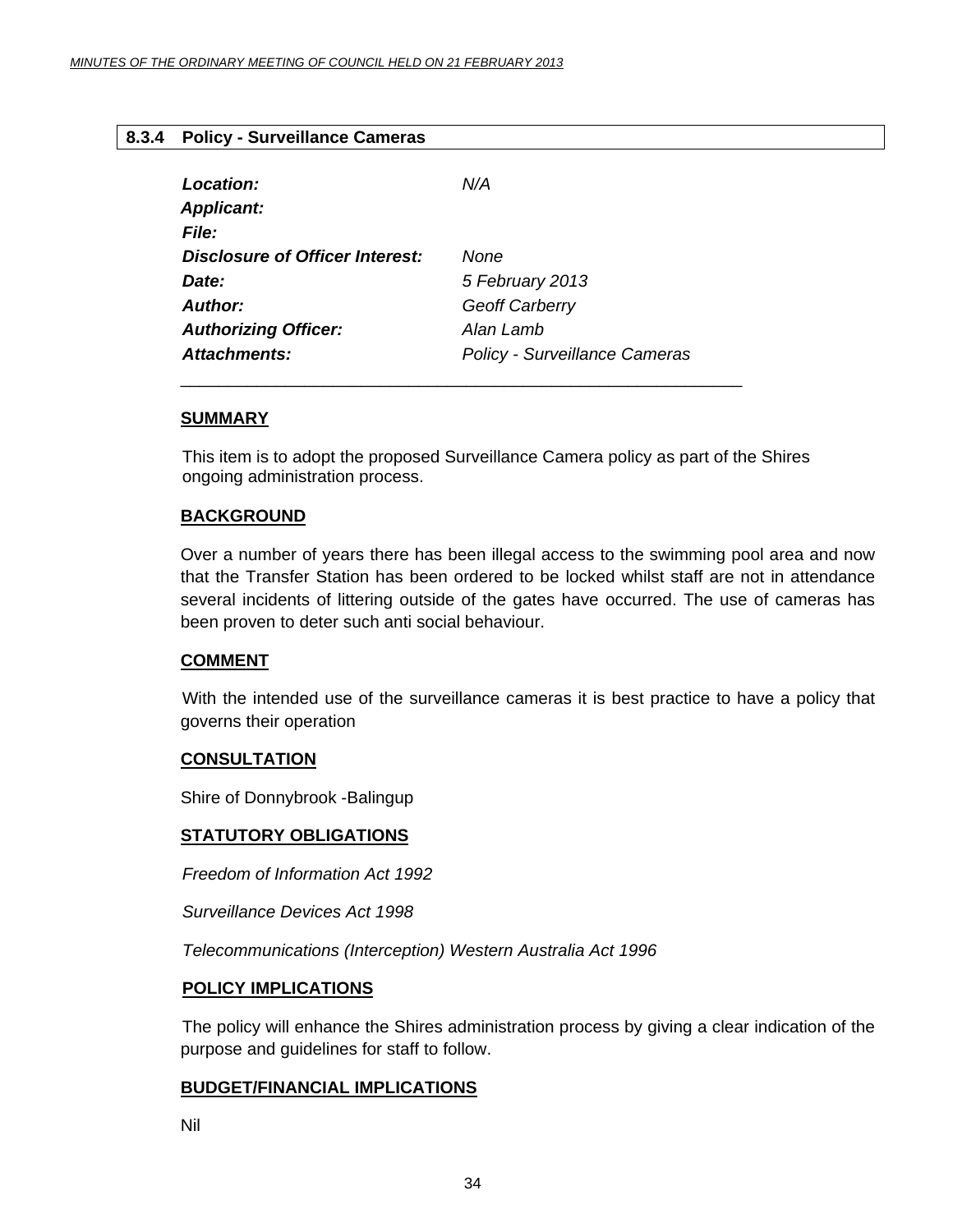### 8.3.4 Policy - Surveillance Cameras

| | |
|---|---|
| ***Location:*** | *N/A* |
| ***Applicant:*** | |
| ***File:*** | |
| ***Disclosure of Officer Interest:*** | *None* |
| ***Date:*** | *5 February 2013* |
| ***Author:*** | *Geoff Carberry* |
| ***Authorizing Officer:*** | *Alan Lamb* |
| ***Attachments:*** | *Policy - Surveillance Cameras* |

---

**SUMMARY**

This item is to adopt the proposed Surveillance Camera policy as part of the Shires ongoing administration process.

**BACKGROUND**

Over a number of years there has been illegal access to the swimming pool area and now that the Transfer Station has been ordered to be locked whilst staff are not in attendance several incidents of littering outside of the gates have occurred. The use of cameras has been proven to deter such anti social behaviour.

**COMMENT**

With the intended use of the surveillance cameras it is best practice to have a policy that governs their operation

**CONSULTATION**

Shire of Donnybrook -Balingup

**STATUTORY OBLIGATIONS**

*Freedom of Information Act 1992*

*Surveillance Devices Act 1998*

*Telecommunications (Interception) Western Australia Act 1996*

**POLICY IMPLICATIONS**

The policy will enhance the Shires administration process by giving a clear indication of the purpose and guidelines for staff to follow.

**BUDGET/FINANCIAL IMPLICATIONS**

Nil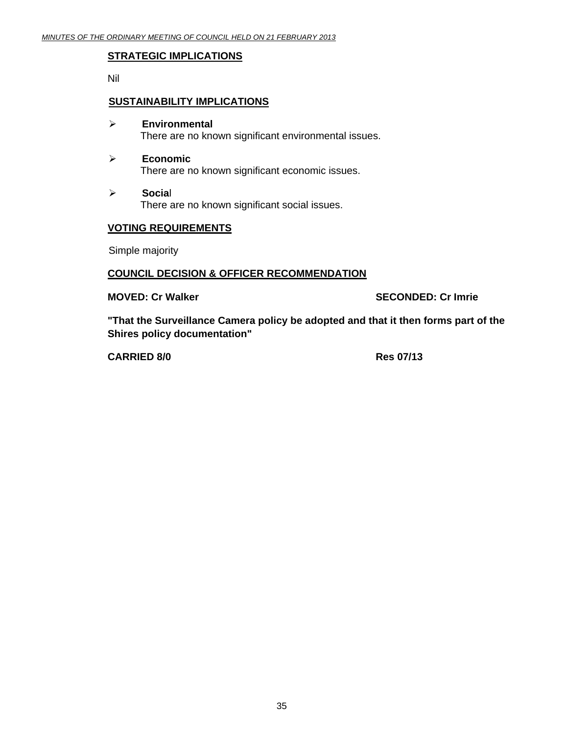## STRATEGIC IMPLICATIONS

Nil

## SUSTAINABILITY IMPLICATIONS

- **Environmental**
  There are no known significant environmental issues.

- **Economic**
  There are no known significant economic issues.

- **Social**
  There are no known significant social issues.

## VOTING REQUIREMENTS

Simple majority

## COUNCIL DECISION & OFFICER RECOMMENDATION

**MOVED: Cr Walker** **SECONDED: Cr Imrie**

**"That the Surveillance Camera policy be adopted and that it then forms part of the Shires policy documentation"**

**CARRIED 8/0** **Res 07/13**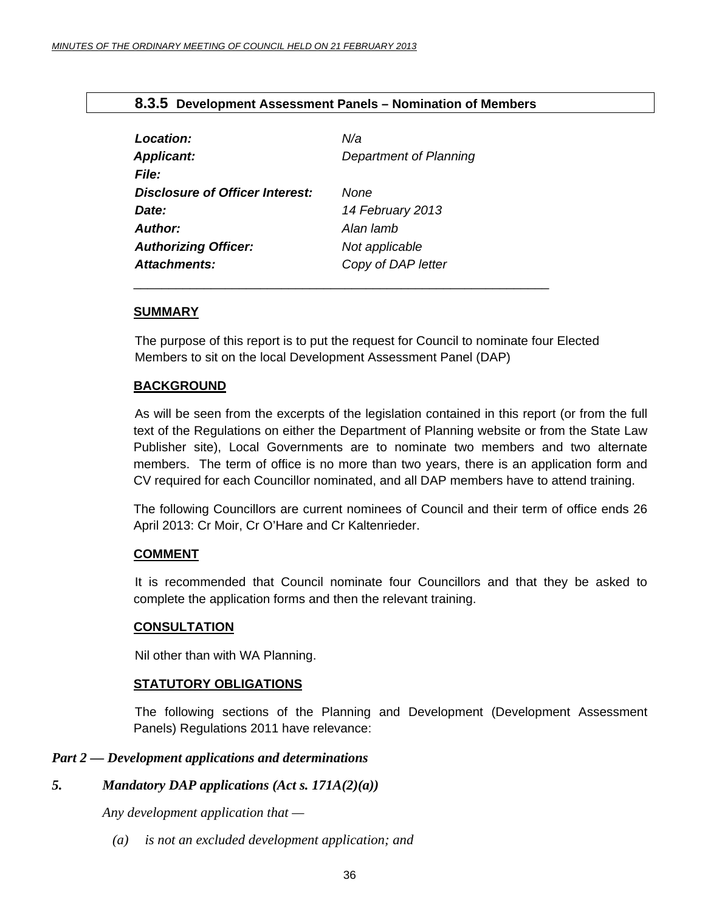## 8.3.5 Development Assessment Panels – Nomination of Members

| | |
|---|---|
| ***Location:*** | *N/a* |
| ***Applicant:*** | *Department of Planning* |
| ***File:*** | |
| ***Disclosure of Officer Interest:*** | *None* |
| ***Date:*** | *14 February 2013* |
| ***Author:*** | *Alan lamb* |
| ***Authorizing Officer:*** | *Not applicable* |
| ***Attachments:*** | *Copy of DAP letter* |

---

**SUMMARY**

The purpose of this report is to put the request for Council to nominate four Elected Members to sit on the local Development Assessment Panel (DAP)

**BACKGROUND**

As will be seen from the excerpts of the legislation contained in this report (or from the full text of the Regulations on either the Department of Planning website or from the State Law Publisher site), Local Governments are to nominate two members and two alternate members. The term of office is no more than two years, there is an application form and CV required for each Councillor nominated, and all DAP members have to attend training.

The following Councillors are current nominees of Council and their term of office ends 26 April 2013: Cr Moir, Cr O'Hare and Cr Kaltenrieder.

**COMMENT**

It is recommended that Council nominate four Councillors and that they be asked to complete the application forms and then the relevant training.

**CONSULTATION**

Nil other than with WA Planning.

**STATUTORY OBLIGATIONS**

The following sections of the Planning and Development (Development Assessment Panels) Regulations 2011 have relevance:

***Part 2 — Development applications and determinations***

***5. Mandatory DAP applications (Act s. 171A(2)(a))***

*Any development application that —*

*(a) is not an excluded development application; and*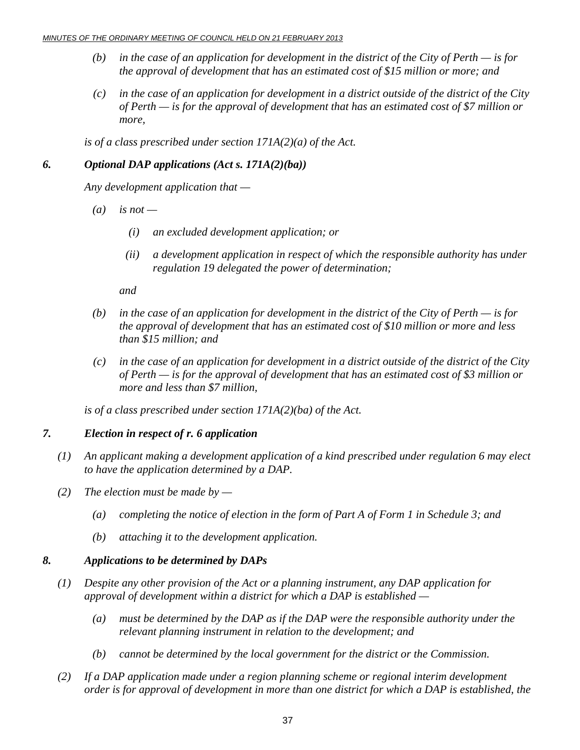*(b) in the case of an application for development in the district of the City of Perth — is for the approval of development that has an estimated cost of $15 million or more; and*

*(c) in the case of an application for development in a district outside of the district of the City of Perth — is for the approval of development that has an estimated cost of $7 million or more,*

*is of a class prescribed under section 171A(2)(a) of the Act.*

### *6. Optional DAP applications (Act s. 171A(2)(ba))*

*Any development application that —*

*(a) is not —*

*(i) an excluded development application; or*

*(ii) a development application in respect of which the responsible authority has under regulation 19 delegated the power of determination;*

*and*

*(b) in the case of an application for development in the district of the City of Perth — is for the approval of development that has an estimated cost of $10 million or more and less than $15 million; and*

*(c) in the case of an application for development in a district outside of the district of the City of Perth — is for the approval of development that has an estimated cost of $3 million or more and less than $7 million,*

*is of a class prescribed under section 171A(2)(ba) of the Act.*

### *7. Election in respect of r. 6 application*

*(1) An applicant making a development application of a kind prescribed under regulation 6 may elect to have the application determined by a DAP.*

*(2) The election must be made by —*

*(a) completing the notice of election in the form of Part A of Form 1 in Schedule 3; and*

*(b) attaching it to the development application.*

### *8. Applications to be determined by DAPs*

*(1) Despite any other provision of the Act or a planning instrument, any DAP application for approval of development within a district for which a DAP is established —*

*(a) must be determined by the DAP as if the DAP were the responsible authority under the relevant planning instrument in relation to the development; and*

*(b) cannot be determined by the local government for the district or the Commission.*

*(2) If a DAP application made under a region planning scheme or regional interim development order is for approval of development in more than one district for which a DAP is established, the*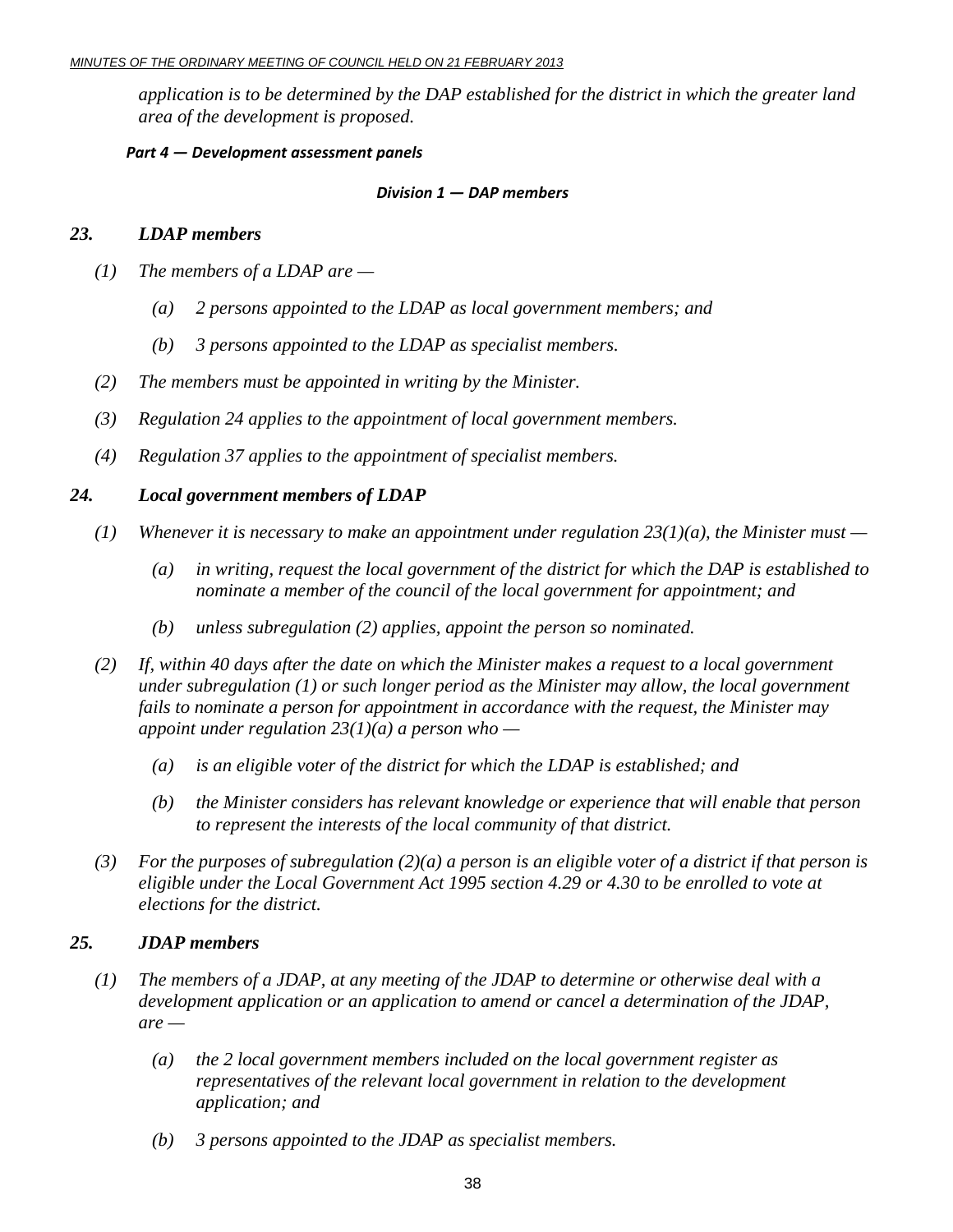*application is to be determined by the DAP established for the district in which the greater land area of the development is proposed.*

***Part 4 — Development assessment panels***

***Division 1 — DAP members***

***23. LDAP members***

*(1) The members of a LDAP are —*

*(a) 2 persons appointed to the LDAP as local government members; and*

*(b) 3 persons appointed to the LDAP as specialist members.*

*(2) The members must be appointed in writing by the Minister.*

*(3) Regulation 24 applies to the appointment of local government members.*

*(4) Regulation 37 applies to the appointment of specialist members.*

***24. Local government members of LDAP***

*(1) Whenever it is necessary to make an appointment under regulation 23(1)(a), the Minister must —*

*(a) in writing, request the local government of the district for which the DAP is established to nominate a member of the council of the local government for appointment; and*

*(b) unless subregulation (2) applies, appoint the person so nominated.*

*(2) If, within 40 days after the date on which the Minister makes a request to a local government under subregulation (1) or such longer period as the Minister may allow, the local government fails to nominate a person for appointment in accordance with the request, the Minister may appoint under regulation 23(1)(a) a person who —*

*(a) is an eligible voter of the district for which the LDAP is established; and*

*(b) the Minister considers has relevant knowledge or experience that will enable that person to represent the interests of the local community of that district.*

*(3) For the purposes of subregulation (2)(a) a person is an eligible voter of a district if that person is eligible under the Local Government Act 1995 section 4.29 or 4.30 to be enrolled to vote at elections for the district.*

***25. JDAP members***

*(1) The members of a JDAP, at any meeting of the JDAP to determine or otherwise deal with a development application or an application to amend or cancel a determination of the JDAP, are —*

*(a) the 2 local government members included on the local government register as representatives of the relevant local government in relation to the development application; and*

*(b) 3 persons appointed to the JDAP as specialist members.*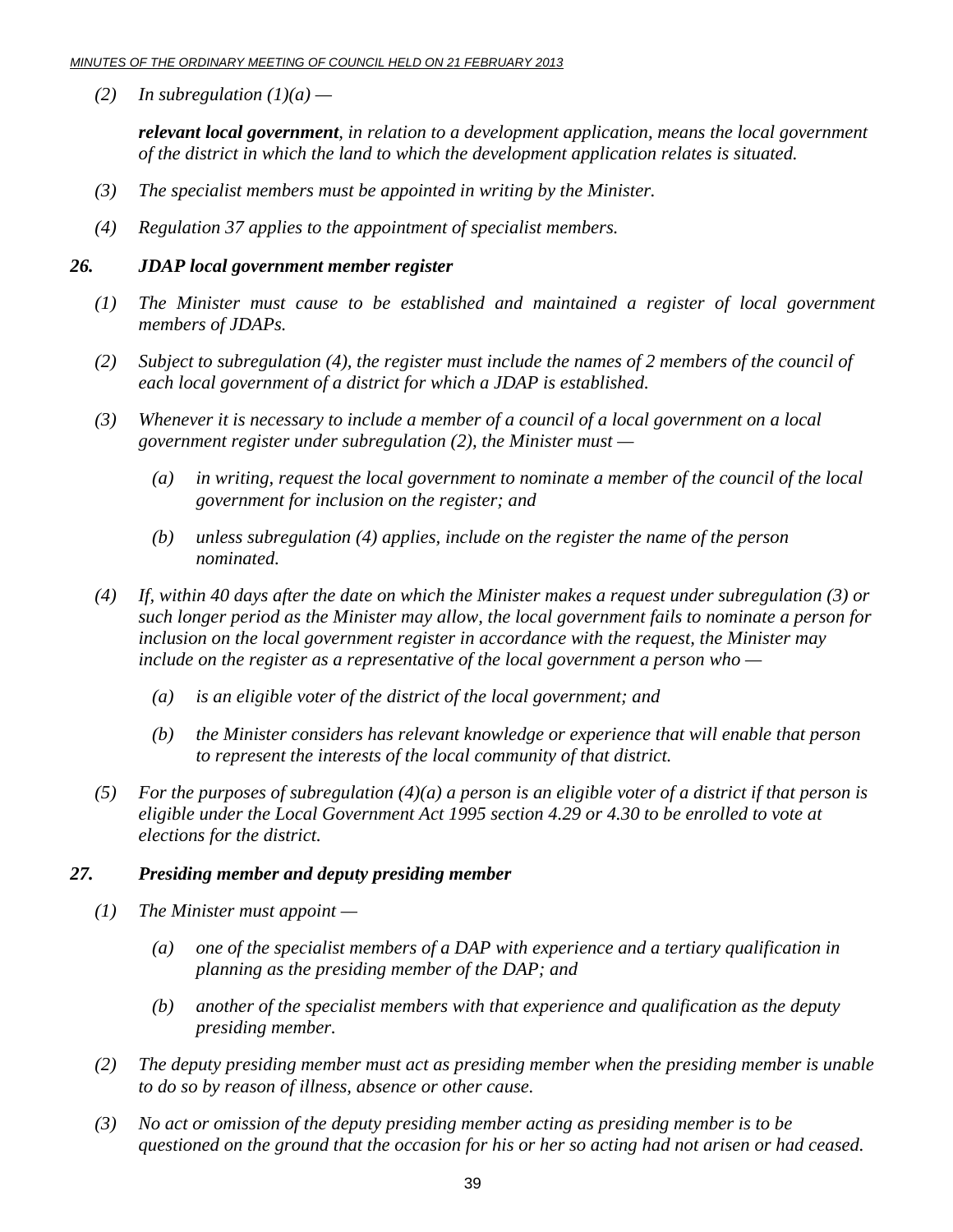*(2) In subregulation (1)(a) —*

***relevant local government**, in relation to a development application, means the local government of the district in which the land to which the development application relates is situated.*

*(3) The specialist members must be appointed in writing by the Minister.*

*(4) Regulation 37 applies to the appointment of specialist members.*

### *26. JDAP local government member register*

*(1) The Minister must cause to be established and maintained a register of local government members of JDAPs.*

*(2) Subject to subregulation (4), the register must include the names of 2 members of the council of each local government of a district for which a JDAP is established.*

*(3) Whenever it is necessary to include a member of a council of a local government on a local government register under subregulation (2), the Minister must —*

*(a) in writing, request the local government to nominate a member of the council of the local government for inclusion on the register; and*

*(b) unless subregulation (4) applies, include on the register the name of the person nominated.*

*(4) If, within 40 days after the date on which the Minister makes a request under subregulation (3) or such longer period as the Minister may allow, the local government fails to nominate a person for inclusion on the local government register in accordance with the request, the Minister may include on the register as a representative of the local government a person who —*

*(a) is an eligible voter of the district of the local government; and*

*(b) the Minister considers has relevant knowledge or experience that will enable that person to represent the interests of the local community of that district.*

*(5) For the purposes of subregulation (4)(a) a person is an eligible voter of a district if that person is eligible under the Local Government Act 1995 section 4.29 or 4.30 to be enrolled to vote at elections for the district.*

### *27. Presiding member and deputy presiding member*

*(1) The Minister must appoint —*

*(a) one of the specialist members of a DAP with experience and a tertiary qualification in planning as the presiding member of the DAP; and*

*(b) another of the specialist members with that experience and qualification as the deputy presiding member.*

*(2) The deputy presiding member must act as presiding member when the presiding member is unable to do so by reason of illness, absence or other cause.*

*(3) No act or omission of the deputy presiding member acting as presiding member is to be questioned on the ground that the occasion for his or her so acting had not arisen or had ceased.*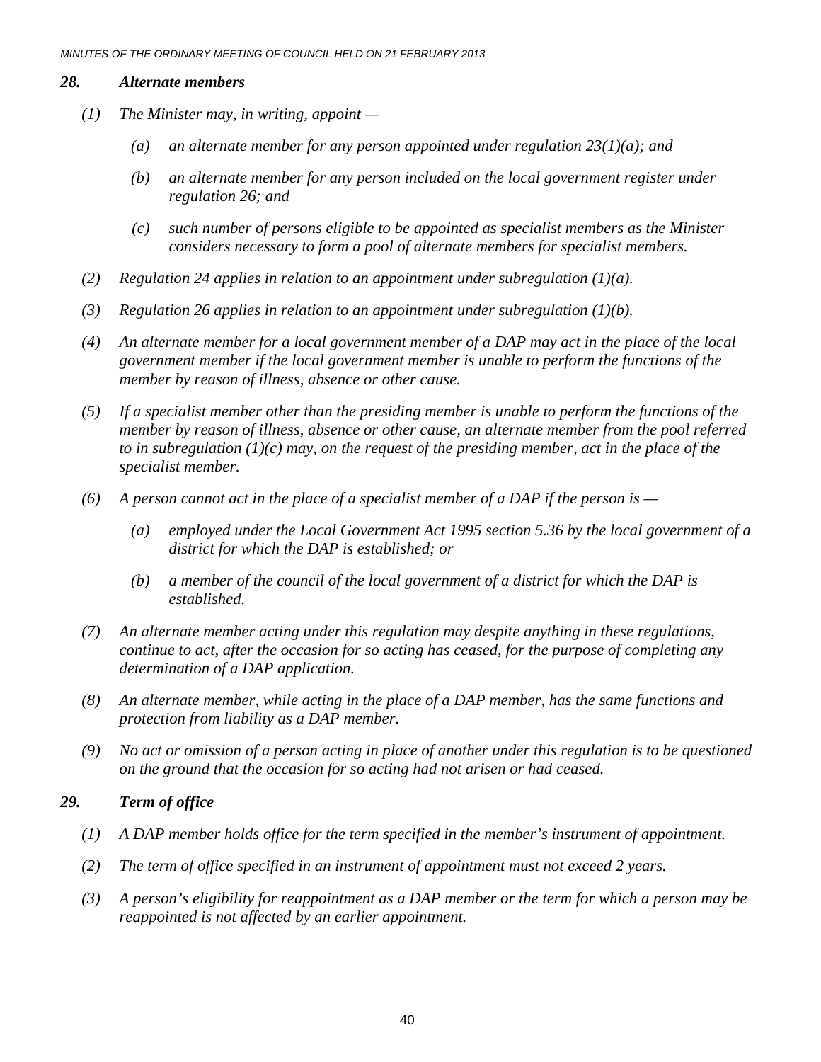### *28. Alternate members*

*(1) The Minister may, in writing, appoint —*

*(a) an alternate member for any person appointed under regulation 23(1)(a); and*

*(b) an alternate member for any person included on the local government register under regulation 26; and*

*(c) such number of persons eligible to be appointed as specialist members as the Minister considers necessary to form a pool of alternate members for specialist members.*

*(2) Regulation 24 applies in relation to an appointment under subregulation (1)(a).*

*(3) Regulation 26 applies in relation to an appointment under subregulation (1)(b).*

*(4) An alternate member for a local government member of a DAP may act in the place of the local government member if the local government member is unable to perform the functions of the member by reason of illness, absence or other cause.*

*(5) If a specialist member other than the presiding member is unable to perform the functions of the member by reason of illness, absence or other cause, an alternate member from the pool referred to in subregulation (1)(c) may, on the request of the presiding member, act in the place of the specialist member.*

*(6) A person cannot act in the place of a specialist member of a DAP if the person is —*

*(a) employed under the Local Government Act 1995 section 5.36 by the local government of a district for which the DAP is established; or*

*(b) a member of the council of the local government of a district for which the DAP is established.*

*(7) An alternate member acting under this regulation may despite anything in these regulations, continue to act, after the occasion for so acting has ceased, for the purpose of completing any determination of a DAP application.*

*(8) An alternate member, while acting in the place of a DAP member, has the same functions and protection from liability as a DAP member.*

*(9) No act or omission of a person acting in place of another under this regulation is to be questioned on the ground that the occasion for so acting had not arisen or had ceased.*

### *29. Term of office*

*(1) A DAP member holds office for the term specified in the member's instrument of appointment.*

*(2) The term of office specified in an instrument of appointment must not exceed 2 years.*

*(3) A person's eligibility for reappointment as a DAP member or the term for which a person may be reappointed is not affected by an earlier appointment.*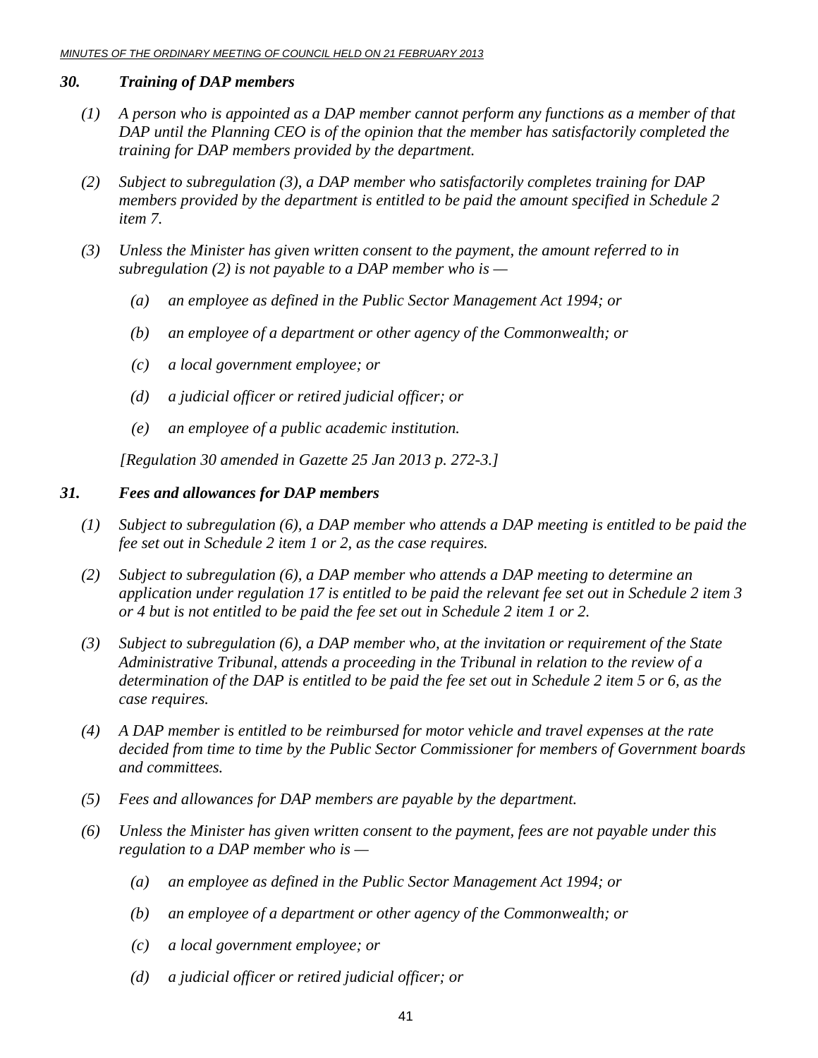### *30. Training of DAP members*

*(1) A person who is appointed as a DAP member cannot perform any functions as a member of that DAP until the Planning CEO is of the opinion that the member has satisfactorily completed the training for DAP members provided by the department.*

*(2) Subject to subregulation (3), a DAP member who satisfactorily completes training for DAP members provided by the department is entitled to be paid the amount specified in Schedule 2 item 7.*

*(3) Unless the Minister has given written consent to the payment, the amount referred to in subregulation (2) is not payable to a DAP member who is —*

*(a) an employee as defined in the Public Sector Management Act 1994; or*

*(b) an employee of a department or other agency of the Commonwealth; or*

*(c) a local government employee; or*

*(d) a judicial officer or retired judicial officer; or*

*(e) an employee of a public academic institution.*

*[Regulation 30 amended in Gazette 25 Jan 2013 p. 272-3.]*

### *31. Fees and allowances for DAP members*

*(1) Subject to subregulation (6), a DAP member who attends a DAP meeting is entitled to be paid the fee set out in Schedule 2 item 1 or 2, as the case requires.*

*(2) Subject to subregulation (6), a DAP member who attends a DAP meeting to determine an application under regulation 17 is entitled to be paid the relevant fee set out in Schedule 2 item 3 or 4 but is not entitled to be paid the fee set out in Schedule 2 item 1 or 2.*

*(3) Subject to subregulation (6), a DAP member who, at the invitation or requirement of the State Administrative Tribunal, attends a proceeding in the Tribunal in relation to the review of a determination of the DAP is entitled to be paid the fee set out in Schedule 2 item 5 or 6, as the case requires.*

*(4) A DAP member is entitled to be reimbursed for motor vehicle and travel expenses at the rate decided from time to time by the Public Sector Commissioner for members of Government boards and committees.*

*(5) Fees and allowances for DAP members are payable by the department.*

*(6) Unless the Minister has given written consent to the payment, fees are not payable under this regulation to a DAP member who is —*

*(a) an employee as defined in the Public Sector Management Act 1994; or*

*(b) an employee of a department or other agency of the Commonwealth; or*

*(c) a local government employee; or*

*(d) a judicial officer or retired judicial officer; or*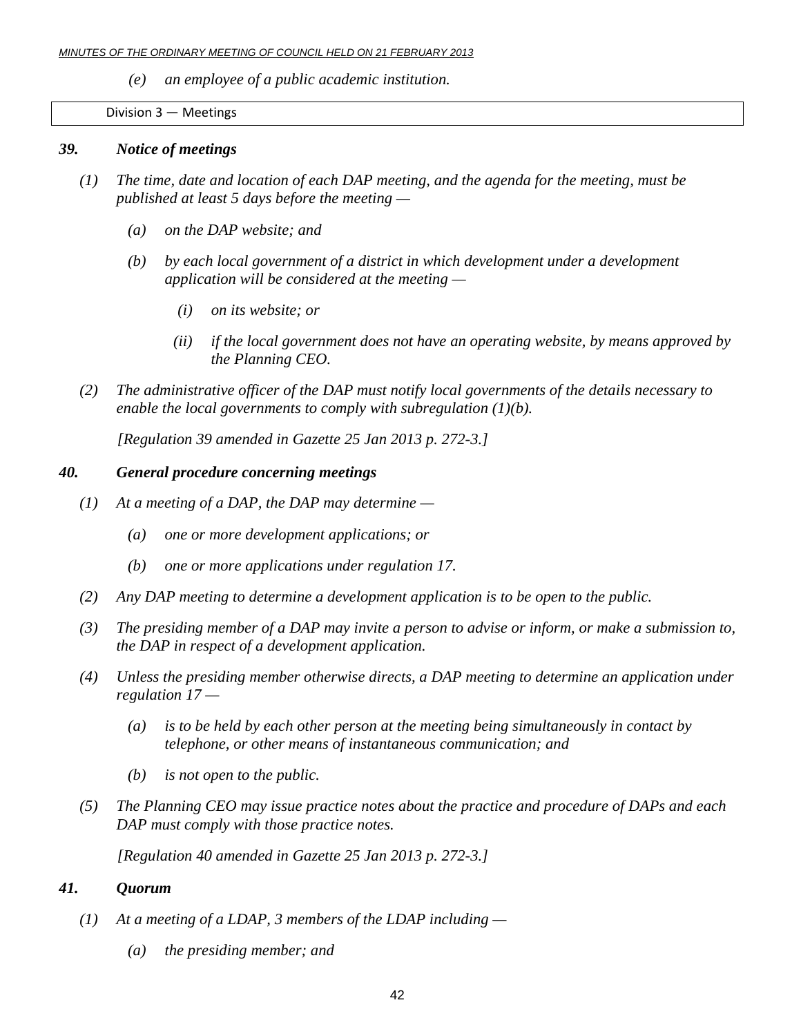*(e) an employee of a public academic institution.*

Division 3 — Meetings

### *39. Notice of meetings*

*(1) The time, date and location of each DAP meeting, and the agenda for the meeting, must be published at least 5 days before the meeting —*

*(a) on the DAP website; and*

*(b) by each local government of a district in which development under a development application will be considered at the meeting —*

*(i) on its website; or*

*(ii) if the local government does not have an operating website, by means approved by the Planning CEO.*

*(2) The administrative officer of the DAP must notify local governments of the details necessary to enable the local governments to comply with subregulation (1)(b).*

*[Regulation 39 amended in Gazette 25 Jan 2013 p. 272-3.]*

### *40. General procedure concerning meetings*

*(1) At a meeting of a DAP, the DAP may determine —*

*(a) one or more development applications; or*

*(b) one or more applications under regulation 17.*

*(2) Any DAP meeting to determine a development application is to be open to the public.*

*(3) The presiding member of a DAP may invite a person to advise or inform, or make a submission to, the DAP in respect of a development application.*

*(4) Unless the presiding member otherwise directs, a DAP meeting to determine an application under regulation 17 —*

*(a) is to be held by each other person at the meeting being simultaneously in contact by telephone, or other means of instantaneous communication; and*

*(b) is not open to the public.*

*(5) The Planning CEO may issue practice notes about the practice and procedure of DAPs and each DAP must comply with those practice notes.*

*[Regulation 40 amended in Gazette 25 Jan 2013 p. 272-3.]*

### *41. Quorum*

*(1) At a meeting of a LDAP, 3 members of the LDAP including —*

*(a) the presiding member; and*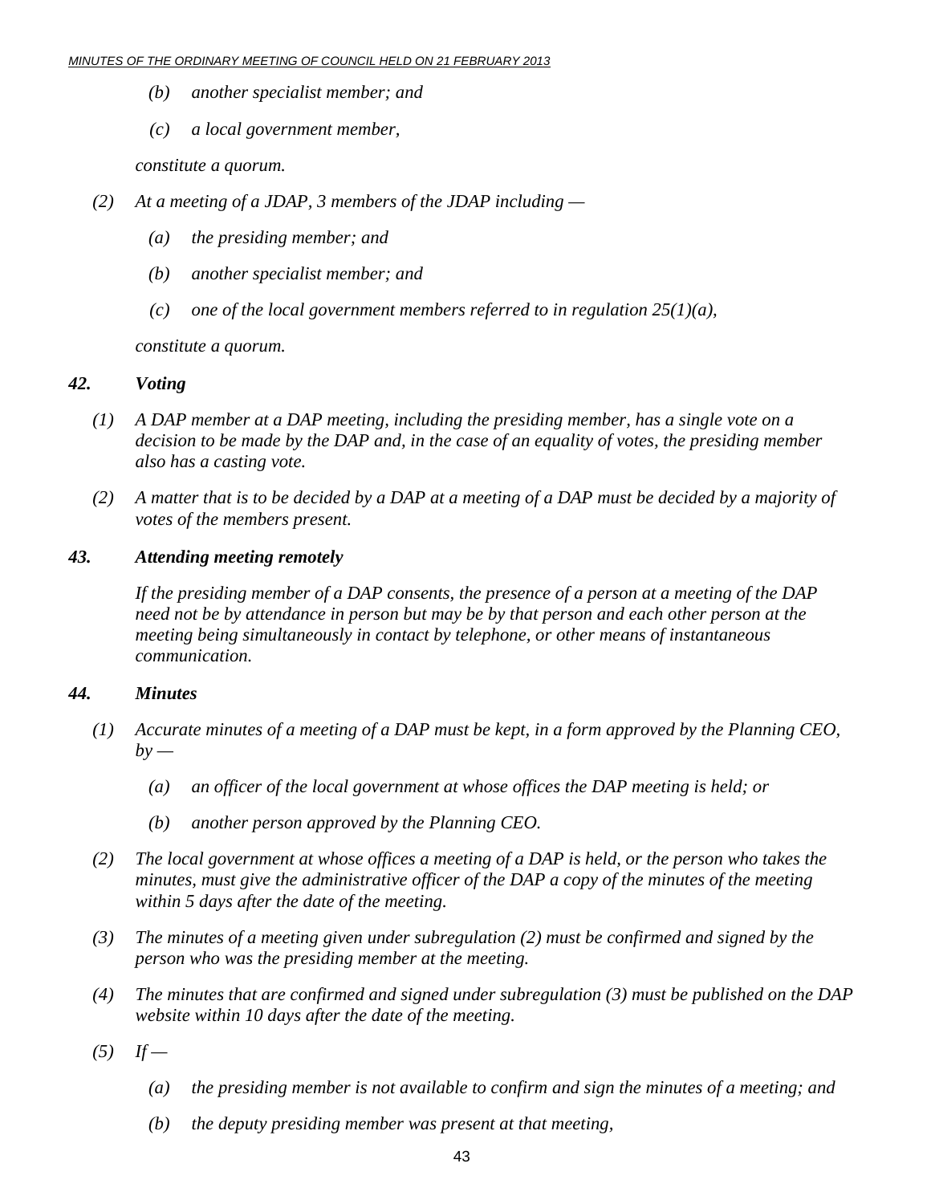*(b) another specialist member; and*

*(c) a local government member,*

*constitute a quorum.*

*(2) At a meeting of a JDAP, 3 members of the JDAP including —*

*(a) the presiding member; and*

*(b) another specialist member; and*

*(c) one of the local government members referred to in regulation 25(1)(a),*

*constitute a quorum.*

***42. Voting***

*(1) A DAP member at a DAP meeting, including the presiding member, has a single vote on a decision to be made by the DAP and, in the case of an equality of votes, the presiding member also has a casting vote.*

*(2) A matter that is to be decided by a DAP at a meeting of a DAP must be decided by a majority of votes of the members present.*

***43. Attending meeting remotely***

*If the presiding member of a DAP consents, the presence of a person at a meeting of the DAP need not be by attendance in person but may be by that person and each other person at the meeting being simultaneously in contact by telephone, or other means of instantaneous communication.*

***44. Minutes***

*(1) Accurate minutes of a meeting of a DAP must be kept, in a form approved by the Planning CEO, by —*

*(a) an officer of the local government at whose offices the DAP meeting is held; or*

*(b) another person approved by the Planning CEO.*

*(2) The local government at whose offices a meeting of a DAP is held, or the person who takes the minutes, must give the administrative officer of the DAP a copy of the minutes of the meeting within 5 days after the date of the meeting.*

*(3) The minutes of a meeting given under subregulation (2) must be confirmed and signed by the person who was the presiding member at the meeting.*

*(4) The minutes that are confirmed and signed under subregulation (3) must be published on the DAP website within 10 days after the date of the meeting.*

*(5) If —*

*(a) the presiding member is not available to confirm and sign the minutes of a meeting; and*

*(b) the deputy presiding member was present at that meeting,*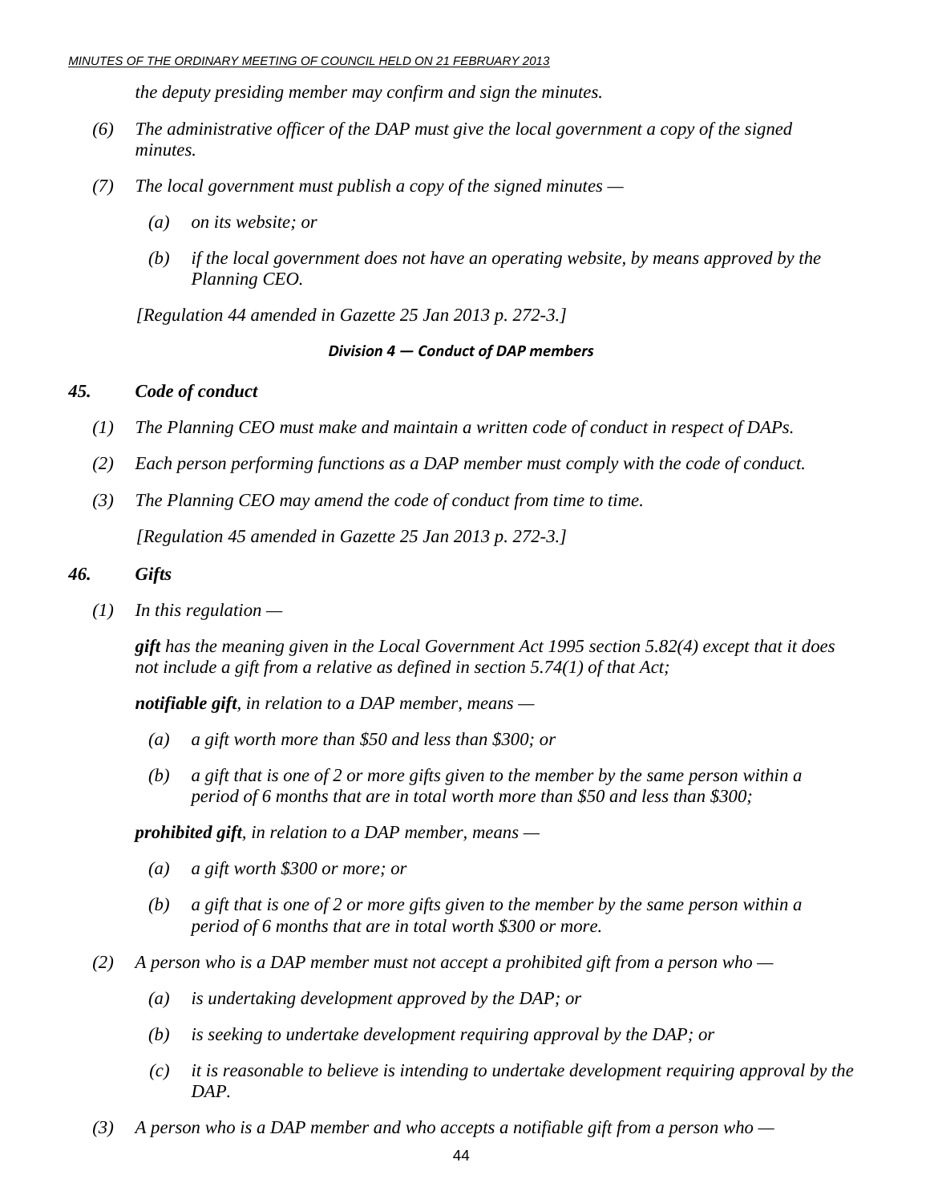*the deputy presiding member may confirm and sign the minutes.*

*(6) The administrative officer of the DAP must give the local government a copy of the signed minutes.*

*(7) The local government must publish a copy of the signed minutes —*

*(a) on its website; or*

*(b) if the local government does not have an operating website, by means approved by the Planning CEO.*

*[Regulation 44 amended in Gazette 25 Jan 2013 p. 272-3.]*

***Division 4 — Conduct of DAP members***

### *45. Code of conduct*

*(1) The Planning CEO must make and maintain a written code of conduct in respect of DAPs.*

*(2) Each person performing functions as a DAP member must comply with the code of conduct.*

*(3) The Planning CEO may amend the code of conduct from time to time.*

*[Regulation 45 amended in Gazette 25 Jan 2013 p. 272-3.]*

### *46. Gifts*

*(1) In this regulation —*

***gift*** *has the meaning given in the Local Government Act 1995 section 5.82(4) except that it does not include a gift from a relative as defined in section 5.74(1) of that Act;*

***notifiable gift****, in relation to a DAP member, means —*

*(a) a gift worth more than $50 and less than $300; or*

*(b) a gift that is one of 2 or more gifts given to the member by the same person within a period of 6 months that are in total worth more than $50 and less than $300;*

***prohibited gift****, in relation to a DAP member, means —*

*(a) a gift worth $300 or more; or*

*(b) a gift that is one of 2 or more gifts given to the member by the same person within a period of 6 months that are in total worth $300 or more.*

*(2) A person who is a DAP member must not accept a prohibited gift from a person who —*

*(a) is undertaking development approved by the DAP; or*

*(b) is seeking to undertake development requiring approval by the DAP; or*

*(c) it is reasonable to believe is intending to undertake development requiring approval by the DAP.*

*(3) A person who is a DAP member and who accepts a notifiable gift from a person who —*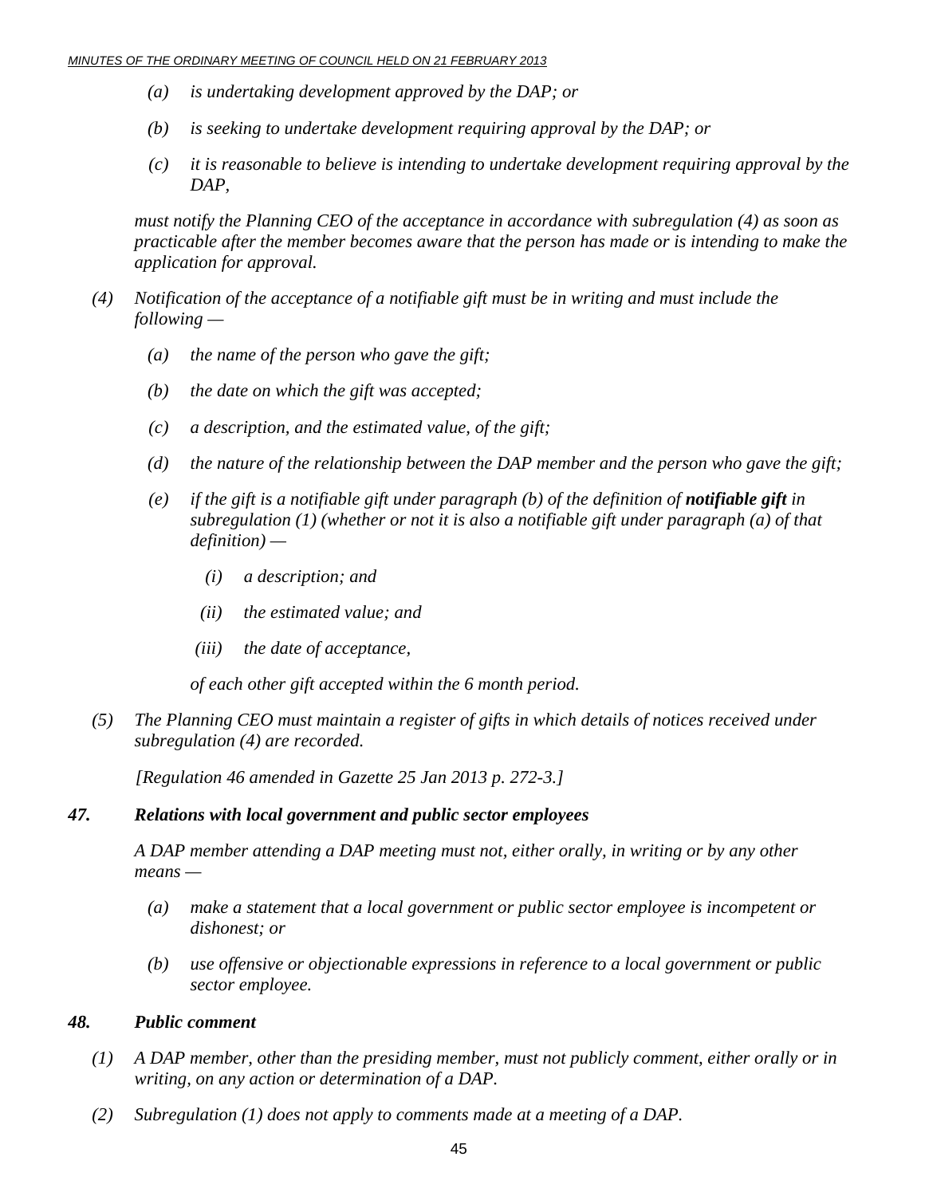*(a) is undertaking development approved by the DAP; or*

*(b) is seeking to undertake development requiring approval by the DAP; or*

*(c) it is reasonable to believe is intending to undertake development requiring approval by the DAP,*

*must notify the Planning CEO of the acceptance in accordance with subregulation (4) as soon as practicable after the member becomes aware that the person has made or is intending to make the application for approval.*

*(4) Notification of the acceptance of a notifiable gift must be in writing and must include the following —*

*(a) the name of the person who gave the gift;*

*(b) the date on which the gift was accepted;*

*(c) a description, and the estimated value, of the gift;*

*(d) the nature of the relationship between the DAP member and the person who gave the gift;*

*(e) if the gift is a notifiable gift under paragraph (b) of the definition of* ***notifiable gift*** *in subregulation (1) (whether or not it is also a notifiable gift under paragraph (a) of that definition) —*

*(i) a description; and*

*(ii) the estimated value; and*

*(iii) the date of acceptance,*

*of each other gift accepted within the 6 month period.*

*(5) The Planning CEO must maintain a register of gifts in which details of notices received under subregulation (4) are recorded.*

*[Regulation 46 amended in Gazette 25 Jan 2013 p. 272-3.]*

### *47. Relations with local government and public sector employees*

*A DAP member attending a DAP meeting must not, either orally, in writing or by any other means —*

*(a) make a statement that a local government or public sector employee is incompetent or dishonest; or*

*(b) use offensive or objectionable expressions in reference to a local government or public sector employee.*

### *48. Public comment*

*(1) A DAP member, other than the presiding member, must not publicly comment, either orally or in writing, on any action or determination of a DAP.*

*(2) Subregulation (1) does not apply to comments made at a meeting of a DAP.*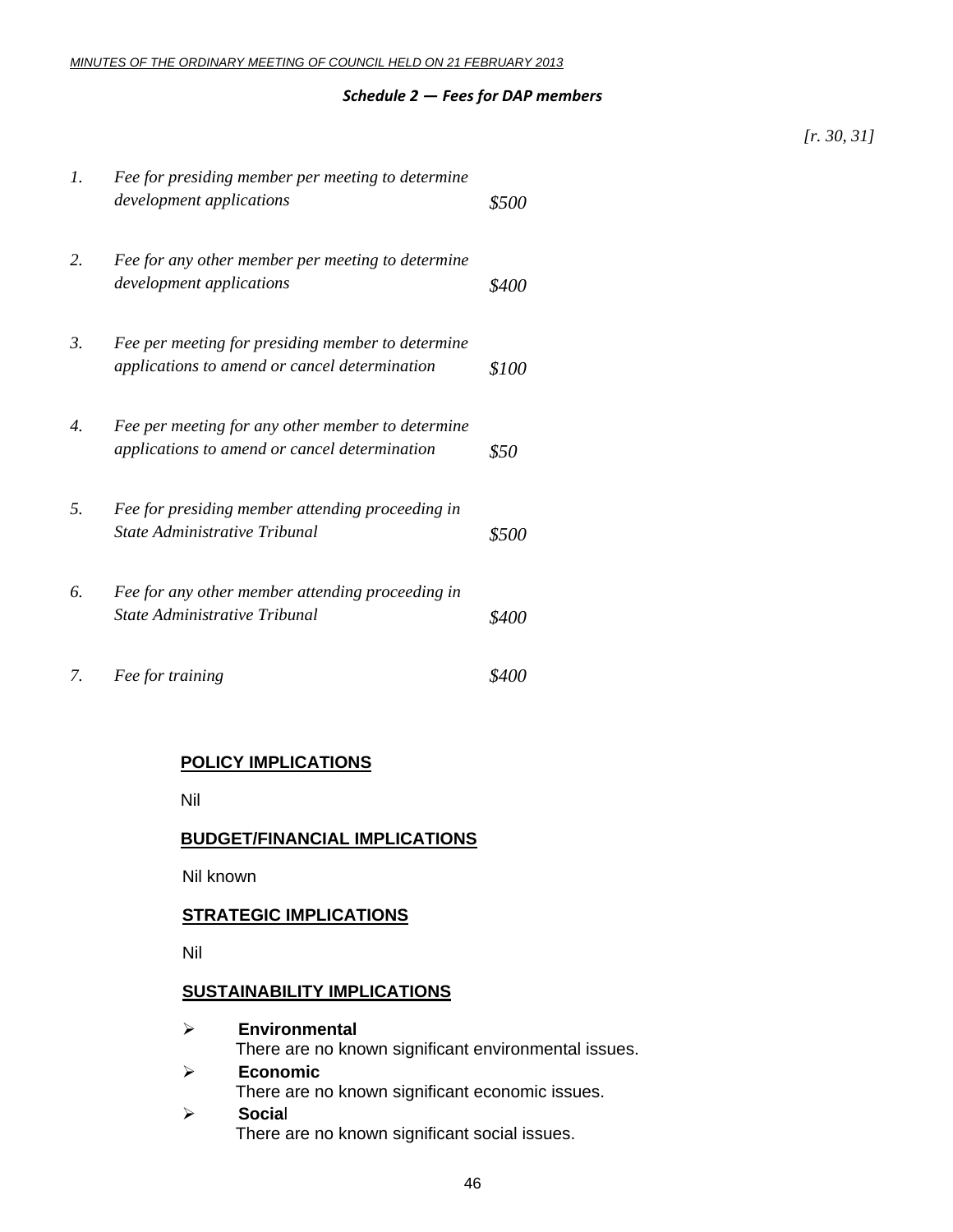***Schedule 2 — Fees for DAP members***

*[r. 30, 31]*

| | | |
|---|---|---|
| *1.* | *Fee for presiding member per meeting to determine development applications* | *$500* |
| *2.* | *Fee for any other member per meeting to determine development applications* | *$400* |
| *3.* | *Fee per meeting for presiding member to determine applications to amend or cancel determination* | *$100* |
| *4.* | *Fee per meeting for any other member to determine applications to amend or cancel determination* | *$50* |
| *5.* | *Fee for presiding member attending proceeding in State Administrative Tribunal* | *$500* |
| *6.* | *Fee for any other member attending proceeding in State Administrative Tribunal* | *$400* |
| *7.* | *Fee for training* | *$400* |

**POLICY IMPLICATIONS**

Nil

**BUDGET/FINANCIAL IMPLICATIONS**

Nil known

**STRATEGIC IMPLICATIONS**

Nil

**SUSTAINABILITY IMPLICATIONS**

- **Environmental**
  There are no known significant environmental issues.
- **Economic**
  There are no known significant economic issues.
- **Social**
  There are no known significant social issues.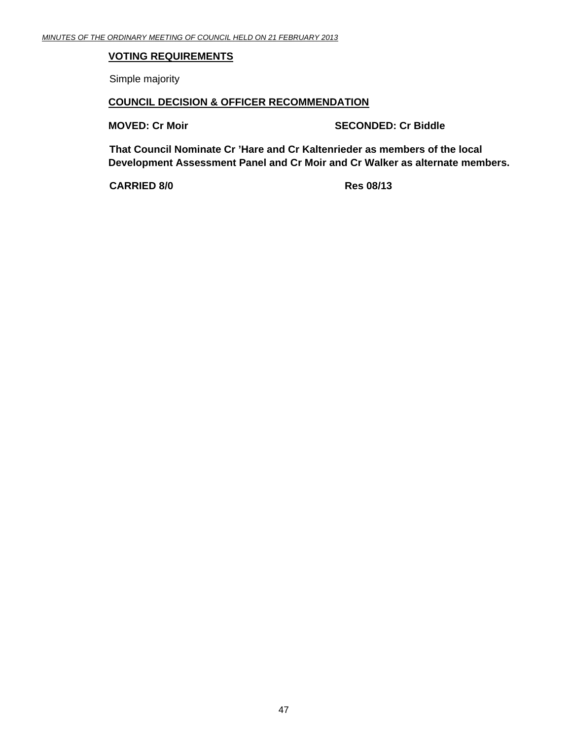**VOTING REQUIREMENTS**

Simple majority

**COUNCIL DECISION & OFFICER RECOMMENDATION**

**MOVED: Cr Moir** **SECONDED: Cr Biddle**

**That Council Nominate Cr ’Hare and Cr Kaltenrieder as members of the local Development Assessment Panel and Cr Moir and Cr Walker as alternate members.**

**CARRIED 8/0** **Res 08/13**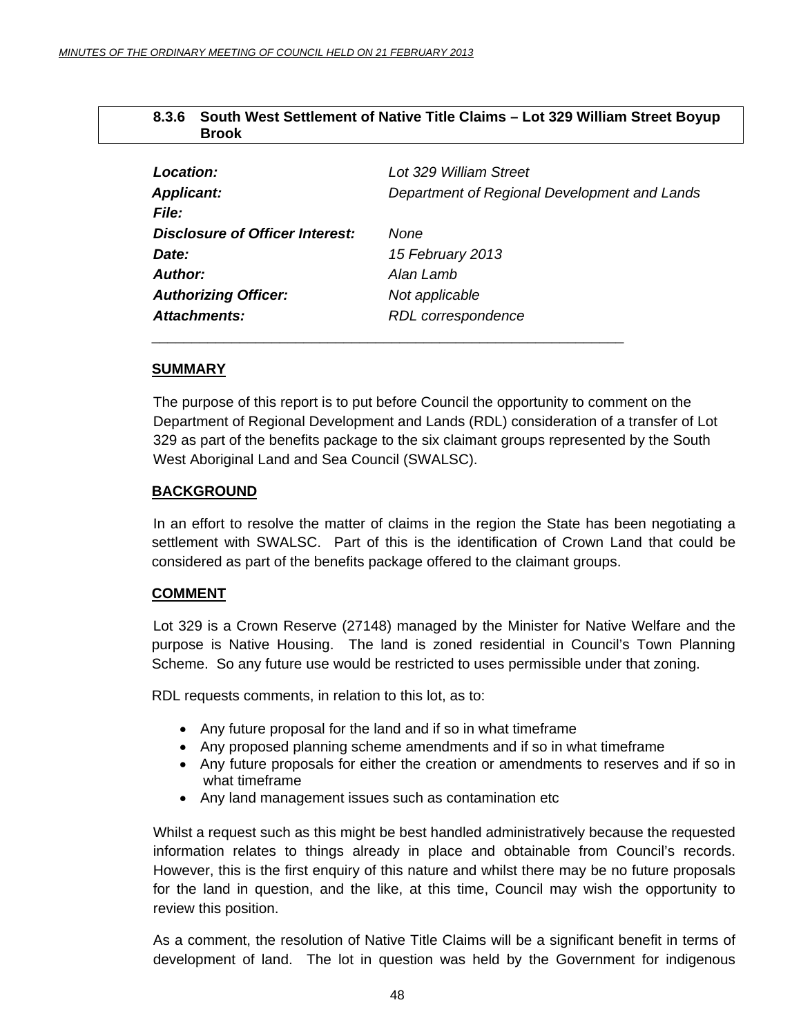### 8.3.6 South West Settlement of Native Title Claims – Lot 329 William Street Boyup Brook

| | |
|---|---|
| ***Location:*** | *Lot 329 William Street* |
| ***Applicant:*** | *Department of Regional Development and Lands* |
| ***File:*** | |
| ***Disclosure of Officer Interest:*** | *None* |
| ***Date:*** | *15 February 2013* |
| ***Author:*** | *Alan Lamb* |
| ***Authorizing Officer:*** | *Not applicable* |
| ***Attachments:*** | *RDL correspondence* |

---

**SUMMARY**

The purpose of this report is to put before Council the opportunity to comment on the Department of Regional Development and Lands (RDL) consideration of a transfer of Lot 329 as part of the benefits package to the six claimant groups represented by the South West Aboriginal Land and Sea Council (SWALSC).

**BACKGROUND**

In an effort to resolve the matter of claims in the region the State has been negotiating a settlement with SWALSC. Part of this is the identification of Crown Land that could be considered as part of the benefits package offered to the claimant groups.

**COMMENT**

Lot 329 is a Crown Reserve (27148) managed by the Minister for Native Welfare and the purpose is Native Housing. The land is zoned residential in Council's Town Planning Scheme. So any future use would be restricted to uses permissible under that zoning.

RDL requests comments, in relation to this lot, as to:

- Any future proposal for the land and if so in what timeframe
- Any proposed planning scheme amendments and if so in what timeframe
- Any future proposals for either the creation or amendments to reserves and if so in what timeframe
- Any land management issues such as contamination etc

Whilst a request such as this might be best handled administratively because the requested information relates to things already in place and obtainable from Council's records. However, this is the first enquiry of this nature and whilst there may be no future proposals for the land in question, and the like, at this time, Council may wish the opportunity to review this position.

As a comment, the resolution of Native Title Claims will be a significant benefit in terms of development of land. The lot in question was held by the Government for indigenous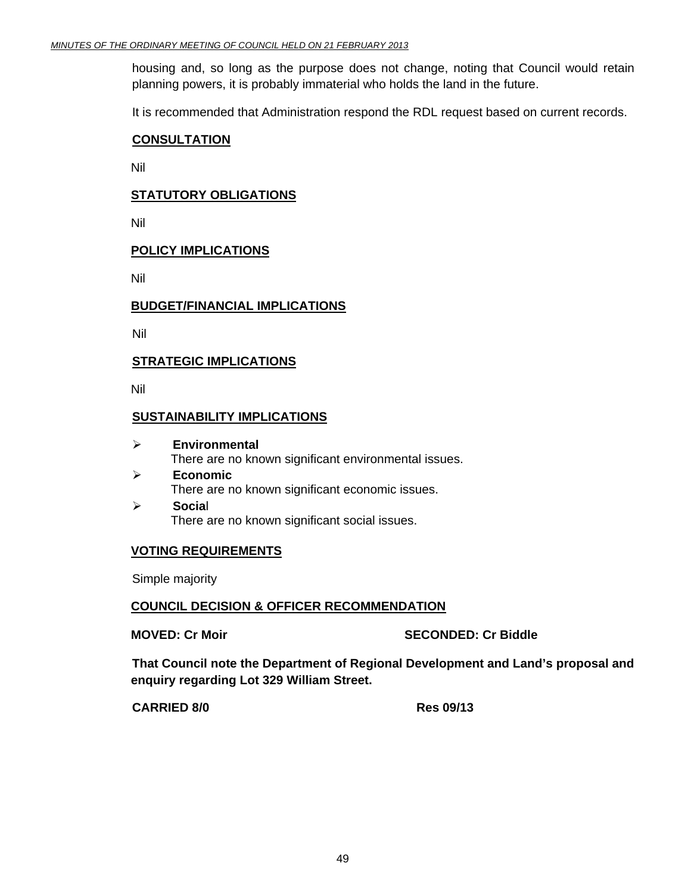housing and, so long as the purpose does not change, noting that Council would retain planning powers, it is probably immaterial who holds the land in the future.

It is recommended that Administration respond the RDL request based on current records.

## CONSULTATION

Nil

## STATUTORY OBLIGATIONS

Nil

## POLICY IMPLICATIONS

Nil

## BUDGET/FINANCIAL IMPLICATIONS

Nil

## STRATEGIC IMPLICATIONS

Nil

## SUSTAINABILITY IMPLICATIONS

- **Environmental**
  There are no known significant environmental issues.
- **Economic**
  There are no known significant economic issues.
- **Social**
  There are no known significant social issues.

## VOTING REQUIREMENTS

Simple majority

## COUNCIL DECISION & OFFICER RECOMMENDATION

**MOVED: Cr Moir** **SECONDED: Cr Biddle**

**That Council note the Department of Regional Development and Land's proposal and enquiry regarding Lot 329 William Street.**

**CARRIED 8/0** **Res 09/13**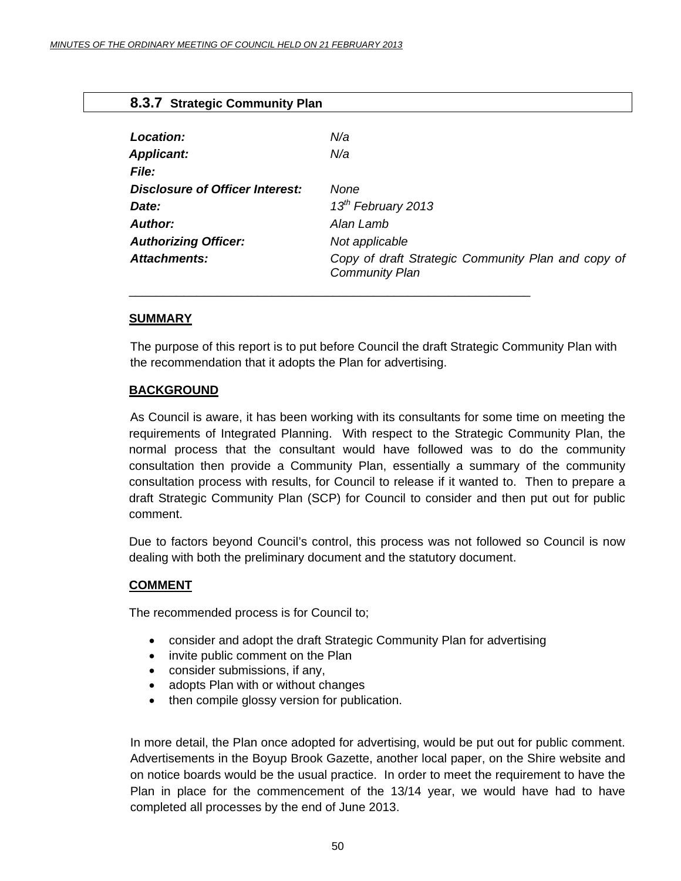## 8.3.7 Strategic Community Plan

| | |
|---|---|
| ***Location:*** | *N/a* |
| ***Applicant:*** | *N/a* |
| ***File:*** | |
| ***Disclosure of Officer Interest:*** | *None* |
| ***Date:*** | *13th February 2013* |
| ***Author:*** | *Alan Lamb* |
| ***Authorizing Officer:*** | *Not applicable* |
| ***Attachments:*** | *Copy of draft Strategic Community Plan and copy of Community Plan* |

---

**SUMMARY**

The purpose of this report is to put before Council the draft Strategic Community Plan with the recommendation that it adopts the Plan for advertising.

**BACKGROUND**

As Council is aware, it has been working with its consultants for some time on meeting the requirements of Integrated Planning. With respect to the Strategic Community Plan, the normal process that the consultant would have followed was to do the community consultation then provide a Community Plan, essentially a summary of the community consultation process with results, for Council to release if it wanted to. Then to prepare a draft Strategic Community Plan (SCP) for Council to consider and then put out for public comment.

Due to factors beyond Council's control, this process was not followed so Council is now dealing with both the preliminary document and the statutory document.

**COMMENT**

The recommended process is for Council to;

- consider and adopt the draft Strategic Community Plan for advertising
- invite public comment on the Plan
- consider submissions, if any,
- adopts Plan with or without changes
- then compile glossy version for publication.

In more detail, the Plan once adopted for advertising, would be put out for public comment. Advertisements in the Boyup Brook Gazette, another local paper, on the Shire website and on notice boards would be the usual practice. In order to meet the requirement to have the Plan in place for the commencement of the 13/14 year, we would have had to have completed all processes by the end of June 2013.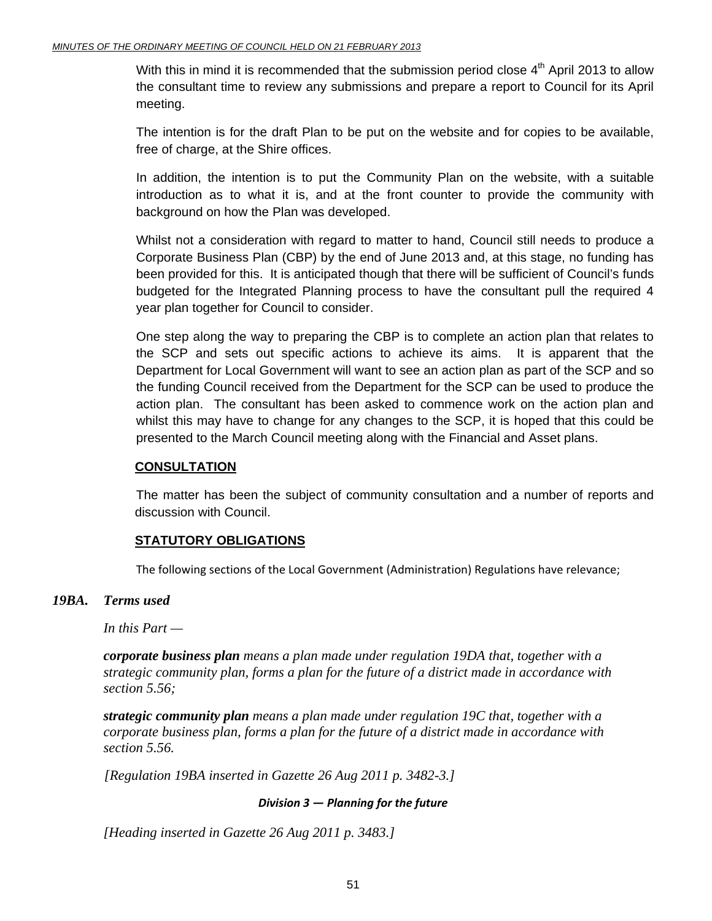With this in mind it is recommended that the submission period close 4th April 2013 to allow the consultant time to review any submissions and prepare a report to Council for its April meeting.

The intention is for the draft Plan to be put on the website and for copies to be available, free of charge, at the Shire offices.

In addition, the intention is to put the Community Plan on the website, with a suitable introduction as to what it is, and at the front counter to provide the community with background on how the Plan was developed.

Whilst not a consideration with regard to matter to hand, Council still needs to produce a Corporate Business Plan (CBP) by the end of June 2013 and, at this stage, no funding has been provided for this. It is anticipated though that there will be sufficient of Council's funds budgeted for the Integrated Planning process to have the consultant pull the required 4 year plan together for Council to consider.

One step along the way to preparing the CBP is to complete an action plan that relates to the SCP and sets out specific actions to achieve its aims. It is apparent that the Department for Local Government will want to see an action plan as part of the SCP and so the funding Council received from the Department for the SCP can be used to produce the action plan. The consultant has been asked to commence work on the action plan and whilst this may have to change for any changes to the SCP, it is hoped that this could be presented to the March Council meeting along with the Financial and Asset plans.

**CONSULTATION**

The matter has been the subject of community consultation and a number of reports and discussion with Council.

**STATUTORY OBLIGATIONS**

The following sections of the Local Government (Administration) Regulations have relevance;

***19BA. Terms used***

*In this Part —*

***corporate business plan*** *means a plan made under regulation 19DA that, together with a strategic community plan, forms a plan for the future of a district made in accordance with section 5.56;*

***strategic community plan*** *means a plan made under regulation 19C that, together with a corporate business plan, forms a plan for the future of a district made in accordance with section 5.56.*

*[Regulation 19BA inserted in Gazette 26 Aug 2011 p. 3482-3.]*

***Division 3 — Planning for the future***

*[Heading inserted in Gazette 26 Aug 2011 p. 3483.]*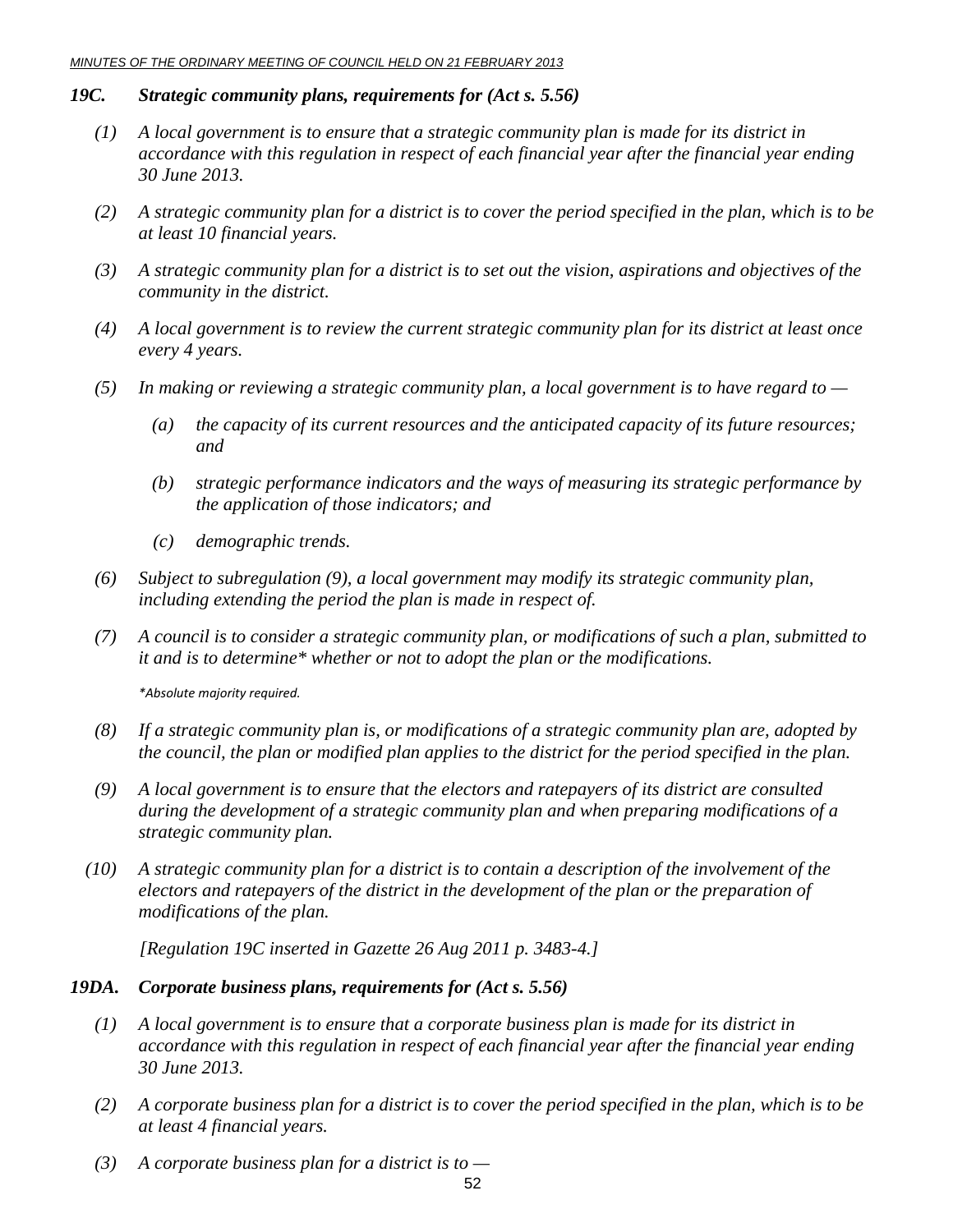### *19C. Strategic community plans, requirements for (Act s. 5.56)*

*(1) A local government is to ensure that a strategic community plan is made for its district in accordance with this regulation in respect of each financial year after the financial year ending 30 June 2013.*

*(2) A strategic community plan for a district is to cover the period specified in the plan, which is to be at least 10 financial years.*

*(3) A strategic community plan for a district is to set out the vision, aspirations and objectives of the community in the district.*

*(4) A local government is to review the current strategic community plan for its district at least once every 4 years.*

*(5) In making or reviewing a strategic community plan, a local government is to have regard to —*

*(a) the capacity of its current resources and the anticipated capacity of its future resources; and*

*(b) strategic performance indicators and the ways of measuring its strategic performance by the application of those indicators; and*

*(c) demographic trends.*

*(6) Subject to subregulation (9), a local government may modify its strategic community plan, including extending the period the plan is made in respect of.*

*(7) A council is to consider a strategic community plan, or modifications of such a plan, submitted to it and is to determine\* whether or not to adopt the plan or the modifications.*

*\*Absolute majority required.*

*(8) If a strategic community plan is, or modifications of a strategic community plan are, adopted by the council, the plan or modified plan applies to the district for the period specified in the plan.*

*(9) A local government is to ensure that the electors and ratepayers of its district are consulted during the development of a strategic community plan and when preparing modifications of a strategic community plan.*

*(10) A strategic community plan for a district is to contain a description of the involvement of the electors and ratepayers of the district in the development of the plan or the preparation of modifications of the plan.*

*[Regulation 19C inserted in Gazette 26 Aug 2011 p. 3483-4.]*

### *19DA. Corporate business plans, requirements for (Act s. 5.56)*

*(1) A local government is to ensure that a corporate business plan is made for its district in accordance with this regulation in respect of each financial year after the financial year ending 30 June 2013.*

*(2) A corporate business plan for a district is to cover the period specified in the plan, which is to be at least 4 financial years.*

*(3) A corporate business plan for a district is to —*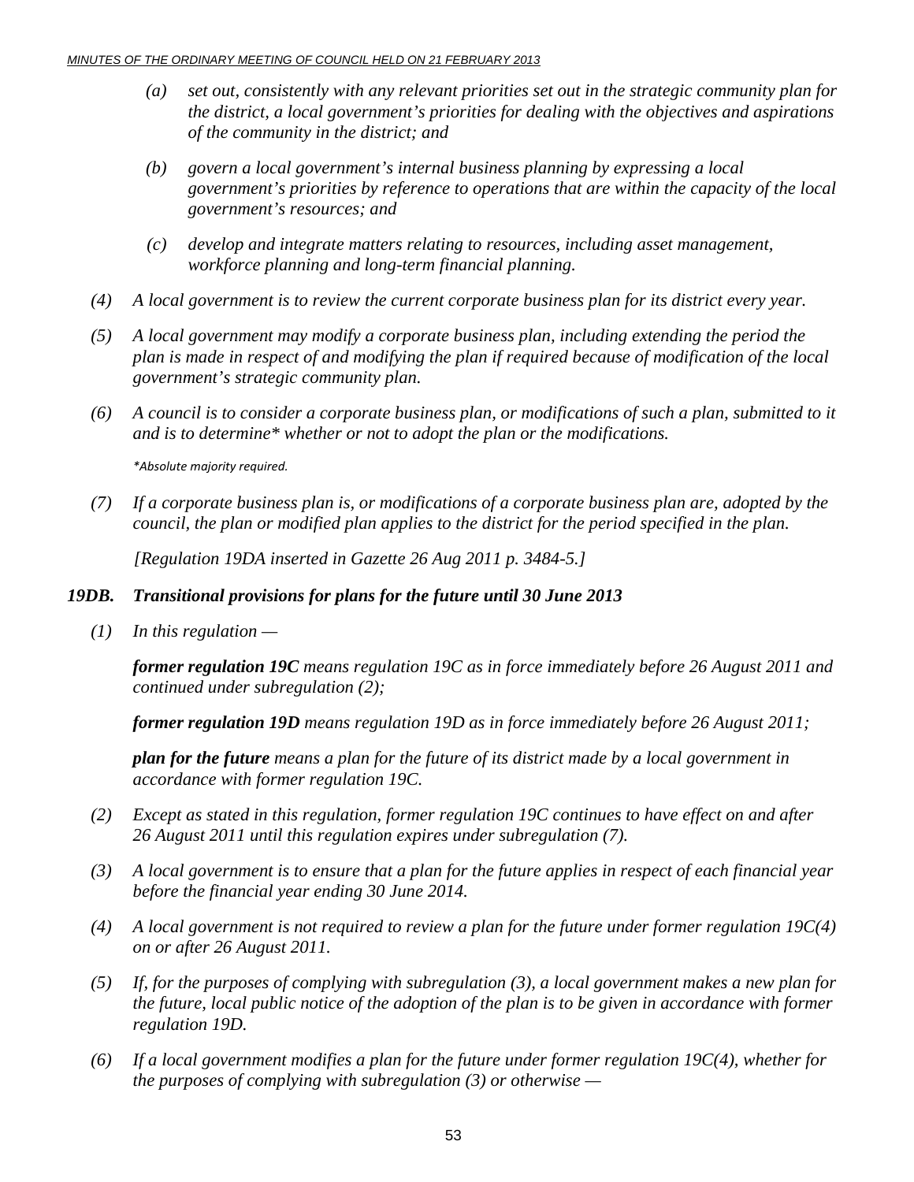*(a) set out, consistently with any relevant priorities set out in the strategic community plan for the district, a local government's priorities for dealing with the objectives and aspirations of the community in the district; and*

*(b) govern a local government's internal business planning by expressing a local government's priorities by reference to operations that are within the capacity of the local government's resources; and*

*(c) develop and integrate matters relating to resources, including asset management, workforce planning and long-term financial planning.*

*(4) A local government is to review the current corporate business plan for its district every year.*

*(5) A local government may modify a corporate business plan, including extending the period the plan is made in respect of and modifying the plan if required because of modification of the local government's strategic community plan.*

*(6) A council is to consider a corporate business plan, or modifications of such a plan, submitted to it and is to determine* whether or not to adopt the plan or the modifications.*

**Absolute majority required.*

*(7) If a corporate business plan is, or modifications of a corporate business plan are, adopted by the council, the plan or modified plan applies to the district for the period specified in the plan.*

*[Regulation 19DA inserted in Gazette 26 Aug 2011 p. 3484-5.]*

### *19DB. Transitional provisions for plans for the future until 30 June 2013*

*(1) In this regulation —*

***former regulation 19C** means regulation 19C as in force immediately before 26 August 2011 and continued under subregulation (2);*

***former regulation 19D** means regulation 19D as in force immediately before 26 August 2011;*

***plan for the future** means a plan for the future of its district made by a local government in accordance with former regulation 19C.*

*(2) Except as stated in this regulation, former regulation 19C continues to have effect on and after 26 August 2011 until this regulation expires under subregulation (7).*

*(3) A local government is to ensure that a plan for the future applies in respect of each financial year before the financial year ending 30 June 2014.*

*(4) A local government is not required to review a plan for the future under former regulation 19C(4) on or after 26 August 2011.*

*(5) If, for the purposes of complying with subregulation (3), a local government makes a new plan for the future, local public notice of the adoption of the plan is to be given in accordance with former regulation 19D.*

*(6) If a local government modifies a plan for the future under former regulation 19C(4), whether for the purposes of complying with subregulation (3) or otherwise —*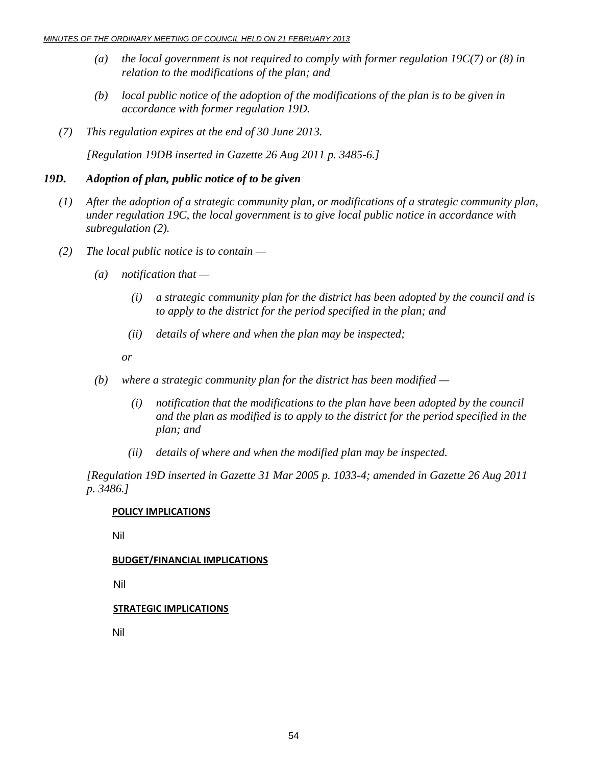*(a) the local government is not required to comply with former regulation 19C(7) or (8) in relation to the modifications of the plan; and*

*(b) local public notice of the adoption of the modifications of the plan is to be given in accordance with former regulation 19D.*

*(7) This regulation expires at the end of 30 June 2013.*

*[Regulation 19DB inserted in Gazette 26 Aug 2011 p. 3485-6.]*

***19D. Adoption of plan, public notice of to be given***

*(1) After the adoption of a strategic community plan, or modifications of a strategic community plan, under regulation 19C, the local government is to give local public notice in accordance with subregulation (2).*

*(2) The local public notice is to contain —*

*(a) notification that —*

*(i) a strategic community plan for the district has been adopted by the council and is to apply to the district for the period specified in the plan; and*

*(ii) details of where and when the plan may be inspected;*

*or*

*(b) where a strategic community plan for the district has been modified —*

*(i) notification that the modifications to the plan have been adopted by the council and the plan as modified is to apply to the district for the period specified in the plan; and*

*(ii) details of where and when the modified plan may be inspected.*

*[Regulation 19D inserted in Gazette 31 Mar 2005 p. 1033-4; amended in Gazette 26 Aug 2011 p. 3486.]*

**POLICY IMPLICATIONS**

Nil

**BUDGET/FINANCIAL IMPLICATIONS**

Nil

**STRATEGIC IMPLICATIONS**

Nil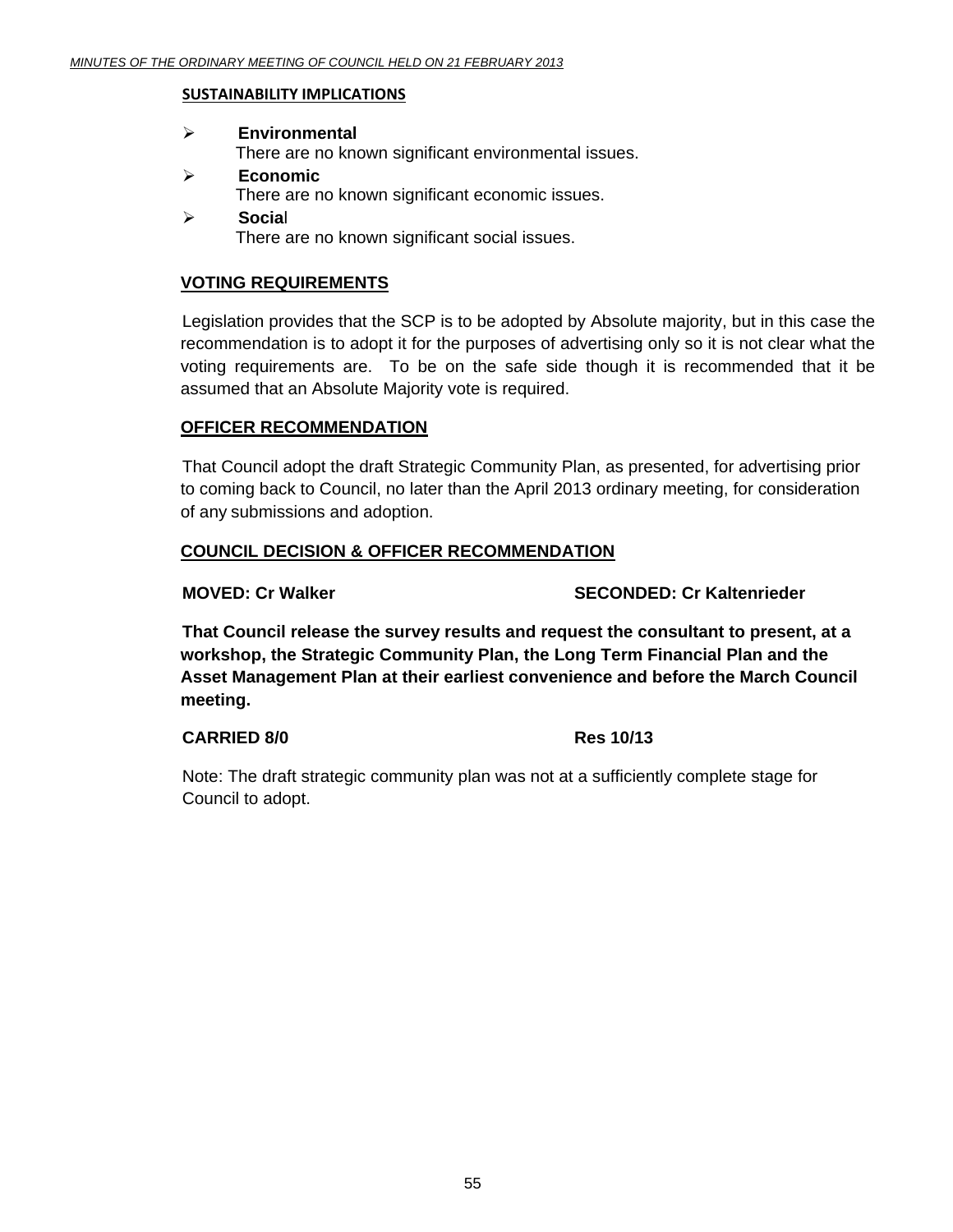**SUSTAINABILITY IMPLICATIONS**

- **Environmental**
  There are no known significant environmental issues.
- **Economic**
  There are no known significant economic issues.
- **Social**
  There are no known significant social issues.

**VOTING REQUIREMENTS**

Legislation provides that the SCP is to be adopted by Absolute majority, but in this case the recommendation is to adopt it for the purposes of advertising only so it is not clear what the voting requirements are. To be on the safe side though it is recommended that it be assumed that an Absolute Majority vote is required.

**OFFICER RECOMMENDATION**

That Council adopt the draft Strategic Community Plan, as presented, for advertising prior to coming back to Council, no later than the April 2013 ordinary meeting, for consideration of any submissions and adoption.

**COUNCIL DECISION & OFFICER RECOMMENDATION**

**MOVED: Cr Walker** **SECONDED: Cr Kaltenrieder**

**That Council release the survey results and request the consultant to present, at a workshop, the Strategic Community Plan, the Long Term Financial Plan and the Asset Management Plan at their earliest convenience and before the March Council meeting.**

**CARRIED 8/0** **Res 10/13**

Note: The draft strategic community plan was not at a sufficiently complete stage for Council to adopt.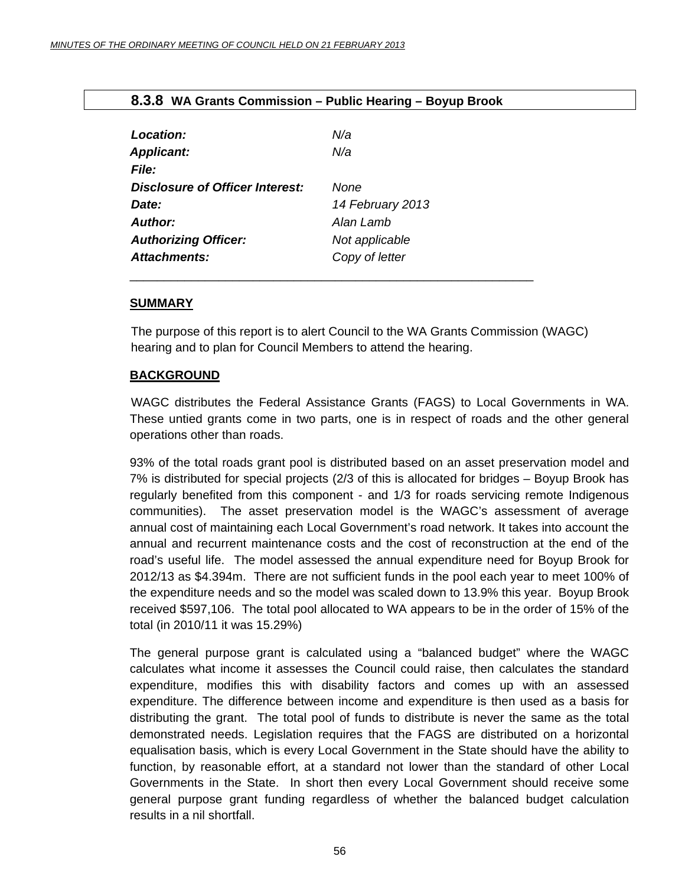## 8.3.8 WA Grants Commission – Public Hearing – Boyup Brook

| | |
|---|---|
| ***Location:*** | *N/a* |
| ***Applicant:*** | *N/a* |
| ***File:*** | |
| ***Disclosure of Officer Interest:*** | *None* |
| ***Date:*** | *14 February 2013* |
| ***Author:*** | *Alan Lamb* |
| ***Authorizing Officer:*** | *Not applicable* |
| ***Attachments:*** | *Copy of letter* |

---

**SUMMARY**

The purpose of this report is to alert Council to the WA Grants Commission (WAGC) hearing and to plan for Council Members to attend the hearing.

**BACKGROUND**

WAGC distributes the Federal Assistance Grants (FAGS) to Local Governments in WA. These untied grants come in two parts, one is in respect of roads and the other general operations other than roads.

93% of the total roads grant pool is distributed based on an asset preservation model and 7% is distributed for special projects (2/3 of this is allocated for bridges – Boyup Brook has regularly benefited from this component - and 1/3 for roads servicing remote Indigenous communities). The asset preservation model is the WAGC's assessment of average annual cost of maintaining each Local Government's road network. It takes into account the annual and recurrent maintenance costs and the cost of reconstruction at the end of the road's useful life. The model assessed the annual expenditure need for Boyup Brook for 2012/13 as $4.394m. There are not sufficient funds in the pool each year to meet 100% of the expenditure needs and so the model was scaled down to 13.9% this year. Boyup Brook received $597,106. The total pool allocated to WA appears to be in the order of 15% of the total (in 2010/11 it was 15.29%)

The general purpose grant is calculated using a "balanced budget" where the WAGC calculates what income it assesses the Council could raise, then calculates the standard expenditure, modifies this with disability factors and comes up with an assessed expenditure. The difference between income and expenditure is then used as a basis for distributing the grant. The total pool of funds to distribute is never the same as the total demonstrated needs. Legislation requires that the FAGS are distributed on a horizontal equalisation basis, which is every Local Government in the State should have the ability to function, by reasonable effort, at a standard not lower than the standard of other Local Governments in the State. In short then every Local Government should receive some general purpose grant funding regardless of whether the balanced budget calculation results in a nil shortfall.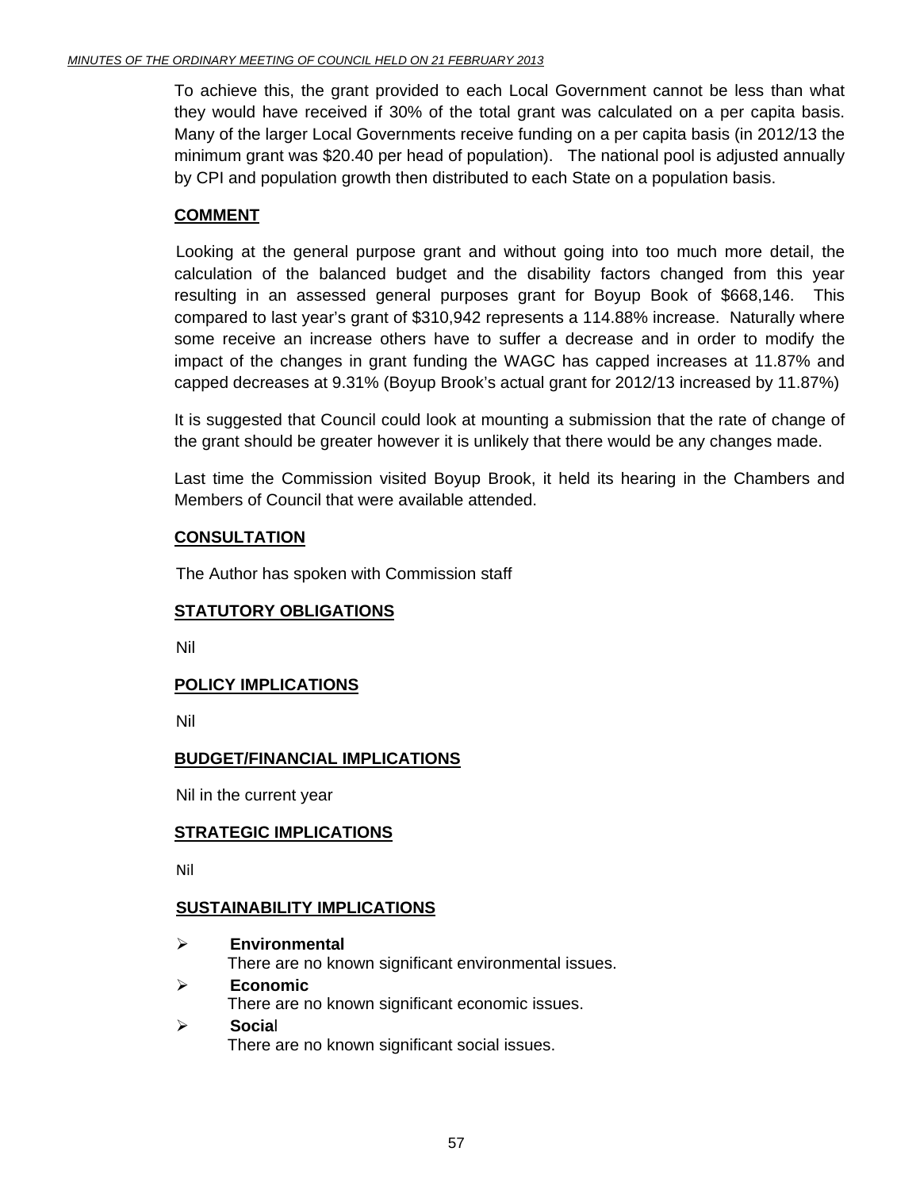To achieve this, the grant provided to each Local Government cannot be less than what they would have received if 30% of the total grant was calculated on a per capita basis. Many of the larger Local Governments receive funding on a per capita basis (in 2012/13 the minimum grant was $20.40 per head of population). The national pool is adjusted annually by CPI and population growth then distributed to each State on a population basis.

**COMMENT**

Looking at the general purpose grant and without going into too much more detail, the calculation of the balanced budget and the disability factors changed from this year resulting in an assessed general purposes grant for Boyup Book of $668,146. This compared to last year's grant of $310,942 represents a 114.88% increase. Naturally where some receive an increase others have to suffer a decrease and in order to modify the impact of the changes in grant funding the WAGC has capped increases at 11.87% and capped decreases at 9.31% (Boyup Brook's actual grant for 2012/13 increased by 11.87%)

It is suggested that Council could look at mounting a submission that the rate of change of the grant should be greater however it is unlikely that there would be any changes made.

Last time the Commission visited Boyup Brook, it held its hearing in the Chambers and Members of Council that were available attended.

**CONSULTATION**

The Author has spoken with Commission staff

**STATUTORY OBLIGATIONS**

Nil

**POLICY IMPLICATIONS**

Nil

**BUDGET/FINANCIAL IMPLICATIONS**

Nil in the current year

**STRATEGIC IMPLICATIONS**

Nil

**SUSTAINABILITY IMPLICATIONS**

- **Environmental**
  There are no known significant environmental issues.
- **Economic**
  There are no known significant economic issues.
- **Social**
  There are no known significant social issues.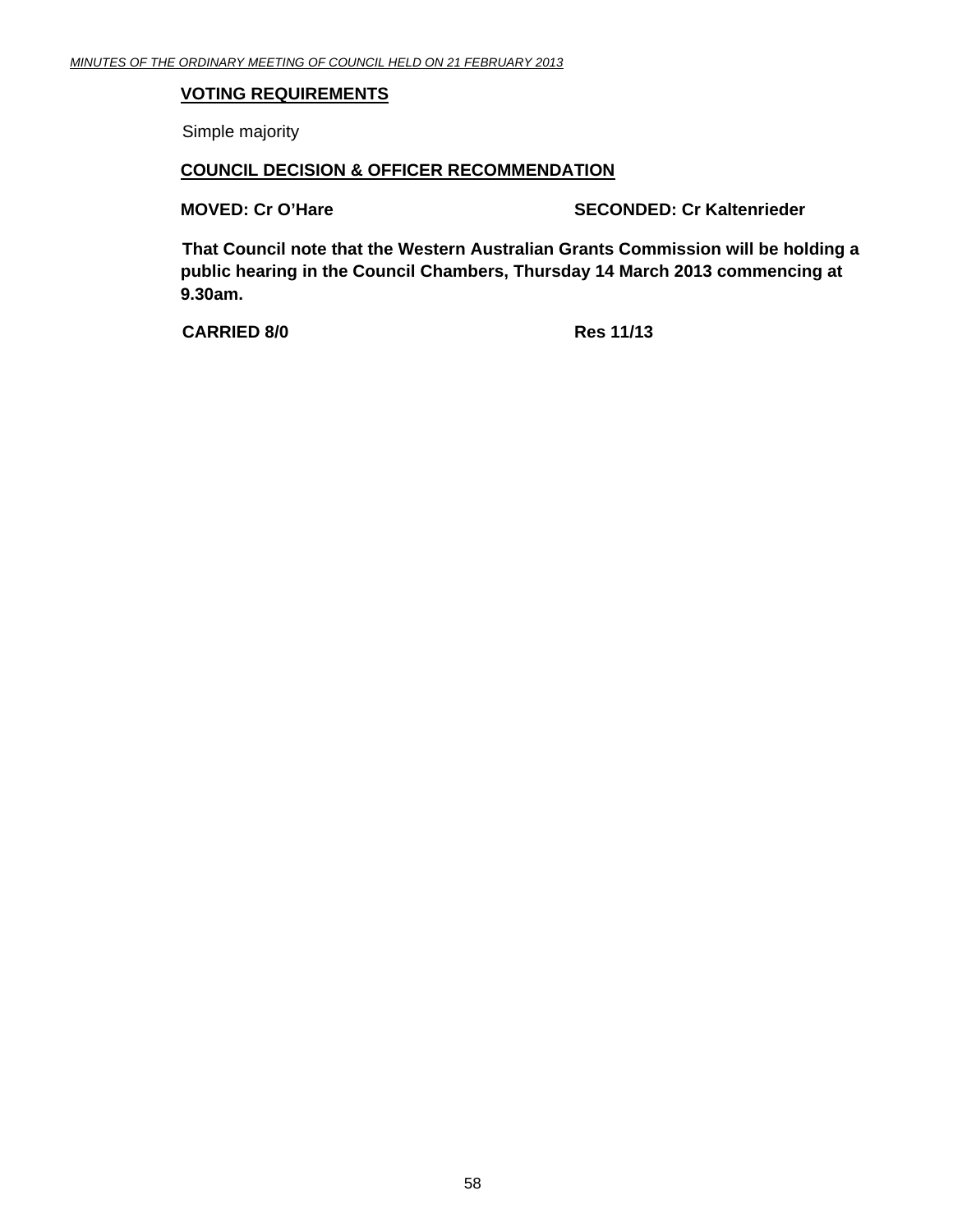**VOTING REQUIREMENTS**

Simple majority

**COUNCIL DECISION & OFFICER RECOMMENDATION**

**MOVED: Cr O'Hare** **SECONDED: Cr Kaltenrieder**

**That Council note that the Western Australian Grants Commission will be holding a public hearing in the Council Chambers, Thursday 14 March 2013 commencing at 9.30am.**

**CARRIED 8/0** **Res 11/13**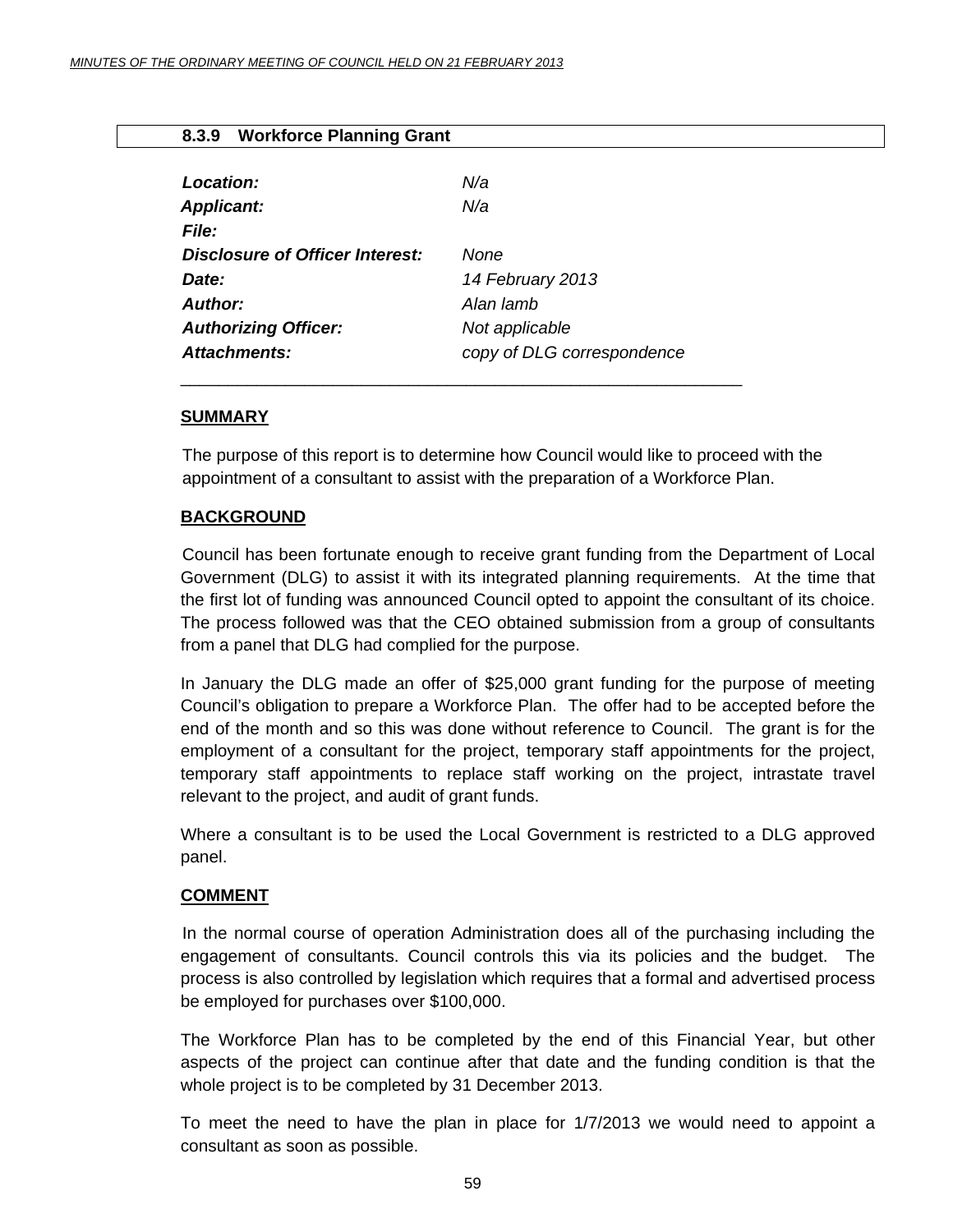### 8.3.9 Workforce Planning Grant

| | |
|---|---|
| ***Location:*** | *N/a* |
| ***Applicant:*** | *N/a* |
| ***File:*** | |
| ***Disclosure of Officer Interest:*** | *None* |
| ***Date:*** | *14 February 2013* |
| ***Author:*** | *Alan lamb* |
| ***Authorizing Officer:*** | *Not applicable* |
| ***Attachments:*** | *copy of DLG correspondence* |

---

**SUMMARY**

The purpose of this report is to determine how Council would like to proceed with the appointment of a consultant to assist with the preparation of a Workforce Plan.

**BACKGROUND**

Council has been fortunate enough to receive grant funding from the Department of Local Government (DLG) to assist it with its integrated planning requirements. At the time that the first lot of funding was announced Council opted to appoint the consultant of its choice. The process followed was that the CEO obtained submission from a group of consultants from a panel that DLG had complied for the purpose.

In January the DLG made an offer of $25,000 grant funding for the purpose of meeting Council's obligation to prepare a Workforce Plan. The offer had to be accepted before the end of the month and so this was done without reference to Council. The grant is for the employment of a consultant for the project, temporary staff appointments for the project, temporary staff appointments to replace staff working on the project, intrastate travel relevant to the project, and audit of grant funds.

Where a consultant is to be used the Local Government is restricted to a DLG approved panel.

**COMMENT**

In the normal course of operation Administration does all of the purchasing including the engagement of consultants. Council controls this via its policies and the budget. The process is also controlled by legislation which requires that a formal and advertised process be employed for purchases over $100,000.

The Workforce Plan has to be completed by the end of this Financial Year, but other aspects of the project can continue after that date and the funding condition is that the whole project is to be completed by 31 December 2013.

To meet the need to have the plan in place for 1/7/2013 we would need to appoint a consultant as soon as possible.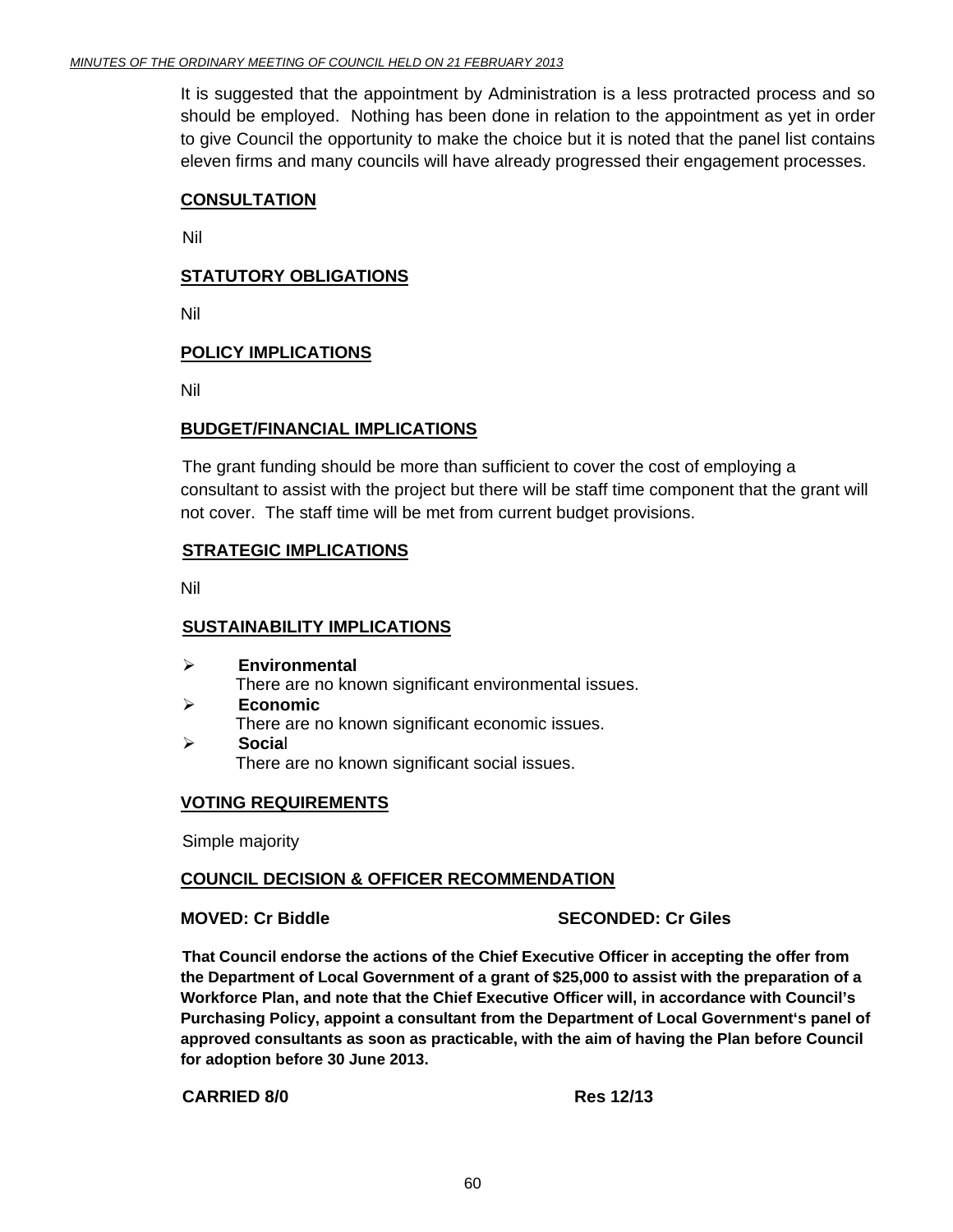It is suggested that the appointment by Administration is a less protracted process and so should be employed. Nothing has been done in relation to the appointment as yet in order to give Council the opportunity to make the choice but it is noted that the panel list contains eleven firms and many councils will have already progressed their engagement processes.

## CONSULTATION

Nil

## STATUTORY OBLIGATIONS

Nil

## POLICY IMPLICATIONS

Nil

## BUDGET/FINANCIAL IMPLICATIONS

The grant funding should be more than sufficient to cover the cost of employing a consultant to assist with the project but there will be staff time component that the grant will not cover. The staff time will be met from current budget provisions.

## STRATEGIC IMPLICATIONS

Nil

## SUSTAINABILITY IMPLICATIONS

- **Environmental**
  There are no known significant environmental issues.
- **Economic**
  There are no known significant economic issues.
- **Social**
  There are no known significant social issues.

## VOTING REQUIREMENTS

Simple majority

## COUNCIL DECISION & OFFICER RECOMMENDATION

**MOVED: Cr Biddle** **SECONDED: Cr Giles**

**That Council endorse the actions of the Chief Executive Officer in accepting the offer from the Department of Local Government of a grant of $25,000 to assist with the preparation of a Workforce Plan, and note that the Chief Executive Officer will, in accordance with Council's Purchasing Policy, appoint a consultant from the Department of Local Government's panel of approved consultants as soon as practicable, with the aim of having the Plan before Council for adoption before 30 June 2013.**

**CARRIED 8/0** **Res 12/13**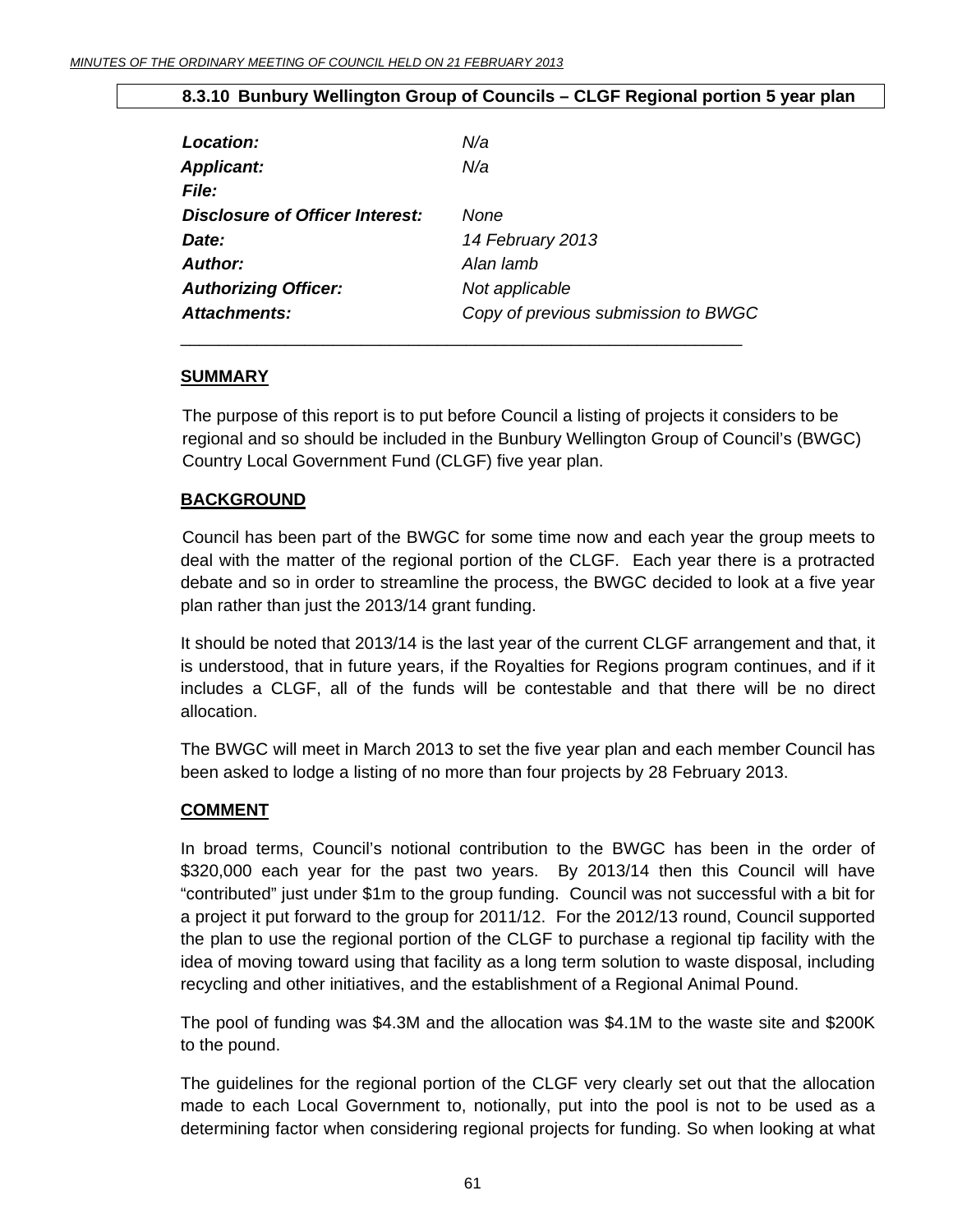### 8.3.10 Bunbury Wellington Group of Councils – CLGF Regional portion 5 year plan

| | |
|---|---|
| ***Location:*** | *N/a* |
| ***Applicant:*** | *N/a* |
| ***File:*** | |
| ***Disclosure of Officer Interest:*** | *None* |
| ***Date:*** | *14 February 2013* |
| ***Author:*** | *Alan lamb* |
| ***Authorizing Officer:*** | *Not applicable* |
| ***Attachments:*** | *Copy of previous submission to BWGC* |

**SUMMARY**

The purpose of this report is to put before Council a listing of projects it considers to be regional and so should be included in the Bunbury Wellington Group of Council's (BWGC) Country Local Government Fund (CLGF) five year plan.

**BACKGROUND**

Council has been part of the BWGC for some time now and each year the group meets to deal with the matter of the regional portion of the CLGF. Each year there is a protracted debate and so in order to streamline the process, the BWGC decided to look at a five year plan rather than just the 2013/14 grant funding.

It should be noted that 2013/14 is the last year of the current CLGF arrangement and that, it is understood, that in future years, if the Royalties for Regions program continues, and if it includes a CLGF, all of the funds will be contestable and that there will be no direct allocation.

The BWGC will meet in March 2013 to set the five year plan and each member Council has been asked to lodge a listing of no more than four projects by 28 February 2013.

**COMMENT**

In broad terms, Council's notional contribution to the BWGC has been in the order of $320,000 each year for the past two years. By 2013/14 then this Council will have "contributed" just under $1m to the group funding. Council was not successful with a bit for a project it put forward to the group for 2011/12. For the 2012/13 round, Council supported the plan to use the regional portion of the CLGF to purchase a regional tip facility with the idea of moving toward using that facility as a long term solution to waste disposal, including recycling and other initiatives, and the establishment of a Regional Animal Pound.

The pool of funding was $4.3M and the allocation was $4.1M to the waste site and $200K to the pound.

The guidelines for the regional portion of the CLGF very clearly set out that the allocation made to each Local Government to, notionally, put into the pool is not to be used as a determining factor when considering regional projects for funding. So when looking at what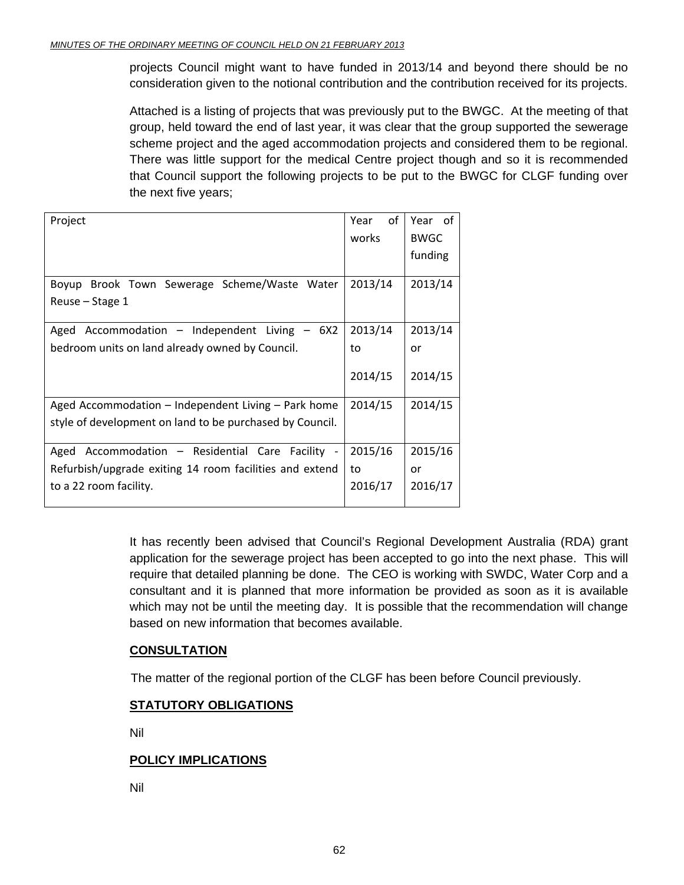projects Council might want to have funded in 2013/14 and beyond there should be no consideration given to the notional contribution and the contribution received for its projects.

Attached is a listing of projects that was previously put to the BWGC. At the meeting of that group, held toward the end of last year, it was clear that the group supported the sewerage scheme project and the aged accommodation projects and considered them to be regional. There was little support for the medical Centre project though and so it is recommended that Council support the following projects to be put to the BWGC for CLGF funding over the next five years;

| Project | Year of works | Year of BWGC funding |
|---|---|---|
| Boyup Brook Town Sewerage Scheme/Waste Water Reuse – Stage 1 | 2013/14 | 2013/14 |
| Aged Accommodation – Independent Living – 6X2 bedroom units on land already owned by Council. | 2013/14 to 2014/15 | 2013/14 or 2014/15 |
| Aged Accommodation – Independent Living – Park home style of development on land to be purchased by Council. | 2014/15 | 2014/15 |
| Aged Accommodation – Residential Care Facility - Refurbish/upgrade exiting 14 room facilities and extend to a 22 room facility. | 2015/16 to 2016/17 | 2015/16 or 2016/17 |

It has recently been advised that Council's Regional Development Australia (RDA) grant application for the sewerage project has been accepted to go into the next phase. This will require that detailed planning be done. The CEO is working with SWDC, Water Corp and a consultant and it is planned that more information be provided as soon as it is available which may not be until the meeting day. It is possible that the recommendation will change based on new information that becomes available.

## CONSULTATION

The matter of the regional portion of the CLGF has been before Council previously.

## STATUTORY OBLIGATIONS

Nil

## POLICY IMPLICATIONS

Nil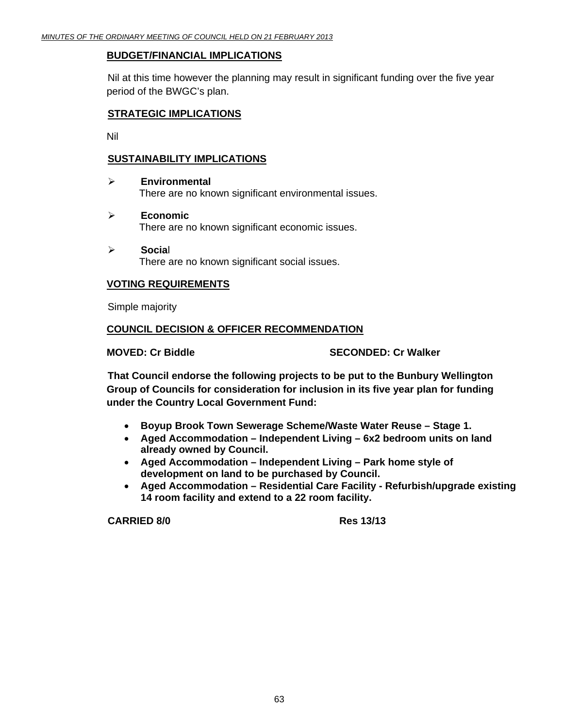**BUDGET/FINANCIAL IMPLICATIONS**

Nil at this time however the planning may result in significant funding over the five year period of the BWGC's plan.

**STRATEGIC IMPLICATIONS**

Nil

**SUSTAINABILITY IMPLICATIONS**

- **Environmental**
  There are no known significant environmental issues.

- **Economic**
  There are no known significant economic issues.

- **Social**
  There are no known significant social issues.

**VOTING REQUIREMENTS**

Simple majority

**COUNCIL DECISION & OFFICER RECOMMENDATION**

**MOVED: Cr Biddle** **SECONDED: Cr Walker**

**That Council endorse the following projects to be put to the Bunbury Wellington Group of Councils for consideration for inclusion in its five year plan for funding under the Country Local Government Fund:**

- **Boyup Brook Town Sewerage Scheme/Waste Water Reuse – Stage 1.**
- **Aged Accommodation – Independent Living – 6x2 bedroom units on land already owned by Council.**
- **Aged Accommodation – Independent Living – Park home style of development on land to be purchased by Council.**
- **Aged Accommodation – Residential Care Facility - Refurbish/upgrade existing 14 room facility and extend to a 22 room facility.**

**CARRIED 8/0** **Res 13/13**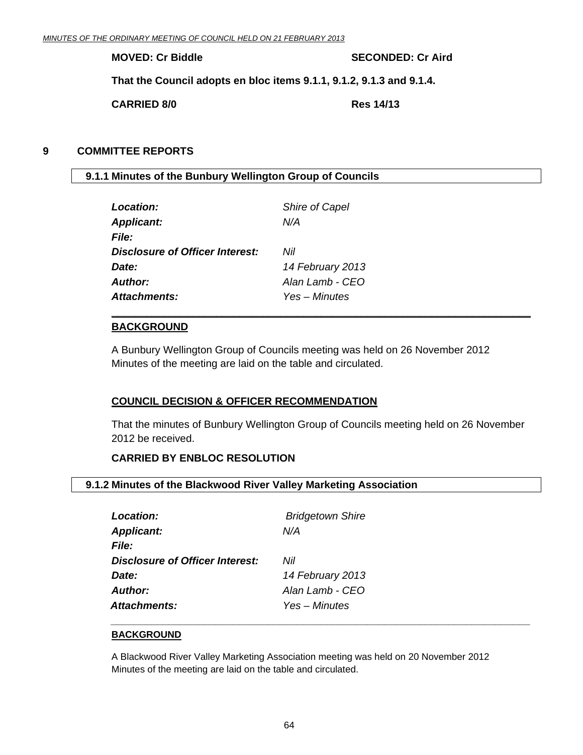**MOVED: Cr Biddle** **SECONDED: Cr Aird**

**That the Council adopts en bloc items 9.1.1, 9.1.2, 9.1.3 and 9.1.4.**

**CARRIED 8/0** **Res 14/13**

# 9 COMMITTEE REPORTS

## 9.1.1 Minutes of the Bunbury Wellington Group of Councils

| | |
|---|---|
| ***Location:*** | *Shire of Capel* |
| ***Applicant:*** | *N/A* |
| ***File:*** | |
| ***Disclosure of Officer Interest:*** | *Nil* |
| ***Date:*** | *14 February 2013* |
| ***Author:*** | *Alan Lamb - CEO* |
| ***Attachments:*** | *Yes – Minutes* |

**BACKGROUND**

A Bunbury Wellington Group of Councils meeting was held on 26 November 2012 Minutes of the meeting are laid on the table and circulated.

**COUNCIL DECISION & OFFICER RECOMMENDATION**

That the minutes of Bunbury Wellington Group of Councils meeting held on 26 November 2012 be received.

**CARRIED BY ENBLOC RESOLUTION**

## 9.1.2 Minutes of the Blackwood River Valley Marketing Association

| | |
|---|---|
| ***Location:*** | *Bridgetown Shire* |
| ***Applicant:*** | *N/A* |
| ***File:*** | |
| ***Disclosure of Officer Interest:*** | *Nil* |
| ***Date:*** | *14 February 2013* |
| ***Author:*** | *Alan Lamb - CEO* |
| ***Attachments:*** | *Yes – Minutes* |

**BACKGROUND**

A Blackwood River Valley Marketing Association meeting was held on 20 November 2012 Minutes of the meeting are laid on the table and circulated.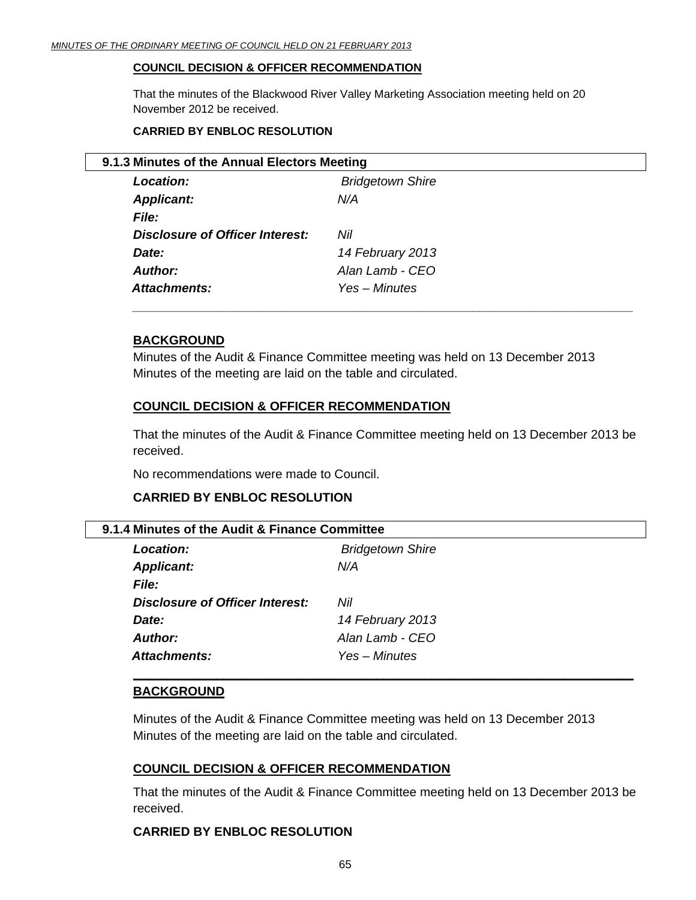**COUNCIL DECISION & OFFICER RECOMMENDATION**

That the minutes of the Blackwood River Valley Marketing Association meeting held on 20 November 2012 be received.

**CARRIED BY ENBLOC RESOLUTION**

### 9.1.3 Minutes of the Annual Electors Meeting

| | |
|---|---|
| ***Location:*** | *Bridgetown Shire* |
| ***Applicant:*** | *N/A* |
| ***File:*** | |
| ***Disclosure of Officer Interest:*** | *Nil* |
| ***Date:*** | *14 February 2013* |
| ***Author:*** | *Alan Lamb - CEO* |
| ***Attachments:*** | *Yes – Minutes* |

**BACKGROUND**

Minutes of the Audit & Finance Committee meeting was held on 13 December 2013
Minutes of the meeting are laid on the table and circulated.

**COUNCIL DECISION & OFFICER RECOMMENDATION**

That the minutes of the Audit & Finance Committee meeting held on 13 December 2013 be received.

No recommendations were made to Council.

**CARRIED BY ENBLOC RESOLUTION**

### 9.1.4 Minutes of the Audit & Finance Committee

| | |
|---|---|
| ***Location:*** | *Bridgetown Shire* |
| ***Applicant:*** | *N/A* |
| ***File:*** | |
| ***Disclosure of Officer Interest:*** | *Nil* |
| ***Date:*** | *14 February 2013* |
| ***Author:*** | *Alan Lamb - CEO* |
| ***Attachments:*** | *Yes – Minutes* |

**BACKGROUND**

Minutes of the Audit & Finance Committee meeting was held on 13 December 2013
Minutes of the meeting are laid on the table and circulated.

**COUNCIL DECISION & OFFICER RECOMMENDATION**

That the minutes of the Audit & Finance Committee meeting held on 13 December 2013 be received.

**CARRIED BY ENBLOC RESOLUTION**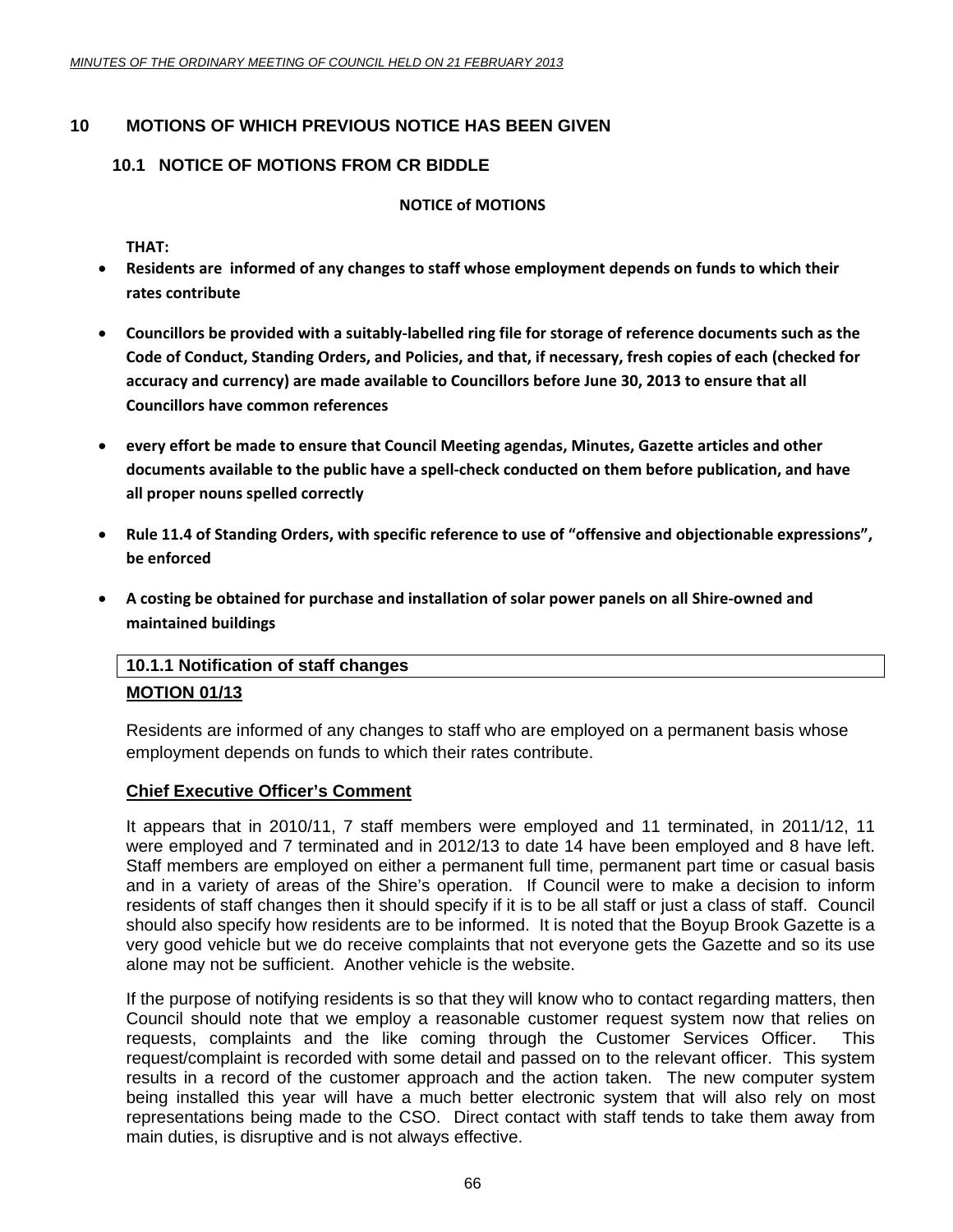## 10 MOTIONS OF WHICH PREVIOUS NOTICE HAS BEEN GIVEN

### 10.1 NOTICE OF MOTIONS FROM CR BIDDLE

**NOTICE of MOTIONS**

**THAT:**

- **Residents are informed of any changes to staff whose employment depends on funds to which their rates contribute**
- **Councillors be provided with a suitably-labelled ring file for storage of reference documents such as the Code of Conduct, Standing Orders, and Policies, and that, if necessary, fresh copies of each (checked for accuracy and currency) are made available to Councillors before June 30, 2013 to ensure that all Councillors have common references**
- **every effort be made to ensure that Council Meeting agendas, Minutes, Gazette articles and other documents available to the public have a spell-check conducted on them before publication, and have all proper nouns spelled correctly**
- **Rule 11.4 of Standing Orders, with specific reference to use of "offensive and objectionable expressions", be enforced**
- **A costing be obtained for purchase and installation of solar power panels on all Shire-owned and maintained buildings**

#### 10.1.1 Notification of staff changes

**MOTION 01/13**

Residents are informed of any changes to staff who are employed on a permanent basis whose employment depends on funds to which their rates contribute.

**Chief Executive Officer's Comment**

It appears that in 2010/11, 7 staff members were employed and 11 terminated, in 2011/12, 11 were employed and 7 terminated and in 2012/13 to date 14 have been employed and 8 have left. Staff members are employed on either a permanent full time, permanent part time or casual basis and in a variety of areas of the Shire's operation. If Council were to make a decision to inform residents of staff changes then it should specify if it is to be all staff or just a class of staff. Council should also specify how residents are to be informed. It is noted that the Boyup Brook Gazette is a very good vehicle but we do receive complaints that not everyone gets the Gazette and so its use alone may not be sufficient. Another vehicle is the website.

If the purpose of notifying residents is so that they will know who to contact regarding matters, then Council should note that we employ a reasonable customer request system now that relies on requests, complaints and the like coming through the Customer Services Officer. This request/complaint is recorded with some detail and passed on to the relevant officer. This system results in a record of the customer approach and the action taken. The new computer system being installed this year will have a much better electronic system that will also rely on most representations being made to the CSO. Direct contact with staff tends to take them away from main duties, is disruptive and is not always effective.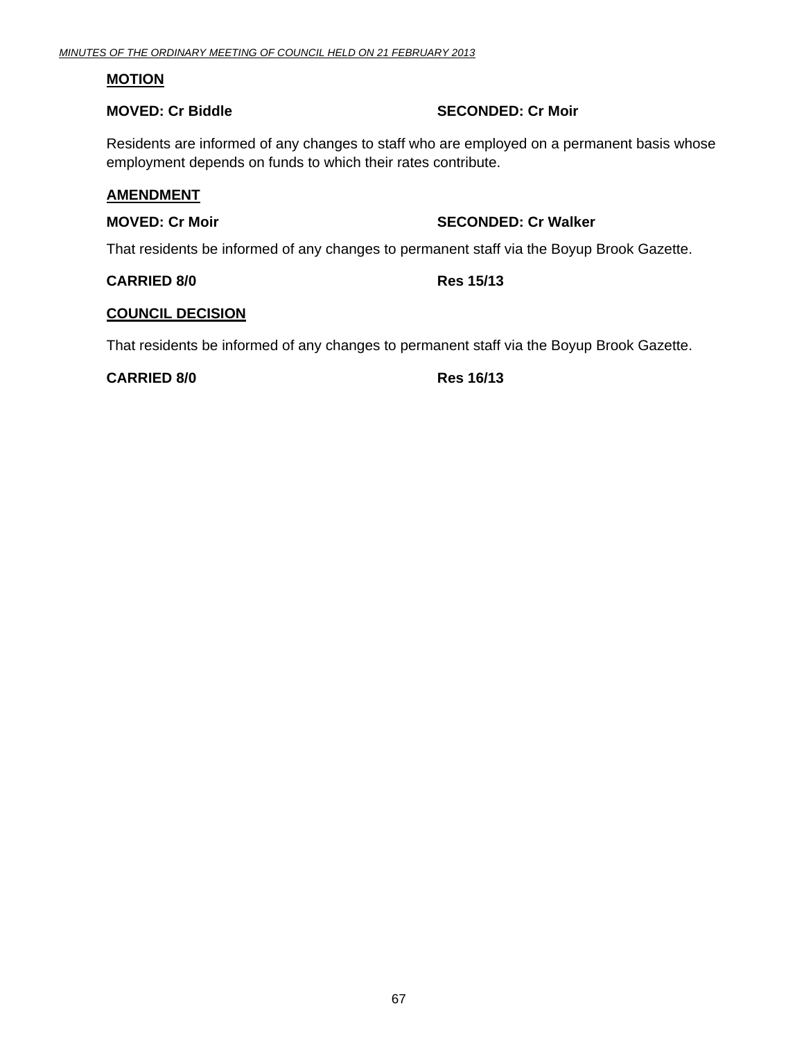**MOTION**

**MOVED: Cr Biddle** **SECONDED: Cr Moir**

Residents are informed of any changes to staff who are employed on a permanent basis whose employment depends on funds to which their rates contribute.

**AMENDMENT**

**MOVED: Cr Moir** **SECONDED: Cr Walker**

That residents be informed of any changes to permanent staff via the Boyup Brook Gazette.

**CARRIED 8/0** **Res 15/13**

**COUNCIL DECISION**

That residents be informed of any changes to permanent staff via the Boyup Brook Gazette.

**CARRIED 8/0** **Res 16/13**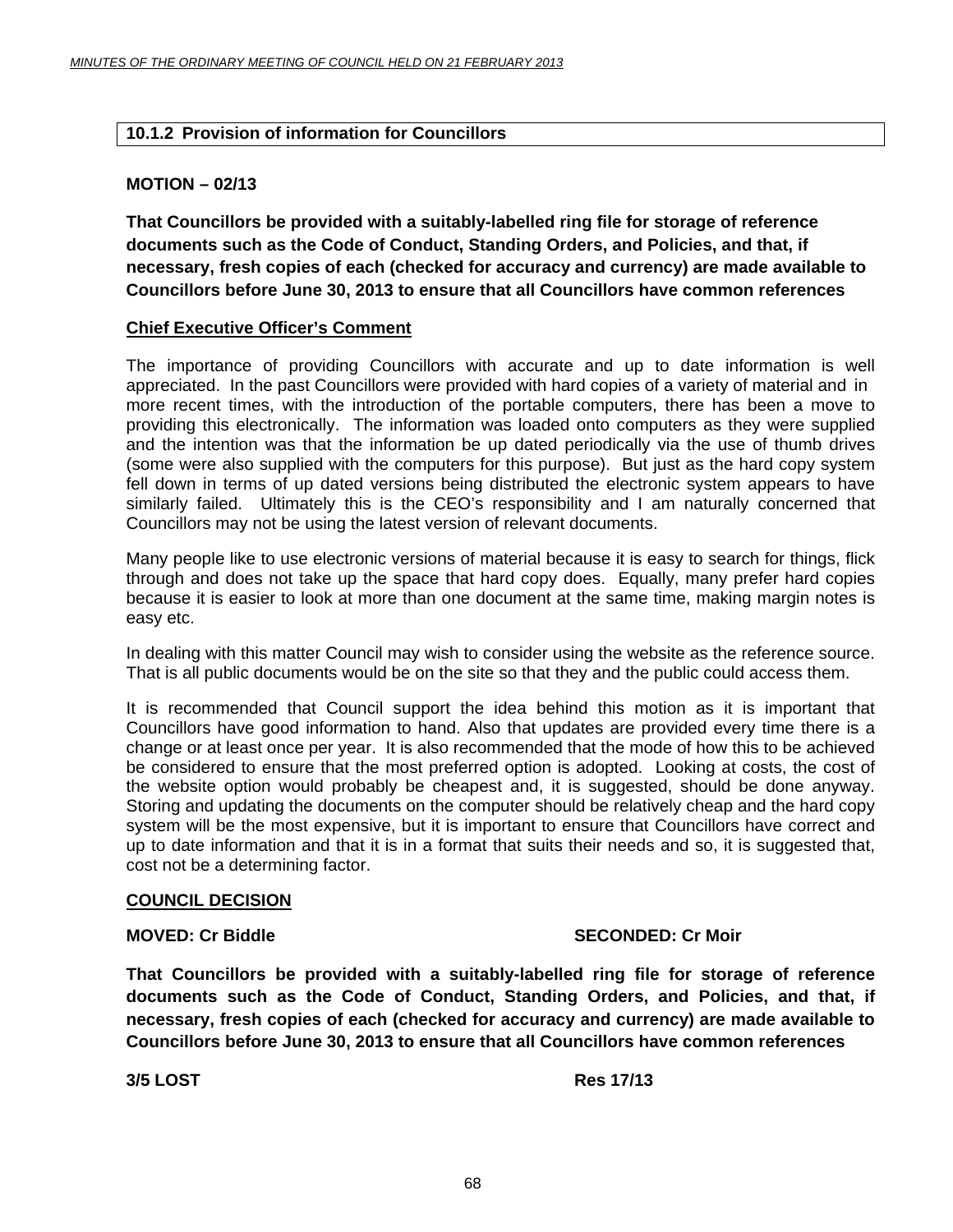### 10.1.2 Provision of information for Councillors

**MOTION – 02/13**

**That Councillors be provided with a suitably-labelled ring file for storage of reference documents such as the Code of Conduct, Standing Orders, and Policies, and that, if necessary, fresh copies of each (checked for accuracy and currency) are made available to Councillors before June 30, 2013 to ensure that all Councillors have common references**

**Chief Executive Officer's Comment**

The importance of providing Councillors with accurate and up to date information is well appreciated. In the past Councillors were provided with hard copies of a variety of material and in more recent times, with the introduction of the portable computers, there has been a move to providing this electronically. The information was loaded onto computers as they were supplied and the intention was that the information be up dated periodically via the use of thumb drives (some were also supplied with the computers for this purpose). But just as the hard copy system fell down in terms of up dated versions being distributed the electronic system appears to have similarly failed. Ultimately this is the CEO's responsibility and I am naturally concerned that Councillors may not be using the latest version of relevant documents.

Many people like to use electronic versions of material because it is easy to search for things, flick through and does not take up the space that hard copy does. Equally, many prefer hard copies because it is easier to look at more than one document at the same time, making margin notes is easy etc.

In dealing with this matter Council may wish to consider using the website as the reference source. That is all public documents would be on the site so that they and the public could access them.

It is recommended that Council support the idea behind this motion as it is important that Councillors have good information to hand. Also that updates are provided every time there is a change or at least once per year. It is also recommended that the mode of how this to be achieved be considered to ensure that the most preferred option is adopted. Looking at costs, the cost of the website option would probably be cheapest and, it is suggested, should be done anyway. Storing and updating the documents on the computer should be relatively cheap and the hard copy system will be the most expensive, but it is important to ensure that Councillors have correct and up to date information and that it is in a format that suits their needs and so, it is suggested that, cost not be a determining factor.

**COUNCIL DECISION**

**MOVED: Cr Biddle** **SECONDED: Cr Moir**

**That Councillors be provided with a suitably-labelled ring file for storage of reference documents such as the Code of Conduct, Standing Orders, and Policies, and that, if necessary, fresh copies of each (checked for accuracy and currency) are made available to Councillors before June 30, 2013 to ensure that all Councillors have common references**

**3/5 LOST** **Res 17/13**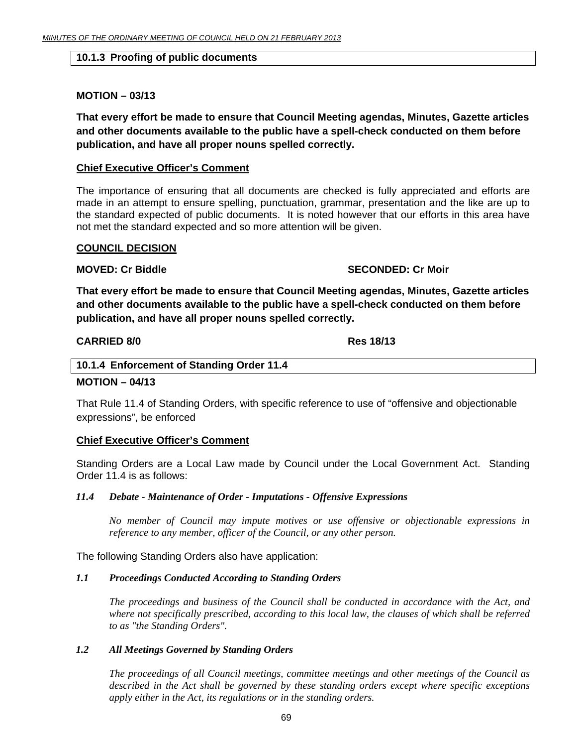### 10.1.3 Proofing of public documents

**MOTION – 03/13**

**That every effort be made to ensure that Council Meeting agendas, Minutes, Gazette articles and other documents available to the public have a spell-check conducted on them before publication, and have all proper nouns spelled correctly.**

**Chief Executive Officer's Comment**

The importance of ensuring that all documents are checked is fully appreciated and efforts are made in an attempt to ensure spelling, punctuation, grammar, presentation and the like are up to the standard expected of public documents. It is noted however that our efforts in this area have not met the standard expected and so more attention will be given.

**COUNCIL DECISION**

**MOVED: Cr Biddle** **SECONDED: Cr Moir**

**That every effort be made to ensure that Council Meeting agendas, Minutes, Gazette articles and other documents available to the public have a spell-check conducted on them before publication, and have all proper nouns spelled correctly.**

**CARRIED 8/0** **Res 18/13**

### 10.1.4 Enforcement of Standing Order 11.4

**MOTION – 04/13**

That Rule 11.4 of Standing Orders, with specific reference to use of "offensive and objectionable expressions", be enforced

**Chief Executive Officer's Comment**

Standing Orders are a Local Law made by Council under the Local Government Act. Standing Order 11.4 is as follows:

***11.4 Debate - Maintenance of Order - Imputations - Offensive Expressions***

*No member of Council may impute motives or use offensive or objectionable expressions in reference to any member, officer of the Council, or any other person.*

The following Standing Orders also have application:

***1.1 Proceedings Conducted According to Standing Orders***

*The proceedings and business of the Council shall be conducted in accordance with the Act, and where not specifically prescribed, according to this local law, the clauses of which shall be referred to as "the Standing Orders".*

***1.2 All Meetings Governed by Standing Orders***

*The proceedings of all Council meetings, committee meetings and other meetings of the Council as described in the Act shall be governed by these standing orders except where specific exceptions apply either in the Act, its regulations or in the standing orders.*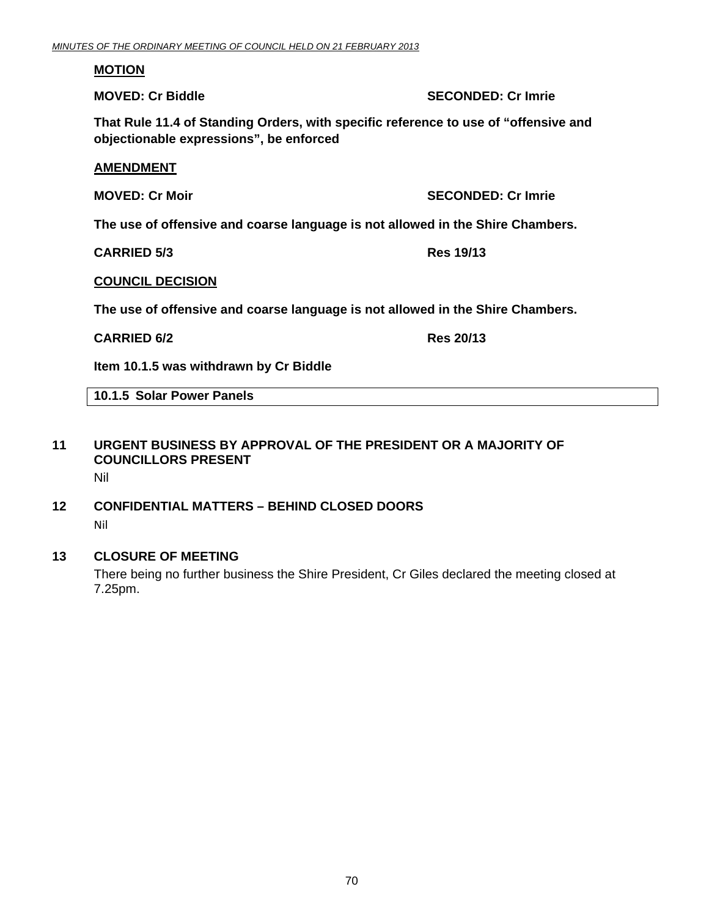**MOTION**

**MOVED: Cr Biddle SECONDED: Cr Imrie**

**That Rule 11.4 of Standing Orders, with specific reference to use of "offensive and objectionable expressions", be enforced**

**AMENDMENT**

**MOVED: Cr Moir SECONDED: Cr Imrie**

**The use of offensive and coarse language is not allowed in the Shire Chambers.**

**CARRIED 5/3 Res 19/13**

**COUNCIL DECISION**

**The use of offensive and coarse language is not allowed in the Shire Chambers.**

**CARRIED 6/2 Res 20/13**

**Item 10.1.5 was withdrawn by Cr Biddle**

**10.1.5 Solar Power Panels**

## 11 URGENT BUSINESS BY APPROVAL OF THE PRESIDENT OR A MAJORITY OF COUNCILLORS PRESENT

Nil

## 12 CONFIDENTIAL MATTERS – BEHIND CLOSED DOORS

Nil

## 13 CLOSURE OF MEETING

There being no further business the Shire President, Cr Giles declared the meeting closed at 7.25pm.